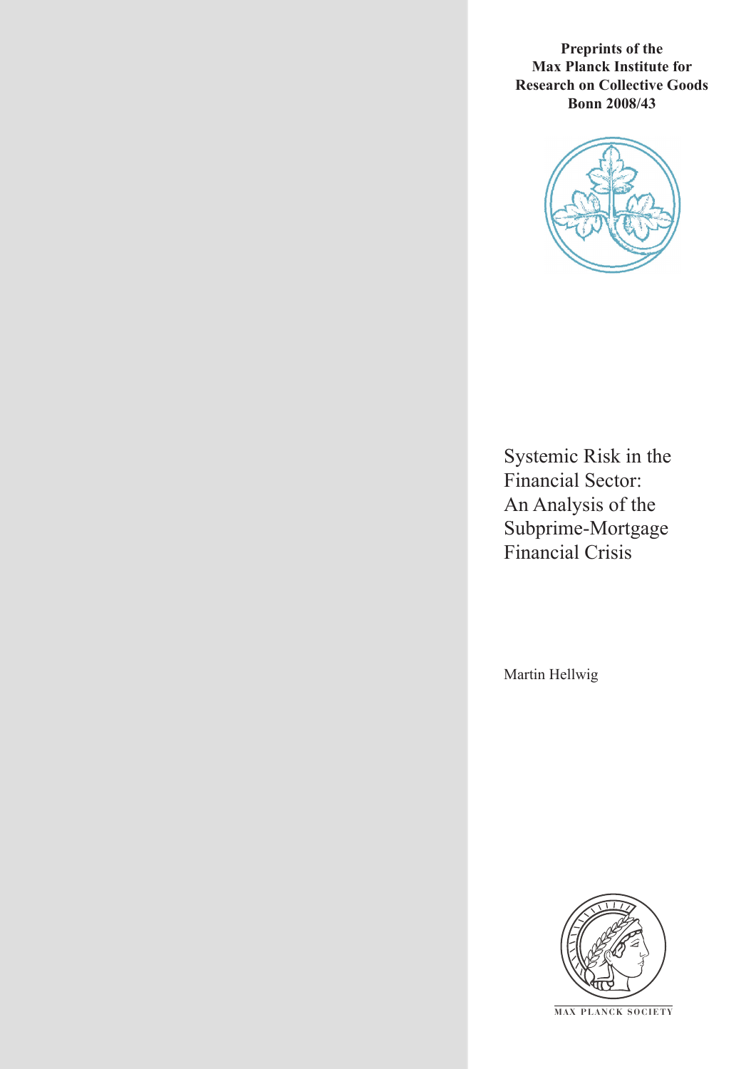**Preprints of the Max Planck Institute for Research on Collective Goods Bonn 2008/43**

# Systemic Risk in the Financial Sector: An Analysis of the Subprime-Mortgage Financial Crisis

Martin Hellwig

MAX PLANCK SOCIETY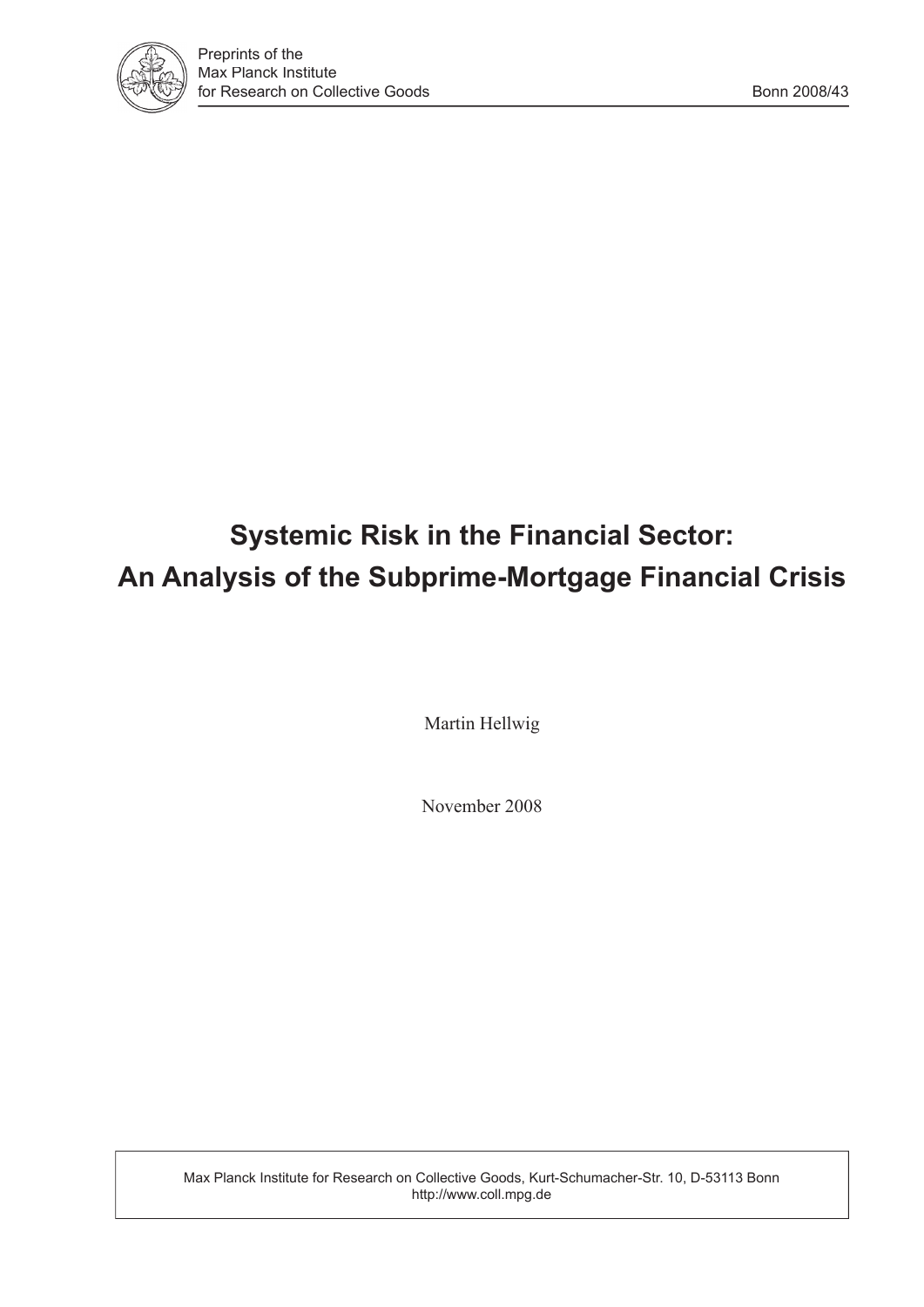# Systemic Risk in the Financial Sector:
# An Analysis of the Subprime-Mortgage Financial Crisis

Martin Hellwig

November 2008

Max Planck Institute for Research on Collective Goods, Kurt-Schumacher-Str. 10, D-53113 Bonn
http://www.coll.mpg.de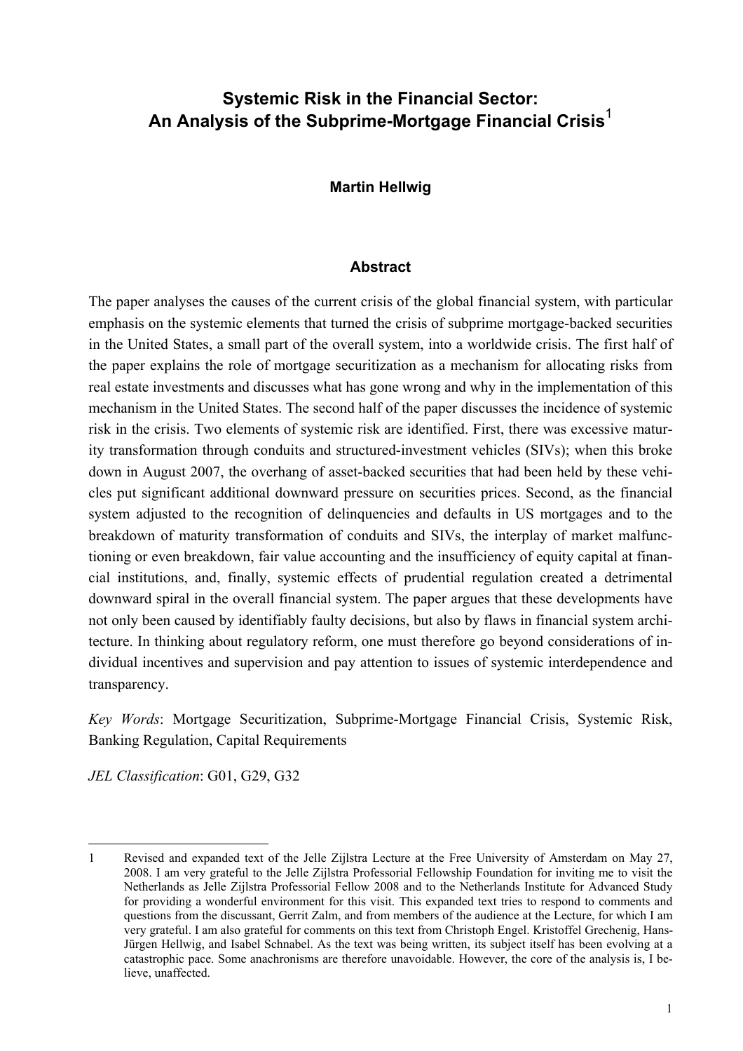# Systemic Risk in the Financial Sector: An Analysis of the Subprime-Mortgage Financial Crisis[1]

**Martin Hellwig**

## Abstract

The paper analyses the causes of the current crisis of the global financial system, with particular emphasis on the systemic elements that turned the crisis of subprime mortgage-backed securities in the United States, a small part of the overall system, into a worldwide crisis. The first half of the paper explains the role of mortgage securitization as a mechanism for allocating risks from real estate investments and discusses what has gone wrong and why in the implementation of this mechanism in the United States. The second half of the paper discusses the incidence of systemic risk in the crisis. Two elements of systemic risk are identified. First, there was excessive maturity transformation through conduits and structured-investment vehicles (SIVs); when this broke down in August 2007, the overhang of asset-backed securities that had been held by these vehicles put significant additional downward pressure on securities prices. Second, as the financial system adjusted to the recognition of delinquencies and defaults in US mortgages and to the breakdown of maturity transformation of conduits and SIVs, the interplay of market malfunctioning or even breakdown, fair value accounting and the insufficiency of equity capital at financial institutions, and, finally, systemic effects of prudential regulation created a detrimental downward spiral in the overall financial system. The paper argues that these developments have not only been caused by identifiably faulty decisions, but also by flaws in financial system architecture. In thinking about regulatory reform, one must therefore go beyond considerations of individual incentives and supervision and pay attention to issues of systemic interdependence and transparency.

*Key Words*: Mortgage Securitization, Subprime-Mortgage Financial Crisis, Systemic Risk, Banking Regulation, Capital Requirements

*JEL Classification*: G01, G29, G32

---

1 Revised and expanded text of the Jelle Zijlstra Lecture at the Free University of Amsterdam on May 27, 2008. I am very grateful to the Jelle Zijlstra Professorial Fellowship Foundation for inviting me to visit the Netherlands as Jelle Zijlstra Professorial Fellow 2008 and to the Netherlands Institute for Advanced Study for providing a wonderful environment for this visit. This expanded text tries to respond to comments and questions from the discussant, Gerrit Zalm, and from members of the audience at the Lecture, for which I am very grateful. I am also grateful for comments on this text from Christoph Engel. Kristoffel Grechenig, Hans-Jürgen Hellwig, and Isabel Schnabel. As the text was being written, its subject itself has been evolving at a catastrophic pace. Some anachronisms are therefore unavoidable. However, the core of the analysis is, I believe, unaffected.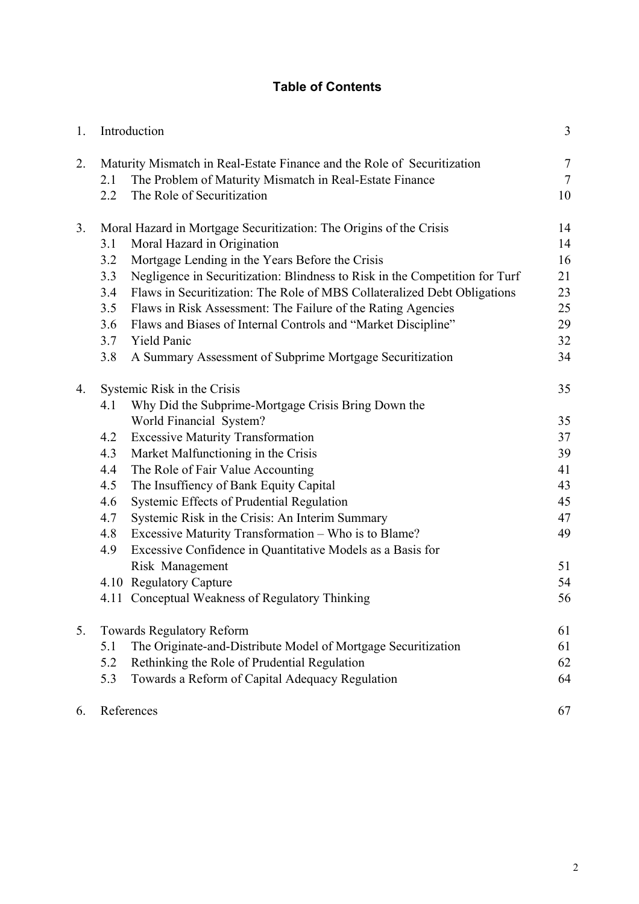## Table of Contents

| | | |
|---|---|---|
| 1. | Introduction | 3 |
| 2. | Maturity Mismatch in Real-Estate Finance and the Role of Securitization | 7 |
| 2.1 | The Problem of Maturity Mismatch in Real-Estate Finance | 7 |
| 2.2 | The Role of Securitization | 10 |
| 3. | Moral Hazard in Mortgage Securitization: The Origins of the Crisis | 14 |
| 3.1 | Moral Hazard in Origination | 14 |
| 3.2 | Mortgage Lending in the Years Before the Crisis | 16 |
| 3.3 | Negligence in Securitization: Blindness to Risk in the Competition for Turf | 21 |
| 3.4 | Flaws in Securitization: The Role of MBS Collateralized Debt Obligations | 23 |
| 3.5 | Flaws in Risk Assessment: The Failure of the Rating Agencies | 25 |
| 3.6 | Flaws and Biases of Internal Controls and "Market Discipline" | 29 |
| 3.7 | Yield Panic | 32 |
| 3.8 | A Summary Assessment of Subprime Mortgage Securitization | 34 |
| 4. | Systemic Risk in the Crisis | 35 |
| 4.1 | Why Did the Subprime-Mortgage Crisis Bring Down the World Financial System? | 35 |
| 4.2 | Excessive Maturity Transformation | 37 |
| 4.3 | Market Malfunctioning in the Crisis | 39 |
| 4.4 | The Role of Fair Value Accounting | 41 |
| 4.5 | The Insuffiency of Bank Equity Capital | 43 |
| 4.6 | Systemic Effects of Prudential Regulation | 45 |
| 4.7 | Systemic Risk in the Crisis: An Interim Summary | 47 |
| 4.8 | Excessive Maturity Transformation – Who is to Blame? | 49 |
| 4.9 | Excessive Confidence in Quantitative Models as a Basis for Risk Management | 51 |
| 4.10 | Regulatory Capture | 54 |
| 4.11 | Conceptual Weakness of Regulatory Thinking | 56 |
| 5. | Towards Regulatory Reform | 61 |
| 5.1 | The Originate-and-Distribute Model of Mortgage Securitization | 61 |
| 5.2 | Rethinking the Role of Prudential Regulation | 62 |
| 5.3 | Towards a Reform of Capital Adequacy Regulation | 64 |
| 6. | References | 67 |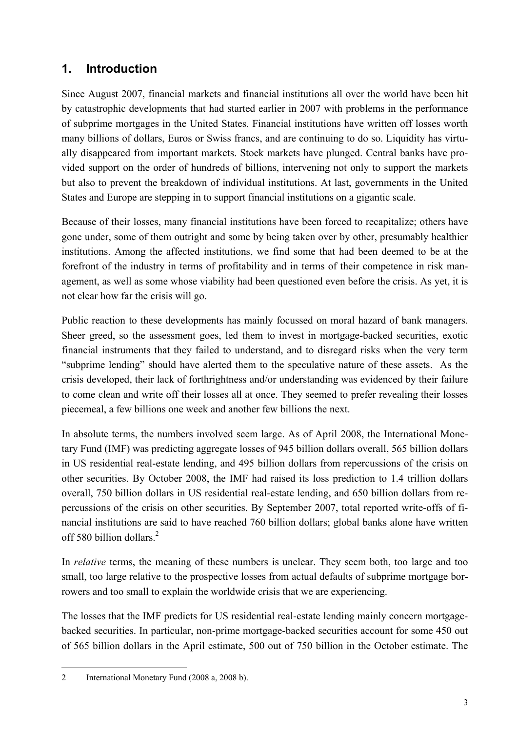## 1. Introduction

Since August 2007, financial markets and financial institutions all over the world have been hit by catastrophic developments that had started earlier in 2007 with problems in the performance of subprime mortgages in the United States. Financial institutions have written off losses worth many billions of dollars, Euros or Swiss francs, and are continuing to do so. Liquidity has virtually disappeared from important markets. Stock markets have plunged. Central banks have provided support on the order of hundreds of billions, intervening not only to support the markets but also to prevent the breakdown of individual institutions. At last, governments in the United States and Europe are stepping in to support financial institutions on a gigantic scale.

Because of their losses, many financial institutions have been forced to recapitalize; others have gone under, some of them outright and some by being taken over by other, presumably healthier institutions. Among the affected institutions, we find some that had been deemed to be at the forefront of the industry in terms of profitability and in terms of their competence in risk management, as well as some whose viability had been questioned even before the crisis. As yet, it is not clear how far the crisis will go.

Public reaction to these developments has mainly focussed on moral hazard of bank managers. Sheer greed, so the assessment goes, led them to invest in mortgage-backed securities, exotic financial instruments that they failed to understand, and to disregard risks when the very term "subprime lending" should have alerted them to the speculative nature of these assets. As the crisis developed, their lack of forthrightness and/or understanding was evidenced by their failure to come clean and write off their losses all at once. They seemed to prefer revealing their losses piecemeal, a few billions one week and another few billions the next.

In absolute terms, the numbers involved seem large. As of April 2008, the International Monetary Fund (IMF) was predicting aggregate losses of 945 billion dollars overall, 565 billion dollars in US residential real-estate lending, and 495 billion dollars from repercussions of the crisis on other securities. By October 2008, the IMF had raised its loss prediction to 1.4 trillion dollars overall, 750 billion dollars in US residential real-estate lending, and 650 billion dollars from repercussions of the crisis on other securities. By September 2007, total reported write-offs of financial institutions are said to have reached 760 billion dollars; global banks alone have written off 580 billion dollars.[2]

In *relative* terms, the meaning of these numbers is unclear. They seem both, too large and too small, too large relative to the prospective losses from actual defaults of subprime mortgage borrowers and too small to explain the worldwide crisis that we are experiencing.

The losses that the IMF predicts for US residential real-estate lending mainly concern mortgage-backed securities. In particular, non-prime mortgage-backed securities account for some 450 out of 565 billion dollars in the April estimate, 500 out of 750 billion in the October estimate. The

---

2 International Monetary Fund (2008 a, 2008 b).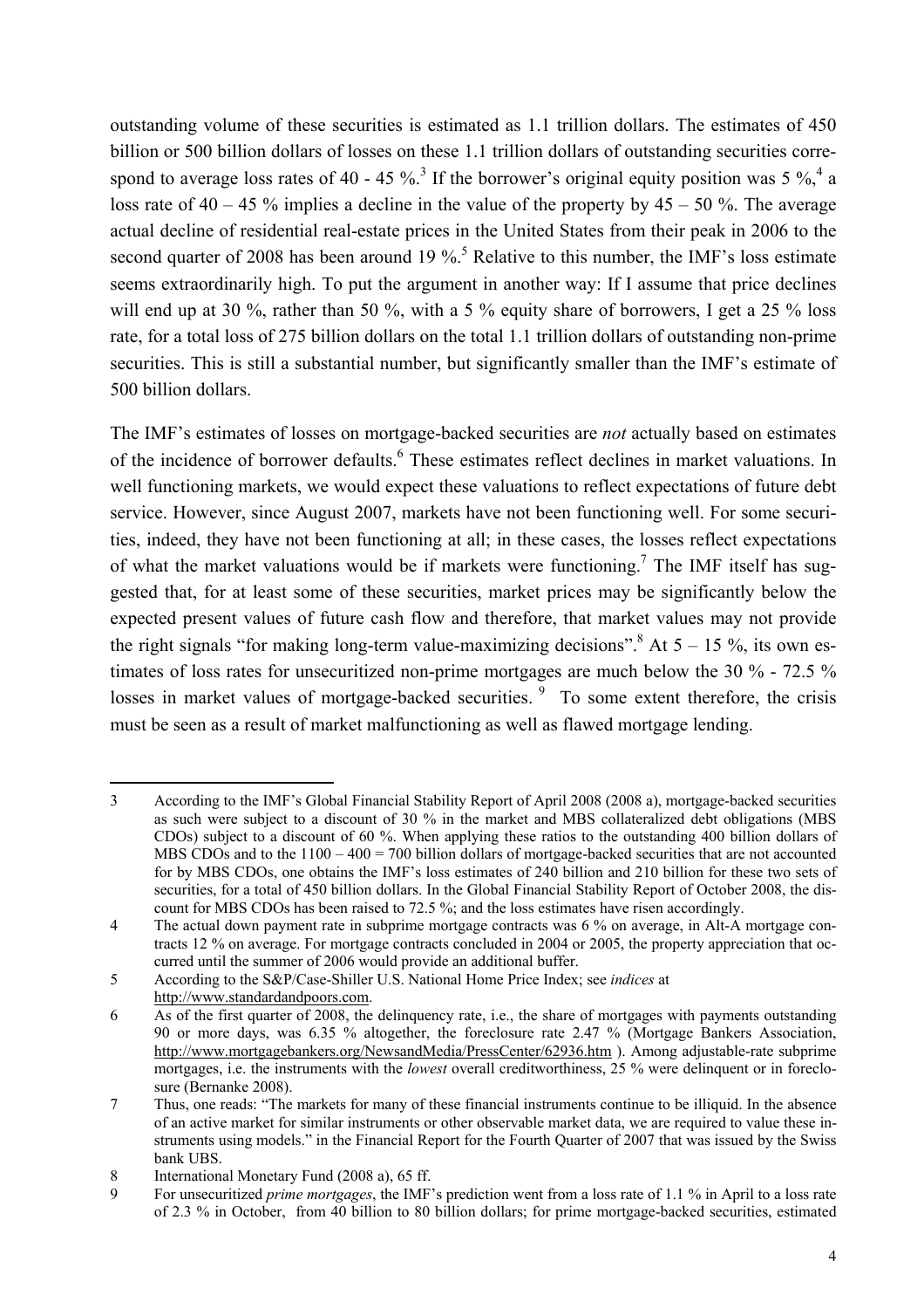outstanding volume of these securities is estimated as 1.1 trillion dollars. The estimates of 450 billion or 500 billion dollars of losses on these 1.1 trillion dollars of outstanding securities correspond to average loss rates of 40 - 45 %.[3] If the borrower's original equity position was 5 %,[4] a loss rate of 40 – 45 % implies a decline in the value of the property by 45 – 50 %. The average actual decline of residential real-estate prices in the United States from their peak in 2006 to the second quarter of 2008 has been around 19 %.[5] Relative to this number, the IMF's loss estimate seems extraordinarily high. To put the argument in another way: If I assume that price declines will end up at 30 %, rather than 50 %, with a 5 % equity share of borrowers, I get a 25 % loss rate, for a total loss of 275 billion dollars on the total 1.1 trillion dollars of outstanding non-prime securities. This is still a substantial number, but significantly smaller than the IMF's estimate of 500 billion dollars.

The IMF's estimates of losses on mortgage-backed securities are *not* actually based on estimates of the incidence of borrower defaults.[6] These estimates reflect declines in market valuations. In well functioning markets, we would expect these valuations to reflect expectations of future debt service. However, since August 2007, markets have not been functioning well. For some securities, indeed, they have not been functioning at all; in these cases, the losses reflect expectations of what the market valuations would be if markets were functioning.[7] The IMF itself has suggested that, for at least some of these securities, market prices may be significantly below the expected present values of future cash flow and therefore, that market values may not provide the right signals "for making long-term value-maximizing decisions".[8] At 5 – 15 %, its own estimates of loss rates for unsecuritized non-prime mortgages are much below the 30 % - 72.5 % losses in market values of mortgage-backed securities. [9] To some extent therefore, the crisis must be seen as a result of market malfunctioning as well as flawed mortgage lending.

---

3 According to the IMF's Global Financial Stability Report of April 2008 (2008 a), mortgage-backed securities as such were subject to a discount of 30 % in the market and MBS collateralized debt obligations (MBS CDOs) subject to a discount of 60 %. When applying these ratios to the outstanding 400 billion dollars of MBS CDOs and to the 1100 – 400 = 700 billion dollars of mortgage-backed securities that are not accounted for by MBS CDOs, one obtains the IMF's loss estimates of 240 billion and 210 billion for these two sets of securities, for a total of 450 billion dollars. In the Global Financial Stability Report of October 2008, the discount for MBS CDOs has been raised to 72.5 %; and the loss estimates have risen accordingly.

4 The actual down payment rate in subprime mortgage contracts was 6 % on average, in Alt-A mortgage contracts 12 % on average. For mortgage contracts concluded in 2004 or 2005, the property appreciation that occurred until the summer of 2006 would provide an additional buffer.

5 According to the S&P/Case-Shiller U.S. National Home Price Index; see *indices* at http://www.standardandpoors.com.

6 As of the first quarter of 2008, the delinquency rate, i.e., the share of mortgages with payments outstanding 90 or more days, was 6.35 % altogether, the foreclosure rate 2.47 % (Mortgage Bankers Association, http://www.mortgagebankers.org/NewsandMedia/PressCenter/62936.htm ). Among adjustable-rate subprime mortgages, i.e. the instruments with the *lowest* overall creditworthiness, 25 % were delinquent or in foreclosure (Bernanke 2008).

7 Thus, one reads: "The markets for many of these financial instruments continue to be illiquid. In the absence of an active market for similar instruments or other observable market data, we are required to value these instruments using models." in the Financial Report for the Fourth Quarter of 2007 that was issued by the Swiss bank UBS.

8 International Monetary Fund (2008 a), 65 ff.

9 For unsecuritized *prime mortgages*, the IMF's prediction went from a loss rate of 1.1 % in April to a loss rate of 2.3 % in October, from 40 billion to 80 billion dollars; for prime mortgage-backed securities, estimated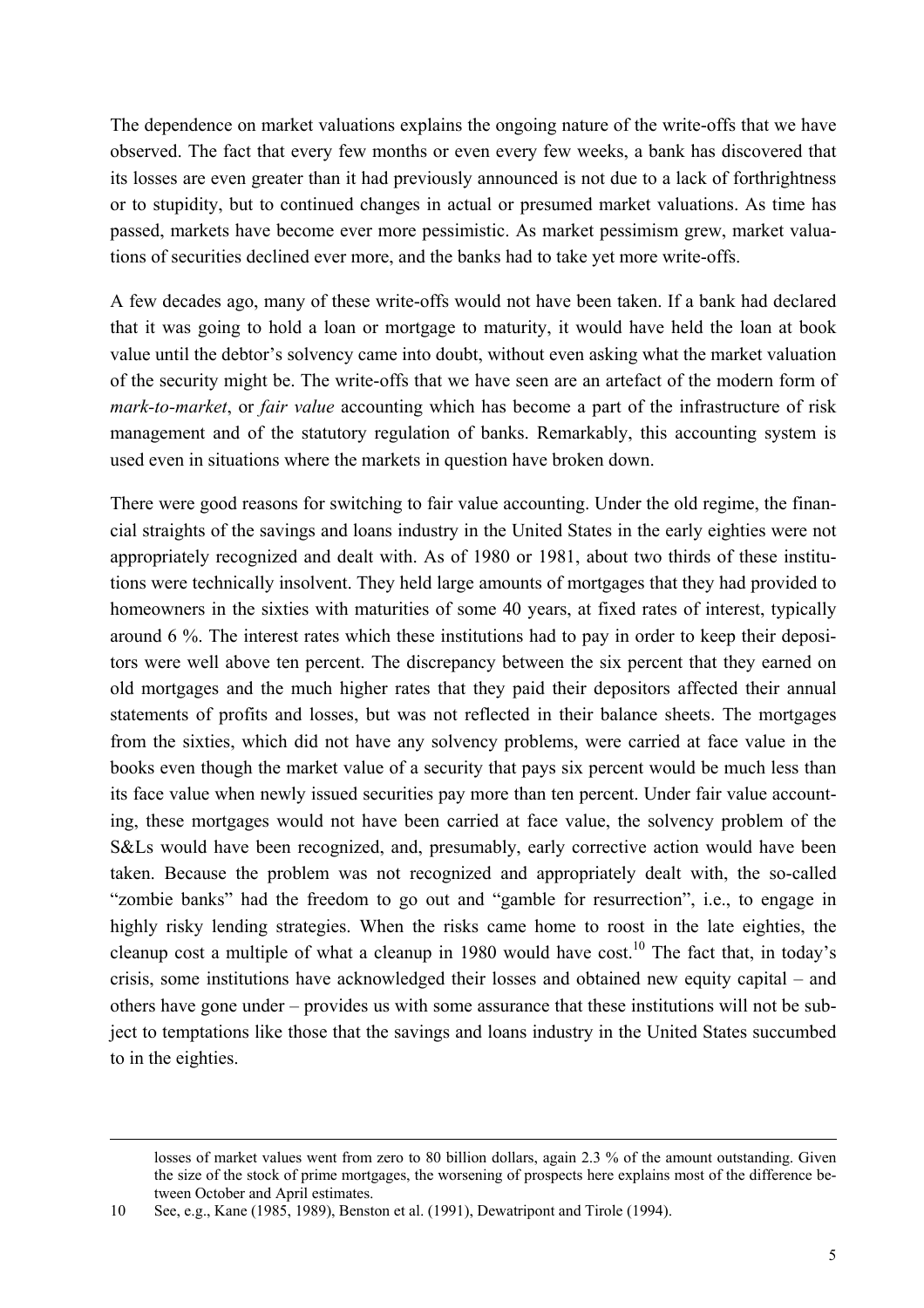The dependence on market valuations explains the ongoing nature of the write-offs that we have observed. The fact that every few months or even every few weeks, a bank has discovered that its losses are even greater than it had previously announced is not due to a lack of forthrightness or to stupidity, but to continued changes in actual or presumed market valuations. As time has passed, markets have become ever more pessimistic. As market pessimism grew, market valuations of securities declined ever more, and the banks had to take yet more write-offs.

A few decades ago, many of these write-offs would not have been taken. If a bank had declared that it was going to hold a loan or mortgage to maturity, it would have held the loan at book value until the debtor's solvency came into doubt, without even asking what the market valuation of the security might be. The write-offs that we have seen are an artefact of the modern form of *mark-to-market*, or *fair value* accounting which has become a part of the infrastructure of risk management and of the statutory regulation of banks. Remarkably, this accounting system is used even in situations where the markets in question have broken down.

There were good reasons for switching to fair value accounting. Under the old regime, the financial straights of the savings and loans industry in the United States in the early eighties were not appropriately recognized and dealt with. As of 1980 or 1981, about two thirds of these institutions were technically insolvent. They held large amounts of mortgages that they had provided to homeowners in the sixties with maturities of some 40 years, at fixed rates of interest, typically around 6 %. The interest rates which these institutions had to pay in order to keep their depositors were well above ten percent. The discrepancy between the six percent that they earned on old mortgages and the much higher rates that they paid their depositors affected their annual statements of profits and losses, but was not reflected in their balance sheets. The mortgages from the sixties, which did not have any solvency problems, were carried at face value in the books even though the market value of a security that pays six percent would be much less than its face value when newly issued securities pay more than ten percent. Under fair value accounting, these mortgages would not have been carried at face value, the solvency problem of the S&Ls would have been recognized, and, presumably, early corrective action would have been taken. Because the problem was not recognized and appropriately dealt with, the so-called "zombie banks" had the freedom to go out and "gamble for resurrection", i.e., to engage in highly risky lending strategies. When the risks came home to roost in the late eighties, the cleanup cost a multiple of what a cleanup in 1980 would have cost.[10] The fact that, in today's crisis, some institutions have acknowledged their losses and obtained new equity capital – and others have gone under – provides us with some assurance that these institutions will not be subject to temptations like those that the savings and loans industry in the United States succumbed to in the eighties.

---

losses of market values went from zero to 80 billion dollars, again 2.3 % of the amount outstanding. Given the size of the stock of prime mortgages, the worsening of prospects here explains most of the difference between October and April estimates.

10 See, e.g., Kane (1985, 1989), Benston et al. (1991), Dewatripont and Tirole (1994).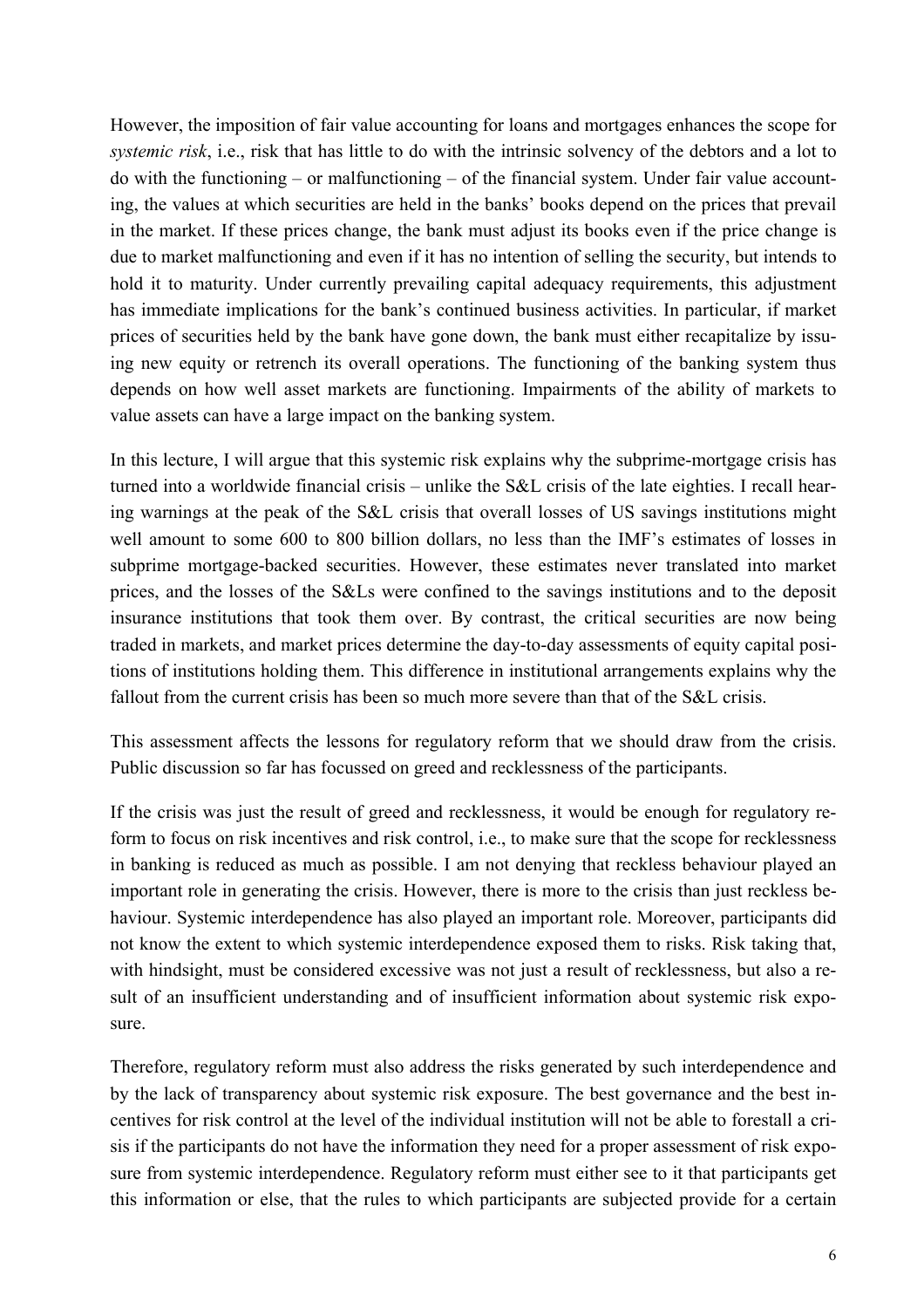However, the imposition of fair value accounting for loans and mortgages enhances the scope for *systemic risk*, i.e., risk that has little to do with the intrinsic solvency of the debtors and a lot to do with the functioning – or malfunctioning – of the financial system. Under fair value accounting, the values at which securities are held in the banks' books depend on the prices that prevail in the market. If these prices change, the bank must adjust its books even if the price change is due to market malfunctioning and even if it has no intention of selling the security, but intends to hold it to maturity. Under currently prevailing capital adequacy requirements, this adjustment has immediate implications for the bank's continued business activities. In particular, if market prices of securities held by the bank have gone down, the bank must either recapitalize by issuing new equity or retrench its overall operations. The functioning of the banking system thus depends on how well asset markets are functioning. Impairments of the ability of markets to value assets can have a large impact on the banking system.

In this lecture, I will argue that this systemic risk explains why the subprime-mortgage crisis has turned into a worldwide financial crisis – unlike the S&L crisis of the late eighties. I recall hearing warnings at the peak of the S&L crisis that overall losses of US savings institutions might well amount to some 600 to 800 billion dollars, no less than the IMF's estimates of losses in subprime mortgage-backed securities. However, these estimates never translated into market prices, and the losses of the S&Ls were confined to the savings institutions and to the deposit insurance institutions that took them over. By contrast, the critical securities are now being traded in markets, and market prices determine the day-to-day assessments of equity capital positions of institutions holding them. This difference in institutional arrangements explains why the fallout from the current crisis has been so much more severe than that of the S&L crisis.

This assessment affects the lessons for regulatory reform that we should draw from the crisis. Public discussion so far has focussed on greed and recklessness of the participants.

If the crisis was just the result of greed and recklessness, it would be enough for regulatory reform to focus on risk incentives and risk control, i.e., to make sure that the scope for recklessness in banking is reduced as much as possible. I am not denying that reckless behaviour played an important role in generating the crisis. However, there is more to the crisis than just reckless behaviour. Systemic interdependence has also played an important role. Moreover, participants did not know the extent to which systemic interdependence exposed them to risks. Risk taking that, with hindsight, must be considered excessive was not just a result of recklessness, but also a result of an insufficient understanding and of insufficient information about systemic risk exposure.

Therefore, regulatory reform must also address the risks generated by such interdependence and by the lack of transparency about systemic risk exposure. The best governance and the best incentives for risk control at the level of the individual institution will not be able to forestall a crisis if the participants do not have the information they need for a proper assessment of risk exposure from systemic interdependence. Regulatory reform must either see to it that participants get this information or else, that the rules to which participants are subjected provide for a certain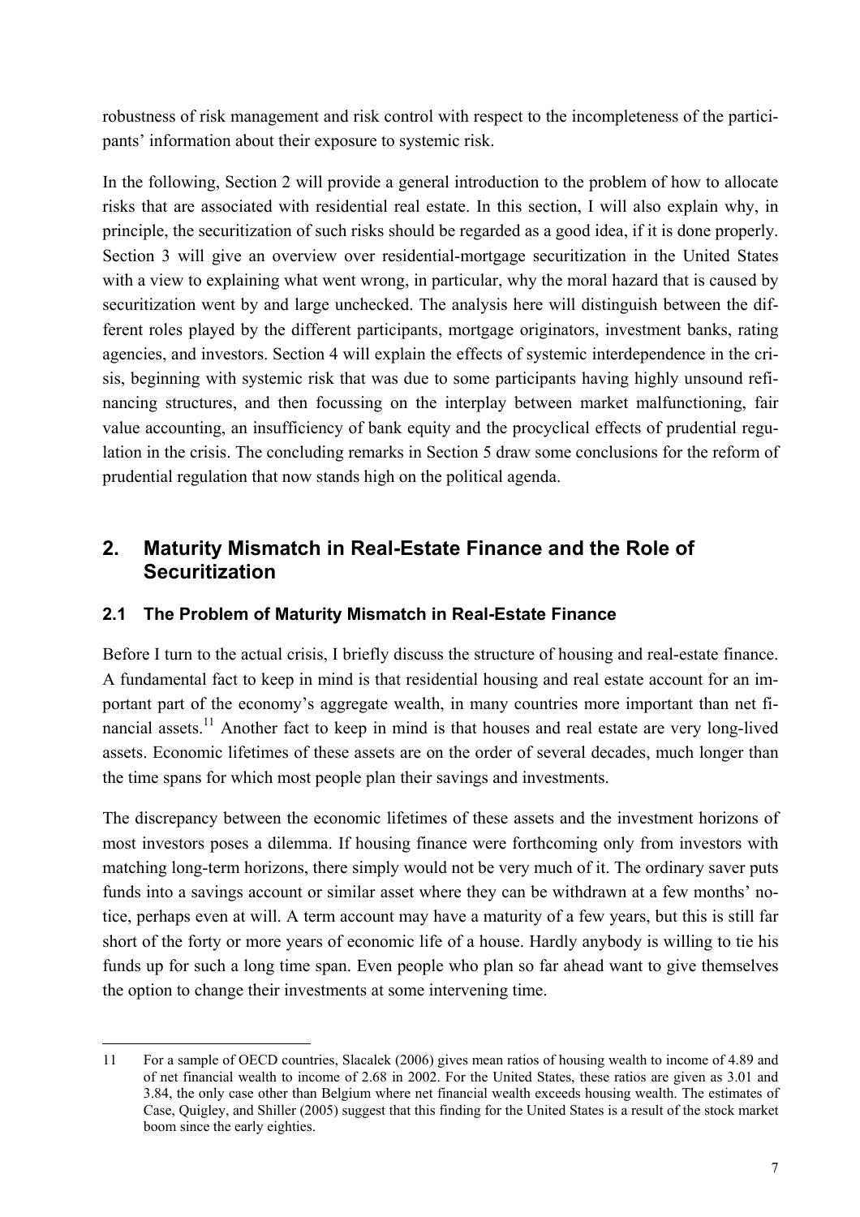robustness of risk management and risk control with respect to the incompleteness of the participants' information about their exposure to systemic risk.

In the following, Section 2 will provide a general introduction to the problem of how to allocate risks that are associated with residential real estate. In this section, I will also explain why, in principle, the securitization of such risks should be regarded as a good idea, if it is done properly. Section 3 will give an overview over residential-mortgage securitization in the United States with a view to explaining what went wrong, in particular, why the moral hazard that is caused by securitization went by and large unchecked. The analysis here will distinguish between the different roles played by the different participants, mortgage originators, investment banks, rating agencies, and investors. Section 4 will explain the effects of systemic interdependence in the crisis, beginning with systemic risk that was due to some participants having highly unsound refinancing structures, and then focussing on the interplay between market malfunctioning, fair value accounting, an insufficiency of bank equity and the procyclical effects of prudential regulation in the crisis. The concluding remarks in Section 5 draw some conclusions for the reform of prudential regulation that now stands high on the political agenda.

## 2. Maturity Mismatch in Real-Estate Finance and the Role of Securitization

### 2.1 The Problem of Maturity Mismatch in Real-Estate Finance

Before I turn to the actual crisis, I briefly discuss the structure of housing and real-estate finance. A fundamental fact to keep in mind is that residential housing and real estate account for an important part of the economy's aggregate wealth, in many countries more important than net financial assets.[11] Another fact to keep in mind is that houses and real estate are very long-lived assets. Economic lifetimes of these assets are on the order of several decades, much longer than the time spans for which most people plan their savings and investments.

The discrepancy between the economic lifetimes of these assets and the investment horizons of most investors poses a dilemma. If housing finance were forthcoming only from investors with matching long-term horizons, there simply would not be very much of it. The ordinary saver puts funds into a savings account or similar asset where they can be withdrawn at a few months' notice, perhaps even at will. A term account may have a maturity of a few years, but this is still far short of the forty or more years of economic life of a house. Hardly anybody is willing to tie his funds up for such a long time span. Even people who plan so far ahead want to give themselves the option to change their investments at some intervening time.

---

11 For a sample of OECD countries, Slacalek (2006) gives mean ratios of housing wealth to income of 4.89 and of net financial wealth to income of 2.68 in 2002. For the United States, these ratios are given as 3.01 and 3.84, the only case other than Belgium where net financial wealth exceeds housing wealth. The estimates of Case, Quigley, and Shiller (2005) suggest that this finding for the United States is a result of the stock market boom since the early eighties.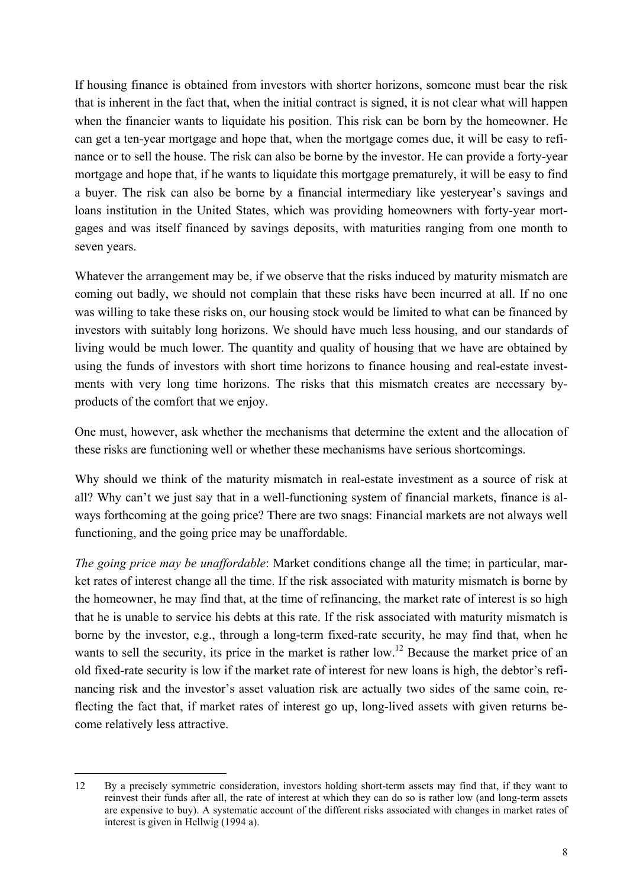If housing finance is obtained from investors with shorter horizons, someone must bear the risk that is inherent in the fact that, when the initial contract is signed, it is not clear what will happen when the financier wants to liquidate his position. This risk can be born by the homeowner. He can get a ten-year mortgage and hope that, when the mortgage comes due, it will be easy to refinance or to sell the house. The risk can also be borne by the investor. He can provide a forty-year mortgage and hope that, if he wants to liquidate this mortgage prematurely, it will be easy to find a buyer. The risk can also be borne by a financial intermediary like yesteryear's savings and loans institution in the United States, which was providing homeowners with forty-year mortgages and was itself financed by savings deposits, with maturities ranging from one month to seven years.

Whatever the arrangement may be, if we observe that the risks induced by maturity mismatch are coming out badly, we should not complain that these risks have been incurred at all. If no one was willing to take these risks on, our housing stock would be limited to what can be financed by investors with suitably long horizons. We should have much less housing, and our standards of living would be much lower. The quantity and quality of housing that we have are obtained by using the funds of investors with short time horizons to finance housing and real-estate investments with very long time horizons. The risks that this mismatch creates are necessary by-products of the comfort that we enjoy.

One must, however, ask whether the mechanisms that determine the extent and the allocation of these risks are functioning well or whether these mechanisms have serious shortcomings.

Why should we think of the maturity mismatch in real-estate investment as a source of risk at all? Why can't we just say that in a well-functioning system of financial markets, finance is always forthcoming at the going price? There are two snags: Financial markets are not always well functioning, and the going price may be unaffordable.

*The going price may be unaffordable*: Market conditions change all the time; in particular, market rates of interest change all the time. If the risk associated with maturity mismatch is borne by the homeowner, he may find that, at the time of refinancing, the market rate of interest is so high that he is unable to service his debts at this rate. If the risk associated with maturity mismatch is borne by the investor, e.g., through a long-term fixed-rate security, he may find that, when he wants to sell the security, its price in the market is rather low.[12] Because the market price of an old fixed-rate security is low if the market rate of interest for new loans is high, the debtor's refinancing risk and the investor's asset valuation risk are actually two sides of the same coin, reflecting the fact that, if market rates of interest go up, long-lived assets with given returns become relatively less attractive.

---

12 By a precisely symmetric consideration, investors holding short-term assets may find that, if they want to reinvest their funds after all, the rate of interest at which they can do so is rather low (and long-term assets are expensive to buy). A systematic account of the different risks associated with changes in market rates of interest is given in Hellwig (1994 a).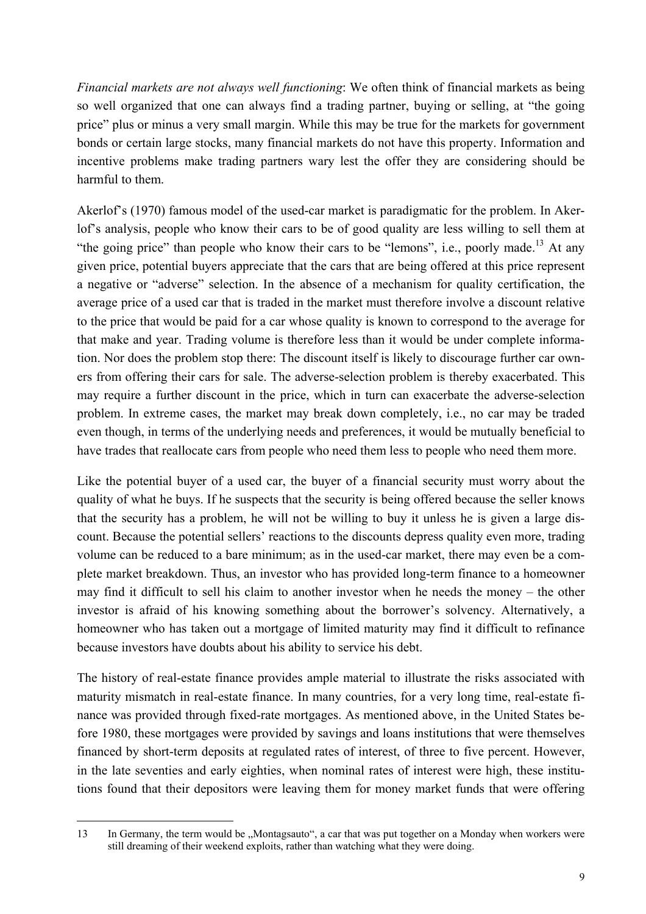*Financial markets are not always well functioning*: We often think of financial markets as being so well organized that one can always find a trading partner, buying or selling, at "the going price" plus or minus a very small margin. While this may be true for the markets for government bonds or certain large stocks, many financial markets do not have this property. Information and incentive problems make trading partners wary lest the offer they are considering should be harmful to them.

Akerlof's (1970) famous model of the used-car market is paradigmatic for the problem. In Akerlof's analysis, people who know their cars to be of good quality are less willing to sell them at "the going price" than people who know their cars to be "lemons", i.e., poorly made.[13] At any given price, potential buyers appreciate that the cars that are being offered at this price represent a negative or "adverse" selection. In the absence of a mechanism for quality certification, the average price of a used car that is traded in the market must therefore involve a discount relative to the price that would be paid for a car whose quality is known to correspond to the average for that make and year. Trading volume is therefore less than it would be under complete information. Nor does the problem stop there: The discount itself is likely to discourage further car owners from offering their cars for sale. The adverse-selection problem is thereby exacerbated. This may require a further discount in the price, which in turn can exacerbate the adverse-selection problem. In extreme cases, the market may break down completely, i.e., no car may be traded even though, in terms of the underlying needs and preferences, it would be mutually beneficial to have trades that reallocate cars from people who need them less to people who need them more.

Like the potential buyer of a used car, the buyer of a financial security must worry about the quality of what he buys. If he suspects that the security is being offered because the seller knows that the security has a problem, he will not be willing to buy it unless he is given a large discount. Because the potential sellers' reactions to the discounts depress quality even more, trading volume can be reduced to a bare minimum; as in the used-car market, there may even be a complete market breakdown. Thus, an investor who has provided long-term finance to a homeowner may find it difficult to sell his claim to another investor when he needs the money – the other investor is afraid of his knowing something about the borrower's solvency. Alternatively, a homeowner who has taken out a mortgage of limited maturity may find it difficult to refinance because investors have doubts about his ability to service his debt.

The history of real-estate finance provides ample material to illustrate the risks associated with maturity mismatch in real-estate finance. In many countries, for a very long time, real-estate finance was provided through fixed-rate mortgages. As mentioned above, in the United States before 1980, these mortgages were provided by savings and loans institutions that were themselves financed by short-term deposits at regulated rates of interest, of three to five percent. However, in the late seventies and early eighties, when nominal rates of interest were high, these institutions found that their depositors were leaving them for money market funds that were offering

13 In Germany, the term would be „Montagsauto", a car that was put together on a Monday when workers were still dreaming of their weekend exploits, rather than watching what they were doing.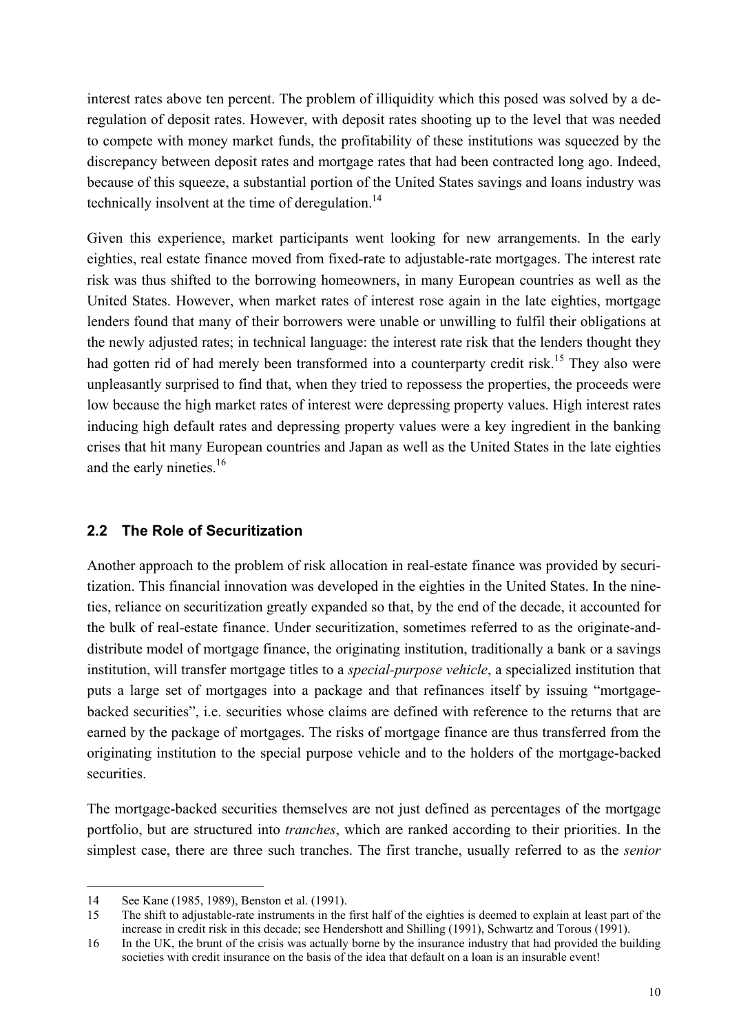interest rates above ten percent. The problem of illiquidity which this posed was solved by a deregulation of deposit rates. However, with deposit rates shooting up to the level that was needed to compete with money market funds, the profitability of these institutions was squeezed by the discrepancy between deposit rates and mortgage rates that had been contracted long ago. Indeed, because of this squeeze, a substantial portion of the United States savings and loans industry was technically insolvent at the time of deregulation.[14]

Given this experience, market participants went looking for new arrangements. In the early eighties, real estate finance moved from fixed-rate to adjustable-rate mortgages. The interest rate risk was thus shifted to the borrowing homeowners, in many European countries as well as the United States. However, when market rates of interest rose again in the late eighties, mortgage lenders found that many of their borrowers were unable or unwilling to fulfil their obligations at the newly adjusted rates; in technical language: the interest rate risk that the lenders thought they had gotten rid of had merely been transformed into a counterparty credit risk.[15] They also were unpleasantly surprised to find that, when they tried to repossess the properties, the proceeds were low because the high market rates of interest were depressing property values. High interest rates inducing high default rates and depressing property values were a key ingredient in the banking crises that hit many European countries and Japan as well as the United States in the late eighties and the early nineties.[16]

## 2.2 The Role of Securitization

Another approach to the problem of risk allocation in real-estate finance was provided by securitization. This financial innovation was developed in the eighties in the United States. In the nineties, reliance on securitization greatly expanded so that, by the end of the decade, it accounted for the bulk of real-estate finance. Under securitization, sometimes referred to as the originate-and-distribute model of mortgage finance, the originating institution, traditionally a bank or a savings institution, will transfer mortgage titles to a *special-purpose vehicle*, a specialized institution that puts a large set of mortgages into a package and that refinances itself by issuing "mortgage-backed securities", i.e. securities whose claims are defined with reference to the returns that are earned by the package of mortgages. The risks of mortgage finance are thus transferred from the originating institution to the special purpose vehicle and to the holders of the mortgage-backed securities.

The mortgage-backed securities themselves are not just defined as percentages of the mortgage portfolio, but are structured into *tranches*, which are ranked according to their priorities. In the simplest case, there are three such tranches. The first tranche, usually referred to as the *senior*

---

14 See Kane (1985, 1989), Benston et al. (1991).

15 The shift to adjustable-rate instruments in the first half of the eighties is deemed to explain at least part of the increase in credit risk in this decade; see Hendershott and Shilling (1991), Schwartz and Torous (1991).

16 In the UK, the brunt of the crisis was actually borne by the insurance industry that had provided the building societies with credit insurance on the basis of the idea that default on a loan is an insurable event!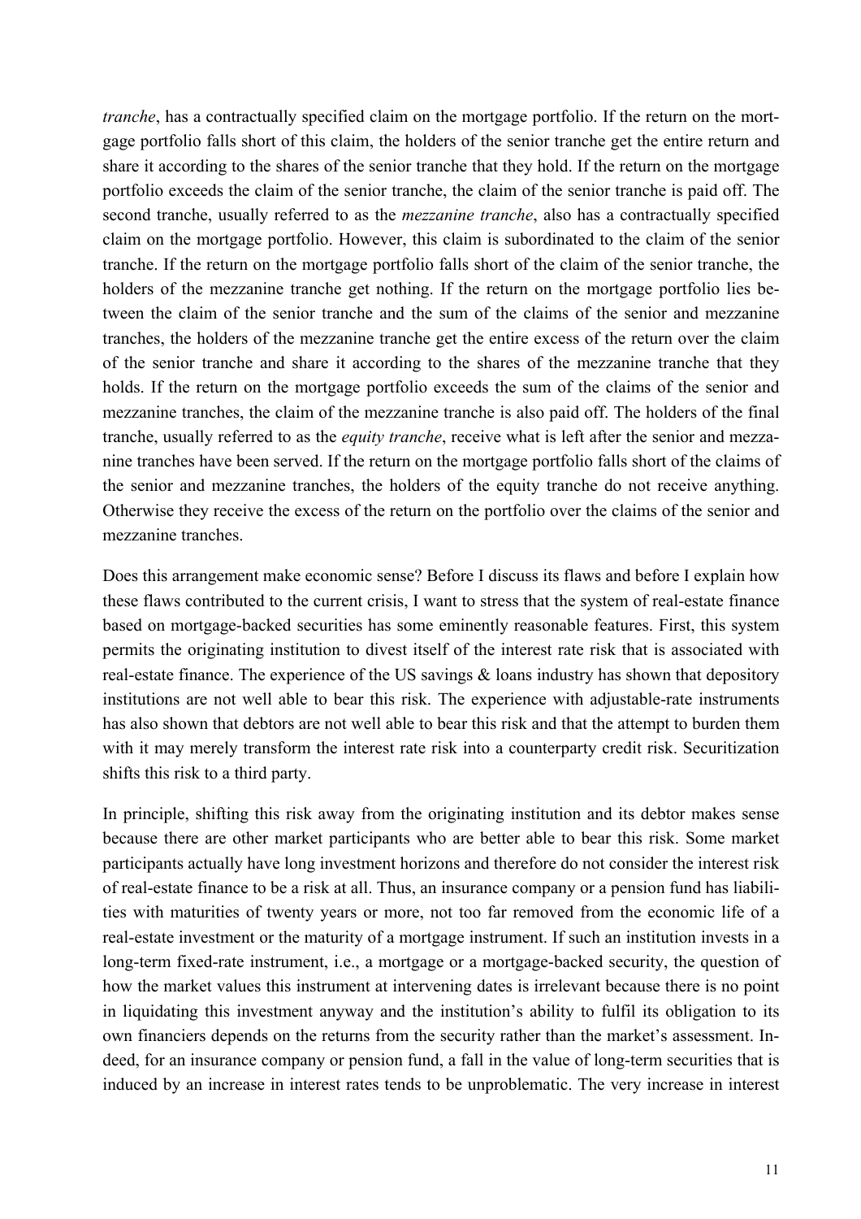*tranche*, has a contractually specified claim on the mortgage portfolio. If the return on the mortgage portfolio falls short of this claim, the holders of the senior tranche get the entire return and share it according to the shares of the senior tranche that they hold. If the return on the mortgage portfolio exceeds the claim of the senior tranche, the claim of the senior tranche is paid off. The second tranche, usually referred to as the *mezzanine tranche*, also has a contractually specified claim on the mortgage portfolio. However, this claim is subordinated to the claim of the senior tranche. If the return on the mortgage portfolio falls short of the claim of the senior tranche, the holders of the mezzanine tranche get nothing. If the return on the mortgage portfolio lies between the claim of the senior tranche and the sum of the claims of the senior and mezzanine tranches, the holders of the mezzanine tranche get the entire excess of the return over the claim of the senior tranche and share it according to the shares of the mezzanine tranche that they holds. If the return on the mortgage portfolio exceeds the sum of the claims of the senior and mezzanine tranches, the claim of the mezzanine tranche is also paid off. The holders of the final tranche, usually referred to as the *equity tranche*, receive what is left after the senior and mezzanine tranches have been served. If the return on the mortgage portfolio falls short of the claims of the senior and mezzanine tranches, the holders of the equity tranche do not receive anything. Otherwise they receive the excess of the return on the portfolio over the claims of the senior and mezzanine tranches.

Does this arrangement make economic sense? Before I discuss its flaws and before I explain how these flaws contributed to the current crisis, I want to stress that the system of real-estate finance based on mortgage-backed securities has some eminently reasonable features. First, this system permits the originating institution to divest itself of the interest rate risk that is associated with real-estate finance. The experience of the US savings & loans industry has shown that depository institutions are not well able to bear this risk. The experience with adjustable-rate instruments has also shown that debtors are not well able to bear this risk and that the attempt to burden them with it may merely transform the interest rate risk into a counterparty credit risk. Securitization shifts this risk to a third party.

In principle, shifting this risk away from the originating institution and its debtor makes sense because there are other market participants who are better able to bear this risk. Some market participants actually have long investment horizons and therefore do not consider the interest risk of real-estate finance to be a risk at all. Thus, an insurance company or a pension fund has liabilities with maturities of twenty years or more, not too far removed from the economic life of a real-estate investment or the maturity of a mortgage instrument. If such an institution invests in a long-term fixed-rate instrument, i.e., a mortgage or a mortgage-backed security, the question of how the market values this instrument at intervening dates is irrelevant because there is no point in liquidating this investment anyway and the institution's ability to fulfil its obligation to its own financiers depends on the returns from the security rather than the market's assessment. Indeed, for an insurance company or pension fund, a fall in the value of long-term securities that is induced by an increase in interest rates tends to be unproblematic. The very increase in interest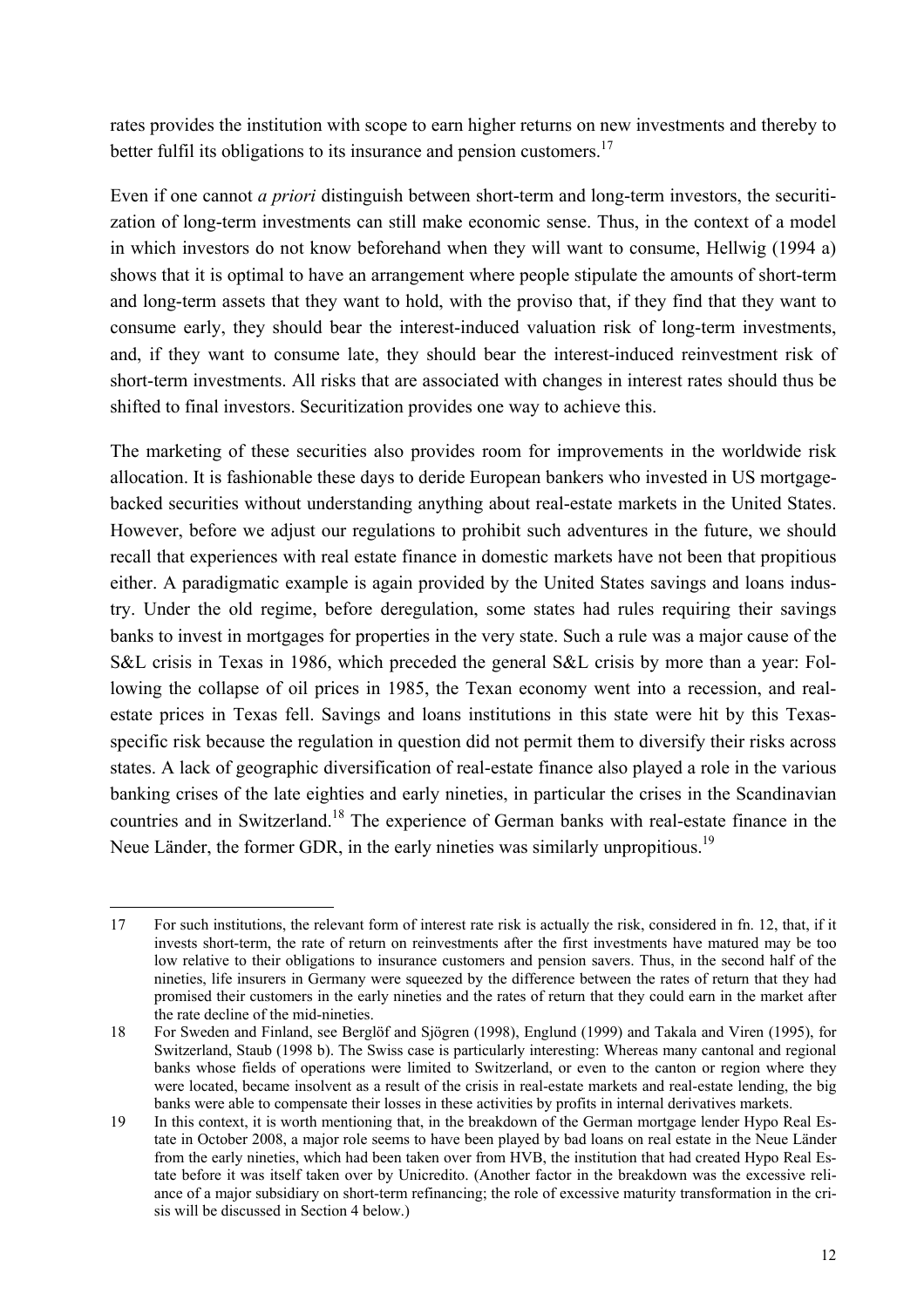rates provides the institution with scope to earn higher returns on new investments and thereby to better fulfil its obligations to its insurance and pension customers.[17]

Even if one cannot *a priori* distinguish between short-term and long-term investors, the securitization of long-term investments can still make economic sense. Thus, in the context of a model in which investors do not know beforehand when they will want to consume, Hellwig (1994 a) shows that it is optimal to have an arrangement where people stipulate the amounts of short-term and long-term assets that they want to hold, with the proviso that, if they find that they want to consume early, they should bear the interest-induced valuation risk of long-term investments, and, if they want to consume late, they should bear the interest-induced reinvestment risk of short-term investments. All risks that are associated with changes in interest rates should thus be shifted to final investors. Securitization provides one way to achieve this.

The marketing of these securities also provides room for improvements in the worldwide risk allocation. It is fashionable these days to deride European bankers who invested in US mortgage-backed securities without understanding anything about real-estate markets in the United States. However, before we adjust our regulations to prohibit such adventures in the future, we should recall that experiences with real estate finance in domestic markets have not been that propitious either. A paradigmatic example is again provided by the United States savings and loans industry. Under the old regime, before deregulation, some states had rules requiring their savings banks to invest in mortgages for properties in the very state. Such a rule was a major cause of the S&L crisis in Texas in 1986, which preceded the general S&L crisis by more than a year: Following the collapse of oil prices in 1985, the Texan economy went into a recession, and real-estate prices in Texas fell. Savings and loans institutions in this state were hit by this Texas-specific risk because the regulation in question did not permit them to diversify their risks across states. A lack of geographic diversification of real-estate finance also played a role in the various banking crises of the late eighties and early nineties, in particular the crises in the Scandinavian countries and in Switzerland.[18] The experience of German banks with real-estate finance in the Neue Länder, the former GDR, in the early nineties was similarly unpropitious.[19]

---

17 For such institutions, the relevant form of interest rate risk is actually the risk, considered in fn. 12, that, if it invests short-term, the rate of return on reinvestments after the first investments have matured may be too low relative to their obligations to insurance customers and pension savers. Thus, in the second half of the nineties, life insurers in Germany were squeezed by the difference between the rates of return that they had promised their customers in the early nineties and the rates of return that they could earn in the market after the rate decline of the mid-nineties.

18 For Sweden and Finland, see Berglöf and Sjögren (1998), Englund (1999) and Takala and Viren (1995), for Switzerland, Staub (1998 b). The Swiss case is particularly interesting: Whereas many cantonal and regional banks whose fields of operations were limited to Switzerland, or even to the canton or region where they were located, became insolvent as a result of the crisis in real-estate markets and real-estate lending, the big banks were able to compensate their losses in these activities by profits in internal derivatives markets.

19 In this context, it is worth mentioning that, in the breakdown of the German mortgage lender Hypo Real Estate in October 2008, a major role seems to have been played by bad loans on real estate in the Neue Länder from the early nineties, which had been taken over from HVB, the institution that had created Hypo Real Estate before it was itself taken over by Unicredito. (Another factor in the breakdown was the excessive reliance of a major subsidiary on short-term refinancing; the role of excessive maturity transformation in the crisis will be discussed in Section 4 below.)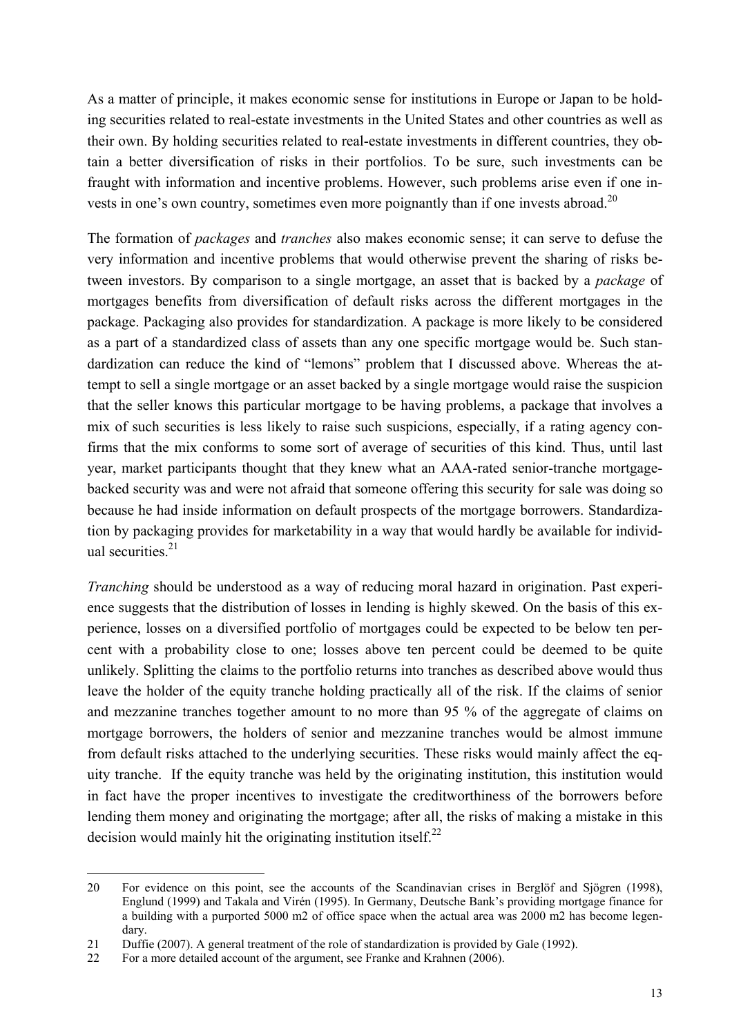As a matter of principle, it makes economic sense for institutions in Europe or Japan to be holding securities related to real-estate investments in the United States and other countries as well as their own. By holding securities related to real-estate investments in different countries, they obtain a better diversification of risks in their portfolios. To be sure, such investments can be fraught with information and incentive problems. However, such problems arise even if one invests in one's own country, sometimes even more poignantly than if one invests abroad.[20]

The formation of *packages* and *tranches* also makes economic sense; it can serve to defuse the very information and incentive problems that would otherwise prevent the sharing of risks between investors. By comparison to a single mortgage, an asset that is backed by a *package* of mortgages benefits from diversification of default risks across the different mortgages in the package. Packaging also provides for standardization. A package is more likely to be considered as a part of a standardized class of assets than any one specific mortgage would be. Such standardization can reduce the kind of "lemons" problem that I discussed above. Whereas the attempt to sell a single mortgage or an asset backed by a single mortgage would raise the suspicion that the seller knows this particular mortgage to be having problems, a package that involves a mix of such securities is less likely to raise such suspicions, especially, if a rating agency confirms that the mix conforms to some sort of average of securities of this kind. Thus, until last year, market participants thought that they knew what an AAA-rated senior-tranche mortgage-backed security was and were not afraid that someone offering this security for sale was doing so because he had inside information on default prospects of the mortgage borrowers. Standardization by packaging provides for marketability in a way that would hardly be available for individual securities.[21]

*Tranching* should be understood as a way of reducing moral hazard in origination. Past experience suggests that the distribution of losses in lending is highly skewed. On the basis of this experience, losses on a diversified portfolio of mortgages could be expected to be below ten percent with a probability close to one; losses above ten percent could be deemed to be quite unlikely. Splitting the claims to the portfolio returns into tranches as described above would thus leave the holder of the equity tranche holding practically all of the risk. If the claims of senior and mezzanine tranches together amount to no more than 95 % of the aggregate of claims on mortgage borrowers, the holders of senior and mezzanine tranches would be almost immune from default risks attached to the underlying securities. These risks would mainly affect the equity tranche. If the equity tranche was held by the originating institution, this institution would in fact have the proper incentives to investigate the creditworthiness of the borrowers before lending them money and originating the mortgage; after all, the risks of making a mistake in this decision would mainly hit the originating institution itself.[22]

---

20 For evidence on this point, see the accounts of the Scandinavian crises in Berglöf and Sjögren (1998), Englund (1999) and Takala and Virén (1995). In Germany, Deutsche Bank's providing mortgage finance for a building with a purported 5000 m2 of office space when the actual area was 2000 m2 has become legendary.

21 Duffie (2007). A general treatment of the role of standardization is provided by Gale (1992).

22 For a more detailed account of the argument, see Franke and Krahnen (2006).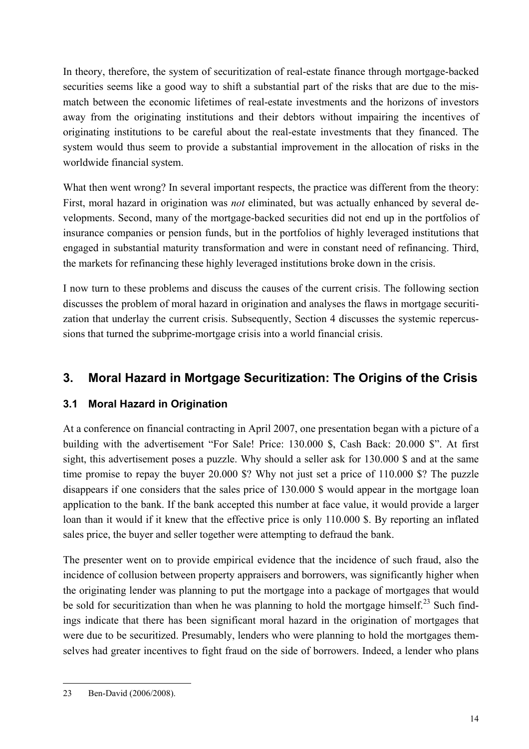In theory, therefore, the system of securitization of real-estate finance through mortgage-backed securities seems like a good way to shift a substantial part of the risks that are due to the mismatch between the economic lifetimes of real-estate investments and the horizons of investors away from the originating institutions and their debtors without impairing the incentives of originating institutions to be careful about the real-estate investments that they financed. The system would thus seem to provide a substantial improvement in the allocation of risks in the worldwide financial system.

What then went wrong? In several important respects, the practice was different from the theory: First, moral hazard in origination was *not* eliminated, but was actually enhanced by several developments. Second, many of the mortgage-backed securities did not end up in the portfolios of insurance companies or pension funds, but in the portfolios of highly leveraged institutions that engaged in substantial maturity transformation and were in constant need of refinancing. Third, the markets for refinancing these highly leveraged institutions broke down in the crisis.

I now turn to these problems and discuss the causes of the current crisis. The following section discusses the problem of moral hazard in origination and analyses the flaws in mortgage securitization that underlay the current crisis. Subsequently, Section 4 discusses the systemic repercussions that turned the subprime-mortgage crisis into a world financial crisis.

## 3. Moral Hazard in Mortgage Securitization: The Origins of the Crisis

### 3.1 Moral Hazard in Origination

At a conference on financial contracting in April 2007, one presentation began with a picture of a building with the advertisement "For Sale! Price: 130.000 \$, Cash Back: 20.000 \$". At first sight, this advertisement poses a puzzle. Why should a seller ask for 130.000 \$ and at the same time promise to repay the buyer 20.000 \$? Why not just set a price of 110.000 \$? The puzzle disappears if one considers that the sales price of 130.000 \$ would appear in the mortgage loan application to the bank. If the bank accepted this number at face value, it would provide a larger loan than it would if it knew that the effective price is only 110.000 \$. By reporting an inflated sales price, the buyer and seller together were attempting to defraud the bank.

The presenter went on to provide empirical evidence that the incidence of such fraud, also the incidence of collusion between property appraisers and borrowers, was significantly higher when the originating lender was planning to put the mortgage into a package of mortgages that would be sold for securitization than when he was planning to hold the mortgage himself.[23] Such findings indicate that there has been significant moral hazard in the origination of mortgages that were due to be securitized. Presumably, lenders who were planning to hold the mortgages themselves had greater incentives to fight fraud on the side of borrowers. Indeed, a lender who plans

23 Ben-David (2006/2008).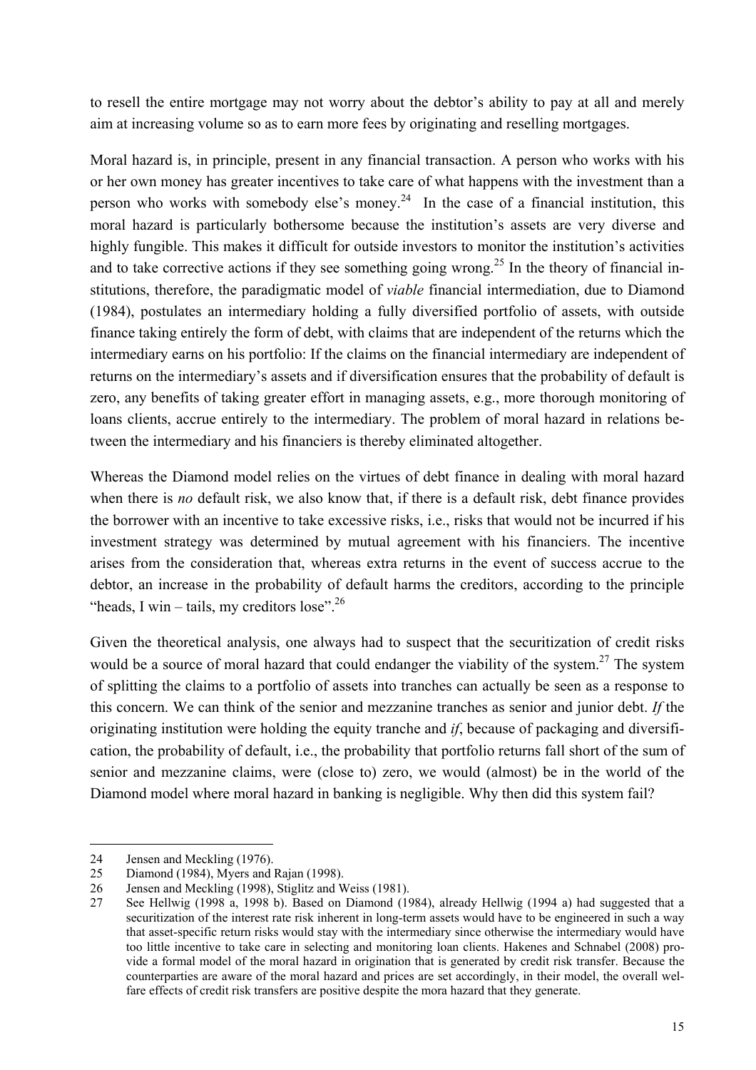to resell the entire mortgage may not worry about the debtor's ability to pay at all and merely aim at increasing volume so as to earn more fees by originating and reselling mortgages.

Moral hazard is, in principle, present in any financial transaction. A person who works with his or her own money has greater incentives to take care of what happens with the investment than a person who works with somebody else's money.[24] In the case of a financial institution, this moral hazard is particularly bothersome because the institution's assets are very diverse and highly fungible. This makes it difficult for outside investors to monitor the institution's activities and to take corrective actions if they see something going wrong.[25] In the theory of financial institutions, therefore, the paradigmatic model of *viable* financial intermediation, due to Diamond (1984), postulates an intermediary holding a fully diversified portfolio of assets, with outside finance taking entirely the form of debt, with claims that are independent of the returns which the intermediary earns on his portfolio: If the claims on the financial intermediary are independent of returns on the intermediary's assets and if diversification ensures that the probability of default is zero, any benefits of taking greater effort in managing assets, e.g., more thorough monitoring of loans clients, accrue entirely to the intermediary. The problem of moral hazard in relations between the intermediary and his financiers is thereby eliminated altogether.

Whereas the Diamond model relies on the virtues of debt finance in dealing with moral hazard when there is *no* default risk, we also know that, if there is a default risk, debt finance provides the borrower with an incentive to take excessive risks, i.e., risks that would not be incurred if his investment strategy was determined by mutual agreement with his financiers. The incentive arises from the consideration that, whereas extra returns in the event of success accrue to the debtor, an increase in the probability of default harms the creditors, according to the principle "heads, I win – tails, my creditors lose".[26]

Given the theoretical analysis, one always had to suspect that the securitization of credit risks would be a source of moral hazard that could endanger the viability of the system.[27] The system of splitting the claims to a portfolio of assets into tranches can actually be seen as a response to this concern. We can think of the senior and mezzanine tranches as senior and junior debt. *If* the originating institution were holding the equity tranche and *if*, because of packaging and diversification, the probability of default, i.e., the probability that portfolio returns fall short of the sum of senior and mezzanine claims, were (close to) zero, we would (almost) be in the world of the Diamond model where moral hazard in banking is negligible. Why then did this system fail?

---

24 Jensen and Meckling (1976).

25 Diamond (1984), Myers and Rajan (1998).

26 Jensen and Meckling (1998), Stiglitz and Weiss (1981).

27 See Hellwig (1998 a, 1998 b). Based on Diamond (1984), already Hellwig (1994 a) had suggested that a securitization of the interest rate risk inherent in long-term assets would have to be engineered in such a way that asset-specific return risks would stay with the intermediary since otherwise the intermediary would have too little incentive to take care in selecting and monitoring loan clients. Hakenes and Schnabel (2008) provide a formal model of the moral hazard in origination that is generated by credit risk transfer. Because the counterparties are aware of the moral hazard and prices are set accordingly, in their model, the overall welfare effects of credit risk transfers are positive despite the mora hazard that they generate.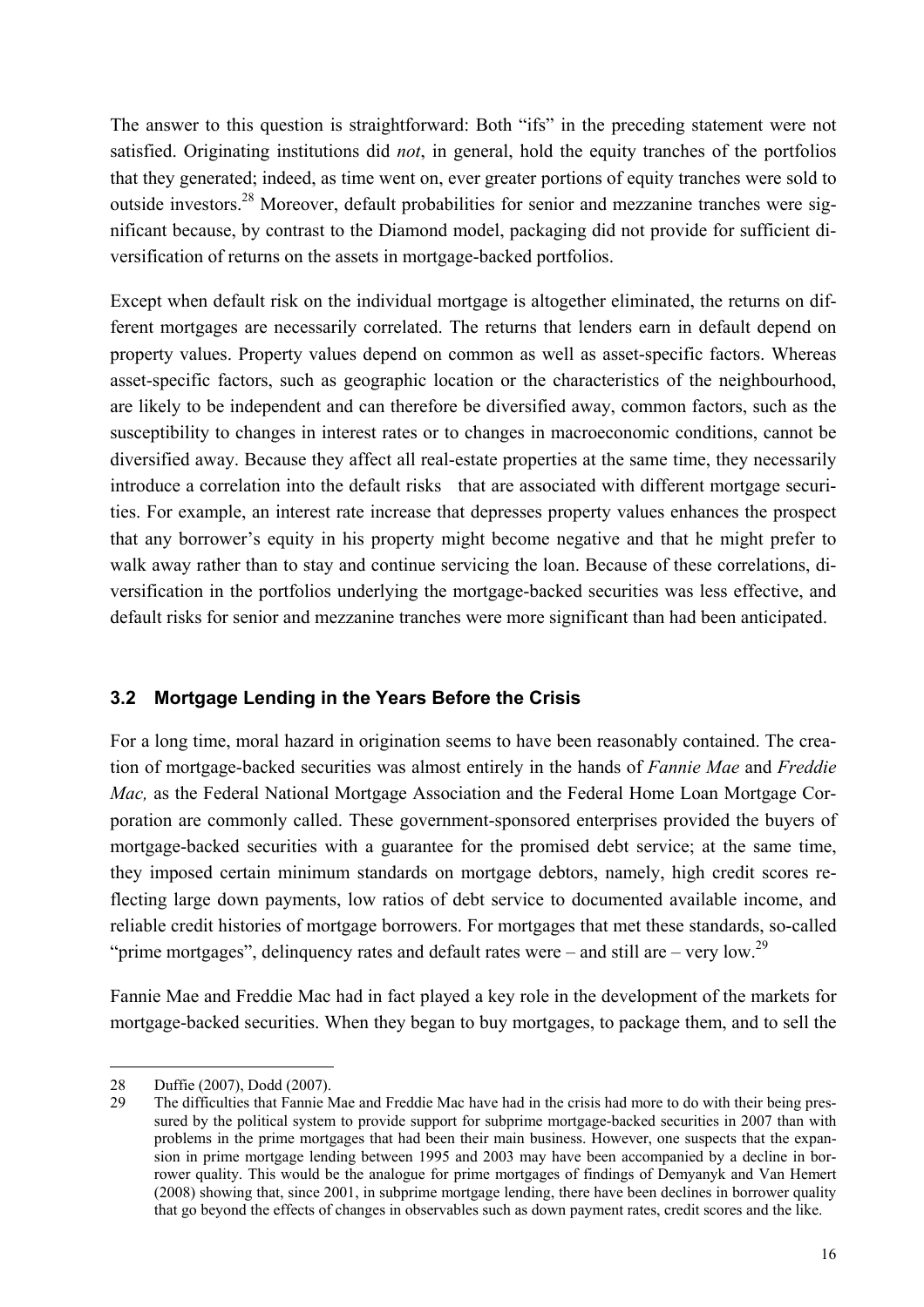The answer to this question is straightforward: Both "ifs" in the preceding statement were not satisfied. Originating institutions did *not*, in general, hold the equity tranches of the portfolios that they generated; indeed, as time went on, ever greater portions of equity tranches were sold to outside investors.[28] Moreover, default probabilities for senior and mezzanine tranches were significant because, by contrast to the Diamond model, packaging did not provide for sufficient diversification of returns on the assets in mortgage-backed portfolios.

Except when default risk on the individual mortgage is altogether eliminated, the returns on different mortgages are necessarily correlated. The returns that lenders earn in default depend on property values. Property values depend on common as well as asset-specific factors. Whereas asset-specific factors, such as geographic location or the characteristics of the neighbourhood, are likely to be independent and can therefore be diversified away, common factors, such as the susceptibility to changes in interest rates or to changes in macroeconomic conditions, cannot be diversified away. Because they affect all real-estate properties at the same time, they necessarily introduce a correlation into the default risks that are associated with different mortgage securities. For example, an interest rate increase that depresses property values enhances the prospect that any borrower's equity in his property might become negative and that he might prefer to walk away rather than to stay and continue servicing the loan. Because of these correlations, diversification in the portfolios underlying the mortgage-backed securities was less effective, and default risks for senior and mezzanine tranches were more significant than had been anticipated.

## 3.2 Mortgage Lending in the Years Before the Crisis

For a long time, moral hazard in origination seems to have been reasonably contained. The creation of mortgage-backed securities was almost entirely in the hands of *Fannie Mae* and *Freddie Mac,* as the Federal National Mortgage Association and the Federal Home Loan Mortgage Corporation are commonly called. These government-sponsored enterprises provided the buyers of mortgage-backed securities with a guarantee for the promised debt service; at the same time, they imposed certain minimum standards on mortgage debtors, namely, high credit scores reflecting large down payments, low ratios of debt service to documented available income, and reliable credit histories of mortgage borrowers. For mortgages that met these standards, so-called "prime mortgages", delinquency rates and default rates were – and still are – very low.[29]

Fannie Mae and Freddie Mac had in fact played a key role in the development of the markets for mortgage-backed securities. When they began to buy mortgages, to package them, and to sell the

---

28 Duffie (2007), Dodd (2007).

29 The difficulties that Fannie Mae and Freddie Mac have had in the crisis had more to do with their being pressured by the political system to provide support for subprime mortgage-backed securities in 2007 than with problems in the prime mortgages that had been their main business. However, one suspects that the expansion in prime mortgage lending between 1995 and 2003 may have been accompanied by a decline in borrower quality. This would be the analogue for prime mortgages of findings of Demyanyk and Van Hemert (2008) showing that, since 2001, in subprime mortgage lending, there have been declines in borrower quality that go beyond the effects of changes in observables such as down payment rates, credit scores and the like.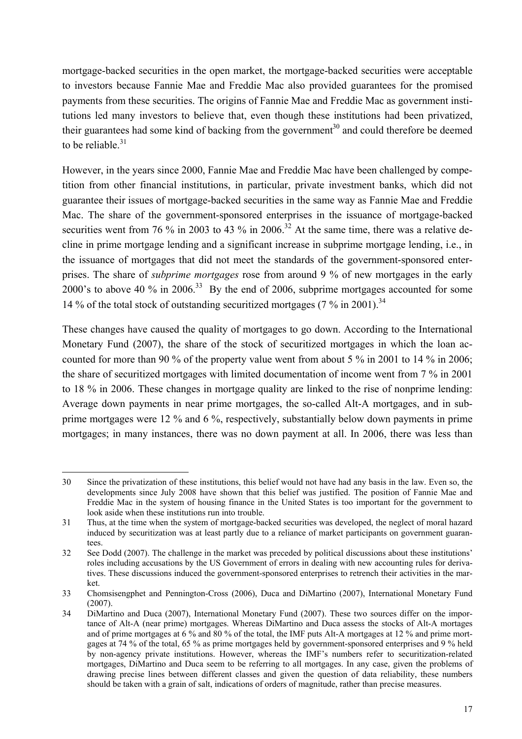mortgage-backed securities in the open market, the mortgage-backed securities were acceptable to investors because Fannie Mae and Freddie Mac also provided guarantees for the promised payments from these securities. The origins of Fannie Mae and Freddie Mac as government institutions led many investors to believe that, even though these institutions had been privatized, their guarantees had some kind of backing from the government[30] and could therefore be deemed to be reliable.[31]

However, in the years since 2000, Fannie Mae and Freddie Mac have been challenged by competition from other financial institutions, in particular, private investment banks, which did not guarantee their issues of mortgage-backed securities in the same way as Fannie Mae and Freddie Mac. The share of the government-sponsored enterprises in the issuance of mortgage-backed securities went from 76 % in 2003 to 43 % in 2006.[32] At the same time, there was a relative decline in prime mortgage lending and a significant increase in subprime mortgage lending, i.e., in the issuance of mortgages that did not meet the standards of the government-sponsored enterprises. The share of *subprime mortgages* rose from around 9 % of new mortgages in the early 2000's to above 40 % in 2006.[33] By the end of 2006, subprime mortgages accounted for some 14 % of the total stock of outstanding securitized mortgages (7 % in 2001).[34]

These changes have caused the quality of mortgages to go down. According to the International Monetary Fund (2007), the share of the stock of securitized mortgages in which the loan accounted for more than 90 % of the property value went from about 5 % in 2001 to 14 % in 2006; the share of securitized mortgages with limited documentation of income went from 7 % in 2001 to 18 % in 2006. These changes in mortgage quality are linked to the rise of nonprime lending: Average down payments in near prime mortgages, the so-called Alt-A mortgages, and in subprime mortgages were 12 % and 6 %, respectively, substantially below down payments in prime mortgages; in many instances, there was no down payment at all. In 2006, there was less than

---

30 Since the privatization of these institutions, this belief would not have had any basis in the law. Even so, the developments since July 2008 have shown that this belief was justified. The position of Fannie Mae and Freddie Mac in the system of housing finance in the United States is too important for the government to look aside when these institutions run into trouble.

31 Thus, at the time when the system of mortgage-backed securities was developed, the neglect of moral hazard induced by securitization was at least partly due to a reliance of market participants on government guarantees.

32 See Dodd (2007). The challenge in the market was preceded by political discussions about these institutions' roles including accusations by the US Government of errors in dealing with new accounting rules for derivatives. These discussions induced the government-sponsored enterprises to retrench their activities in the market.

33 Chomsisengphet and Pennington-Cross (2006), Duca and DiMartino (2007), International Monetary Fund (2007).

34 DiMartino and Duca (2007), International Monetary Fund (2007). These two sources differ on the importance of Alt-A (near prime) mortgages. Whereas DiMartino and Duca assess the stocks of Alt-A mortages and of prime mortgages at 6 % and 80 % of the total, the IMF puts Alt-A mortgages at 12 % and prime mortgages at 74 % of the total, 65 % as prime mortgages held by government-sponsored enterprises and 9 % held by non-agency private institutions. However, whereas the IMF's numbers refer to securitization-related mortgages, DiMartino and Duca seem to be referring to all mortgages. In any case, given the problems of drawing precise lines between different classes and given the question of data reliability, these numbers should be taken with a grain of salt, indications of orders of magnitude, rather than precise measures.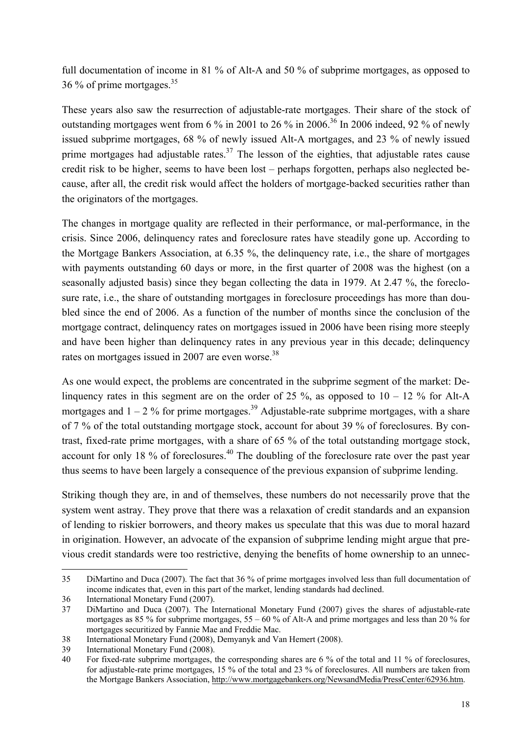full documentation of income in 81 % of Alt-A and 50 % of subprime mortgages, as opposed to 36 % of prime mortgages.[35]

These years also saw the resurrection of adjustable-rate mortgages. Their share of the stock of outstanding mortgages went from 6 % in 2001 to 26 % in 2006.[36] In 2006 indeed, 92 % of newly issued subprime mortgages, 68 % of newly issued Alt-A mortgages, and 23 % of newly issued prime mortgages had adjustable rates.[37] The lesson of the eighties, that adjustable rates cause credit risk to be higher, seems to have been lost – perhaps forgotten, perhaps also neglected because, after all, the credit risk would affect the holders of mortgage-backed securities rather than the originators of the mortgages.

The changes in mortgage quality are reflected in their performance, or mal-performance, in the crisis. Since 2006, delinquency rates and foreclosure rates have steadily gone up. According to the Mortgage Bankers Association, at 6.35 %, the delinquency rate, i.e., the share of mortgages with payments outstanding 60 days or more, in the first quarter of 2008 was the highest (on a seasonally adjusted basis) since they began collecting the data in 1979. At 2.47 %, the foreclosure rate, i.e., the share of outstanding mortgages in foreclosure proceedings has more than doubled since the end of 2006. As a function of the number of months since the conclusion of the mortgage contract, delinquency rates on mortgages issued in 2006 have been rising more steeply and have been higher than delinquency rates in any previous year in this decade; delinquency rates on mortgages issued in 2007 are even worse.[38]

As one would expect, the problems are concentrated in the subprime segment of the market: Delinquency rates in this segment are on the order of 25 %, as opposed to 10 – 12 % for Alt-A mortgages and 1 – 2 % for prime mortgages.[39] Adjustable-rate subprime mortgages, with a share of 7 % of the total outstanding mortgage stock, account for about 39 % of foreclosures. By contrast, fixed-rate prime mortgages, with a share of 65 % of the total outstanding mortgage stock, account for only 18 % of foreclosures.[40] The doubling of the foreclosure rate over the past year thus seems to have been largely a consequence of the previous expansion of subprime lending.

Striking though they are, in and of themselves, these numbers do not necessarily prove that the system went astray. They prove that there was a relaxation of credit standards and an expansion of lending to riskier borrowers, and theory makes us speculate that this was due to moral hazard in origination. However, an advocate of the expansion of subprime lending might argue that previous credit standards were too restrictive, denying the benefits of home ownership to an unnec-

---

35 DiMartino and Duca (2007). The fact that 36 % of prime mortgages involved less than full documentation of income indicates that, even in this part of the market, lending standards had declined.

36 International Monetary Fund (2007).

37 DiMartino and Duca (2007). The International Monetary Fund (2007) gives the shares of adjustable-rate mortgages as 85 % for subprime mortgages, 55 – 60 % of Alt-A and prime mortgages and less than 20 % for mortgages securitized by Fannie Mae and Freddie Mac.

38 International Monetary Fund (2008), Demyanyk and Van Hemert (2008).

39 International Monetary Fund (2008).

40 For fixed-rate subprime mortgages, the corresponding shares are 6 % of the total and 11 % of foreclosures, for adjustable-rate prime mortgages, 15 % of the total and 23 % of foreclosures. All numbers are taken from the Mortgage Bankers Association, http://www.mortgagebankers.org/NewsandMedia/PressCenter/62936.htm.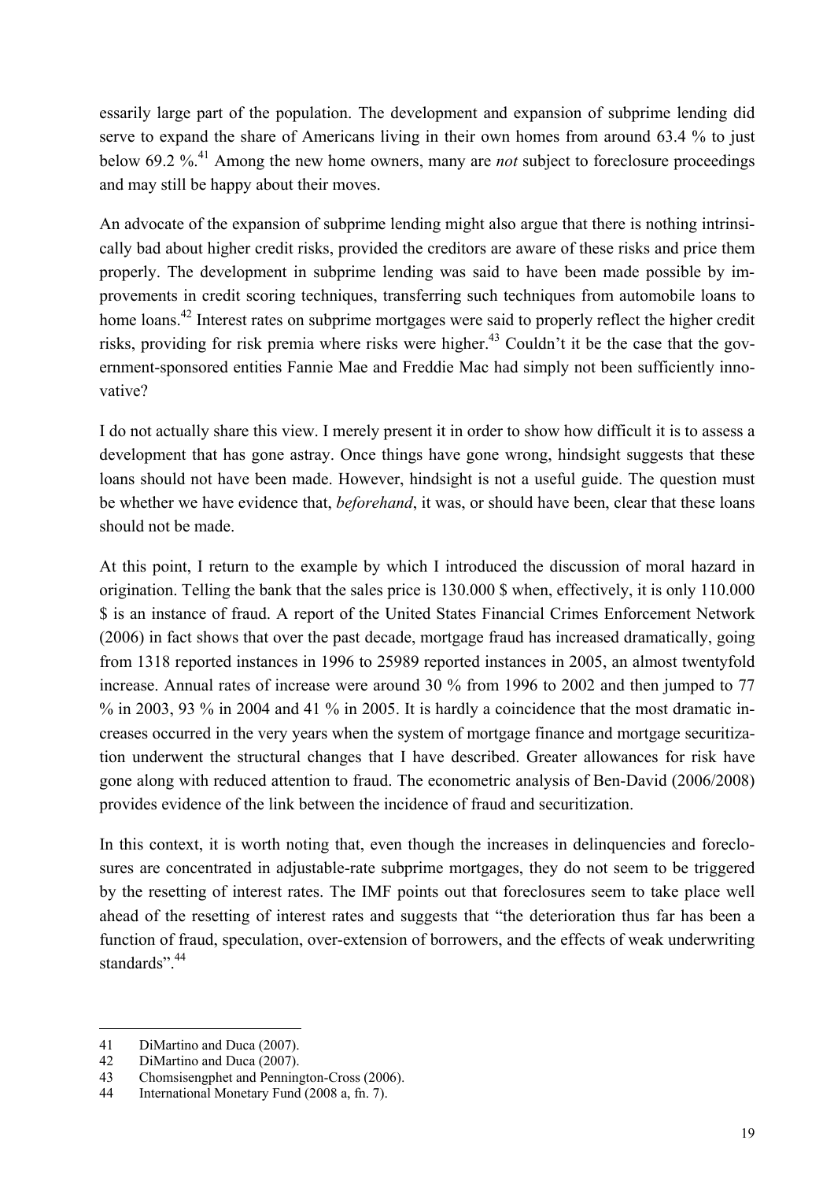essarily large part of the population. The development and expansion of subprime lending did serve to expand the share of Americans living in their own homes from around 63.4 % to just below 69.2 %.[41] Among the new home owners, many are *not* subject to foreclosure proceedings and may still be happy about their moves.

An advocate of the expansion of subprime lending might also argue that there is nothing intrinsically bad about higher credit risks, provided the creditors are aware of these risks and price them properly. The development in subprime lending was said to have been made possible by improvements in credit scoring techniques, transferring such techniques from automobile loans to home loans.[42] Interest rates on subprime mortgages were said to properly reflect the higher credit risks, providing for risk premia where risks were higher.[43] Couldn't it be the case that the government-sponsored entities Fannie Mae and Freddie Mac had simply not been sufficiently innovative?

I do not actually share this view. I merely present it in order to show how difficult it is to assess a development that has gone astray. Once things have gone wrong, hindsight suggests that these loans should not have been made. However, hindsight is not a useful guide. The question must be whether we have evidence that, *beforehand*, it was, or should have been, clear that these loans should not be made.

At this point, I return to the example by which I introduced the discussion of moral hazard in origination. Telling the bank that the sales price is 130.000 $ when, effectively, it is only 110.000 $ is an instance of fraud. A report of the United States Financial Crimes Enforcement Network (2006) in fact shows that over the past decade, mortgage fraud has increased dramatically, going from 1318 reported instances in 1996 to 25989 reported instances in 2005, an almost twentyfold increase. Annual rates of increase were around 30 % from 1996 to 2002 and then jumped to 77 % in 2003, 93 % in 2004 and 41 % in 2005. It is hardly a coincidence that the most dramatic increases occurred in the very years when the system of mortgage finance and mortgage securitization underwent the structural changes that I have described. Greater allowances for risk have gone along with reduced attention to fraud. The econometric analysis of Ben-David (2006/2008) provides evidence of the link between the incidence of fraud and securitization.

In this context, it is worth noting that, even though the increases in delinquencies and foreclosures are concentrated in adjustable-rate subprime mortgages, they do not seem to be triggered by the resetting of interest rates. The IMF points out that foreclosures seem to take place well ahead of the resetting of interest rates and suggests that "the deterioration thus far has been a function of fraud, speculation, over-extension of borrowers, and the effects of weak underwriting standards".[44]

---

41 DiMartino and Duca (2007).

42 DiMartino and Duca (2007).

43 Chomsisengphet and Pennington-Cross (2006).

44 International Monetary Fund (2008 a, fn. 7).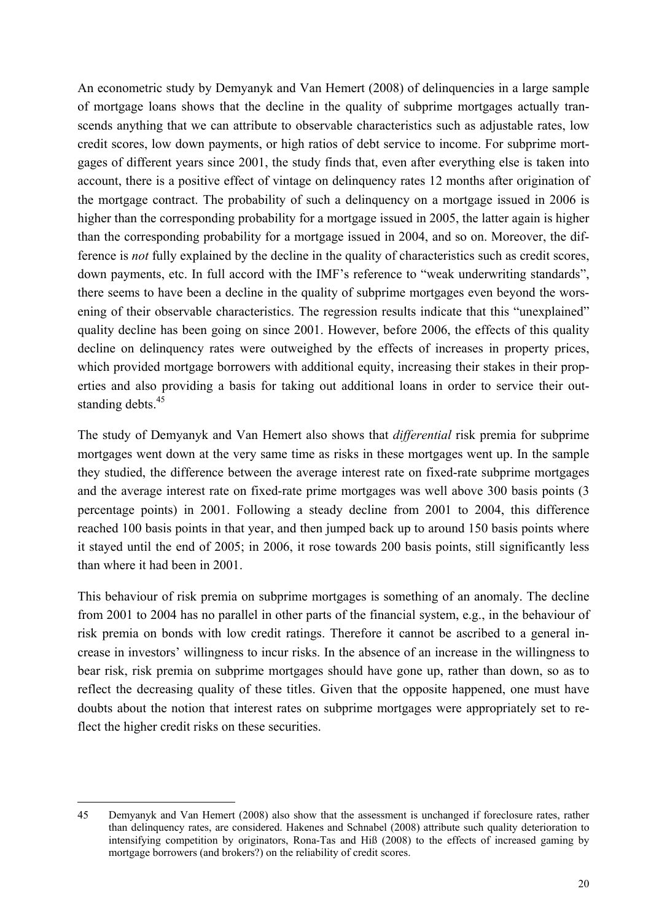An econometric study by Demyanyk and Van Hemert (2008) of delinquencies in a large sample of mortgage loans shows that the decline in the quality of subprime mortgages actually transcends anything that we can attribute to observable characteristics such as adjustable rates, low credit scores, low down payments, or high ratios of debt service to income. For subprime mortgages of different years since 2001, the study finds that, even after everything else is taken into account, there is a positive effect of vintage on delinquency rates 12 months after origination of the mortgage contract. The probability of such a delinquency on a mortgage issued in 2006 is higher than the corresponding probability for a mortgage issued in 2005, the latter again is higher than the corresponding probability for a mortgage issued in 2004, and so on. Moreover, the difference is *not* fully explained by the decline in the quality of characteristics such as credit scores, down payments, etc. In full accord with the IMF's reference to "weak underwriting standards", there seems to have been a decline in the quality of subprime mortgages even beyond the worsening of their observable characteristics. The regression results indicate that this "unexplained" quality decline has been going on since 2001. However, before 2006, the effects of this quality decline on delinquency rates were outweighed by the effects of increases in property prices, which provided mortgage borrowers with additional equity, increasing their stakes in their properties and also providing a basis for taking out additional loans in order to service their outstanding debts.[45]

The study of Demyanyk and Van Hemert also shows that *differential* risk premia for subprime mortgages went down at the very same time as risks in these mortgages went up. In the sample they studied, the difference between the average interest rate on fixed-rate subprime mortgages and the average interest rate on fixed-rate prime mortgages was well above 300 basis points (3 percentage points) in 2001. Following a steady decline from 2001 to 2004, this difference reached 100 basis points in that year, and then jumped back up to around 150 basis points where it stayed until the end of 2005; in 2006, it rose towards 200 basis points, still significantly less than where it had been in 2001.

This behaviour of risk premia on subprime mortgages is something of an anomaly. The decline from 2001 to 2004 has no parallel in other parts of the financial system, e.g., in the behaviour of risk premia on bonds with low credit ratings. Therefore it cannot be ascribed to a general increase in investors' willingness to incur risks. In the absence of an increase in the willingness to bear risk, risk premia on subprime mortgages should have gone up, rather than down, so as to reflect the decreasing quality of these titles. Given that the opposite happened, one must have doubts about the notion that interest rates on subprime mortgages were appropriately set to reflect the higher credit risks on these securities.

---

45 Demyanyk and Van Hemert (2008) also show that the assessment is unchanged if foreclosure rates, rather than delinquency rates, are considered. Hakenes and Schnabel (2008) attribute such quality deterioration to intensifying competition by originators, Rona-Tas and Hiß (2008) to the effects of increased gaming by mortgage borrowers (and brokers?) on the reliability of credit scores.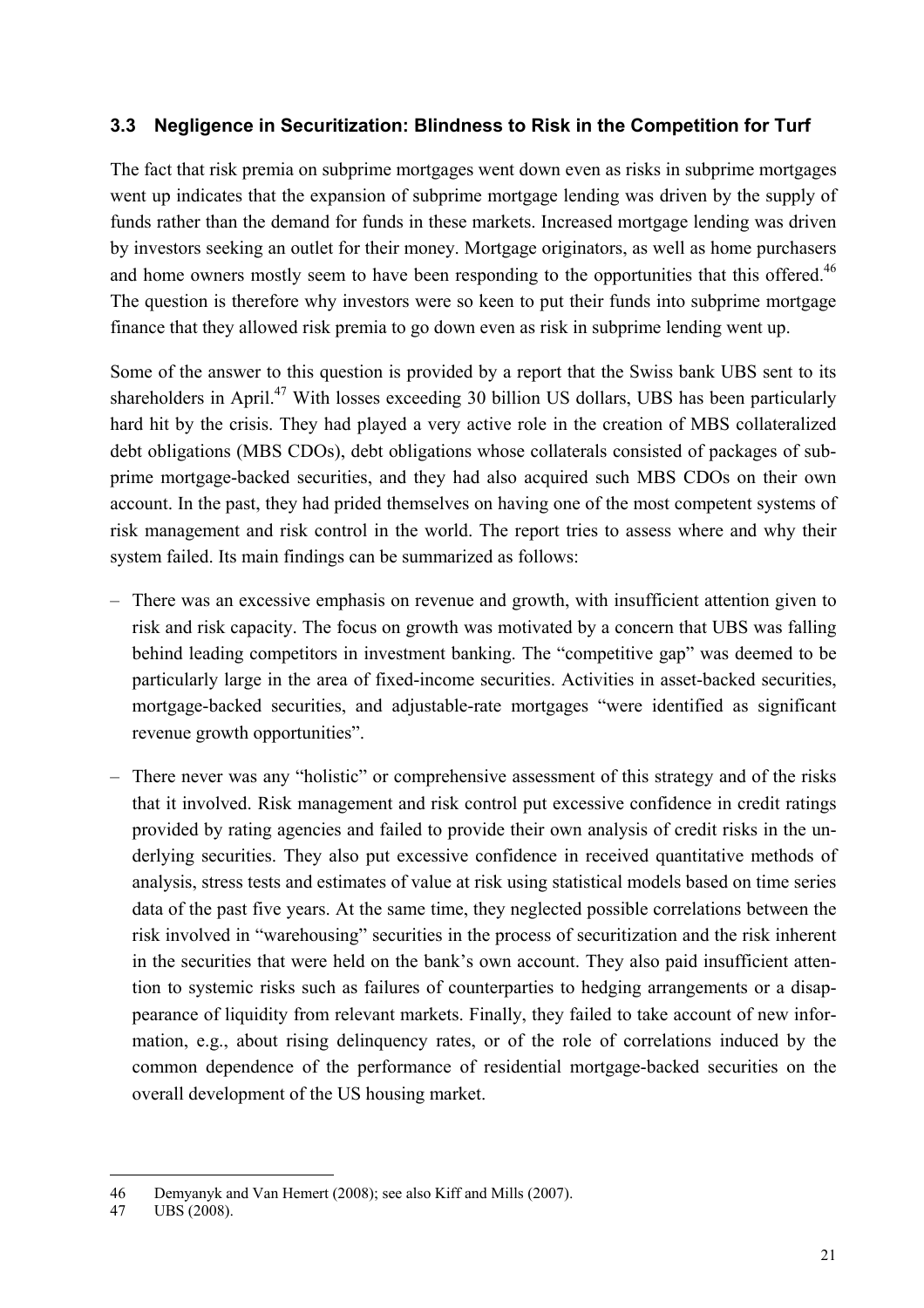### 3.3 Negligence in Securitization: Blindness to Risk in the Competition for Turf

The fact that risk premia on subprime mortgages went down even as risks in subprime mortgages went up indicates that the expansion of subprime mortgage lending was driven by the supply of funds rather than the demand for funds in these markets. Increased mortgage lending was driven by investors seeking an outlet for their money. Mortgage originators, as well as home purchasers and home owners mostly seem to have been responding to the opportunities that this offered.[46] The question is therefore why investors were so keen to put their funds into subprime mortgage finance that they allowed risk premia to go down even as risk in subprime lending went up.

Some of the answer to this question is provided by a report that the Swiss bank UBS sent to its shareholders in April.[47] With losses exceeding 30 billion US dollars, UBS has been particularly hard hit by the crisis. They had played a very active role in the creation of MBS collateralized debt obligations (MBS CDOs), debt obligations whose collaterals consisted of packages of subprime mortgage-backed securities, and they had also acquired such MBS CDOs on their own account. In the past, they had prided themselves on having one of the most competent systems of risk management and risk control in the world. The report tries to assess where and why their system failed. Its main findings can be summarized as follows:

- There was an excessive emphasis on revenue and growth, with insufficient attention given to risk and risk capacity. The focus on growth was motivated by a concern that UBS was falling behind leading competitors in investment banking. The "competitive gap" was deemed to be particularly large in the area of fixed-income securities. Activities in asset-backed securities, mortgage-backed securities, and adjustable-rate mortgages "were identified as significant revenue growth opportunities".

- There never was any "holistic" or comprehensive assessment of this strategy and of the risks that it involved. Risk management and risk control put excessive confidence in credit ratings provided by rating agencies and failed to provide their own analysis of credit risks in the underlying securities. They also put excessive confidence in received quantitative methods of analysis, stress tests and estimates of value at risk using statistical models based on time series data of the past five years. At the same time, they neglected possible correlations between the risk involved in "warehousing" securities in the process of securitization and the risk inherent in the securities that were held on the bank's own account. They also paid insufficient attention to systemic risks such as failures of counterparties to hedging arrangements or a disappearance of liquidity from relevant markets. Finally, they failed to take account of new information, e.g., about rising delinquency rates, or of the role of correlations induced by the common dependence of the performance of residential mortgage-backed securities on the overall development of the US housing market.

---

46 Demyanyk and Van Hemert (2008); see also Kiff and Mills (2007).

47 UBS (2008).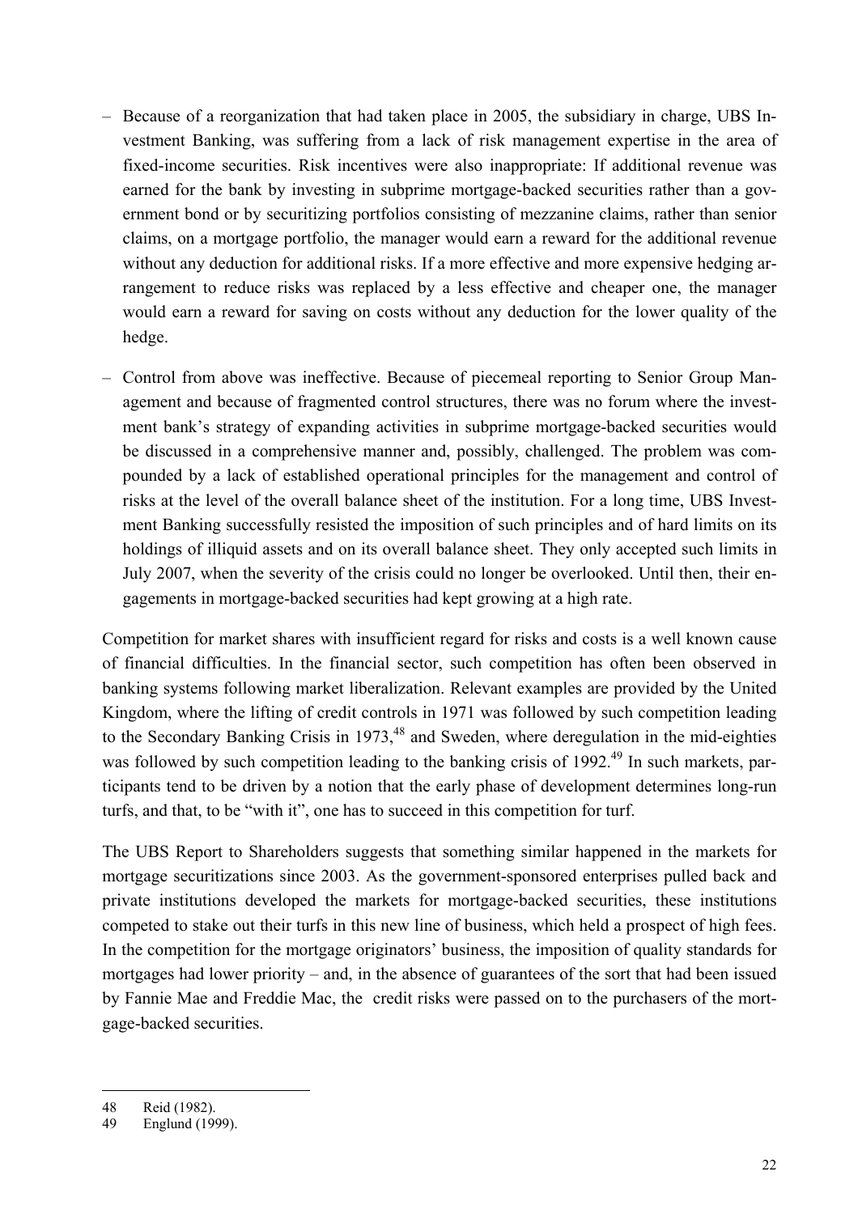- Because of a reorganization that had taken place in 2005, the subsidiary in charge, UBS Investment Banking, was suffering from a lack of risk management expertise in the area of fixed-income securities. Risk incentives were also inappropriate: If additional revenue was earned for the bank by investing in subprime mortgage-backed securities rather than a government bond or by securitizing portfolios consisting of mezzanine claims, rather than senior claims, on a mortgage portfolio, the manager would earn a reward for the additional revenue without any deduction for additional risks. If a more effective and more expensive hedging arrangement to reduce risks was replaced by a less effective and cheaper one, the manager would earn a reward for saving on costs without any deduction for the lower quality of the hedge.

- Control from above was ineffective. Because of piecemeal reporting to Senior Group Management and because of fragmented control structures, there was no forum where the investment bank's strategy of expanding activities in subprime mortgage-backed securities would be discussed in a comprehensive manner and, possibly, challenged. The problem was compounded by a lack of established operational principles for the management and control of risks at the level of the overall balance sheet of the institution. For a long time, UBS Investment Banking successfully resisted the imposition of such principles and of hard limits on its holdings of illiquid assets and on its overall balance sheet. They only accepted such limits in July 2007, when the severity of the crisis could no longer be overlooked. Until then, their engagements in mortgage-backed securities had kept growing at a high rate.

Competition for market shares with insufficient regard for risks and costs is a well known cause of financial difficulties. In the financial sector, such competition has often been observed in banking systems following market liberalization. Relevant examples are provided by the United Kingdom, where the lifting of credit controls in 1971 was followed by such competition leading to the Secondary Banking Crisis in 1973,[48] and Sweden, where deregulation in the mid-eighties was followed by such competition leading to the banking crisis of 1992.[49] In such markets, participants tend to be driven by a notion that the early phase of development determines long-run turfs, and that, to be "with it", one has to succeed in this competition for turf.

The UBS Report to Shareholders suggests that something similar happened in the markets for mortgage securitizations since 2003. As the government-sponsored enterprises pulled back and private institutions developed the markets for mortgage-backed securities, these institutions competed to stake out their turfs in this new line of business, which held a prospect of high fees. In the competition for the mortgage originators' business, the imposition of quality standards for mortgages had lower priority – and, in the absence of guarantees of the sort that had been issued by Fannie Mae and Freddie Mac, the credit risks were passed on to the purchasers of the mortgage-backed securities.

48 Reid (1982).

49 Englund (1999).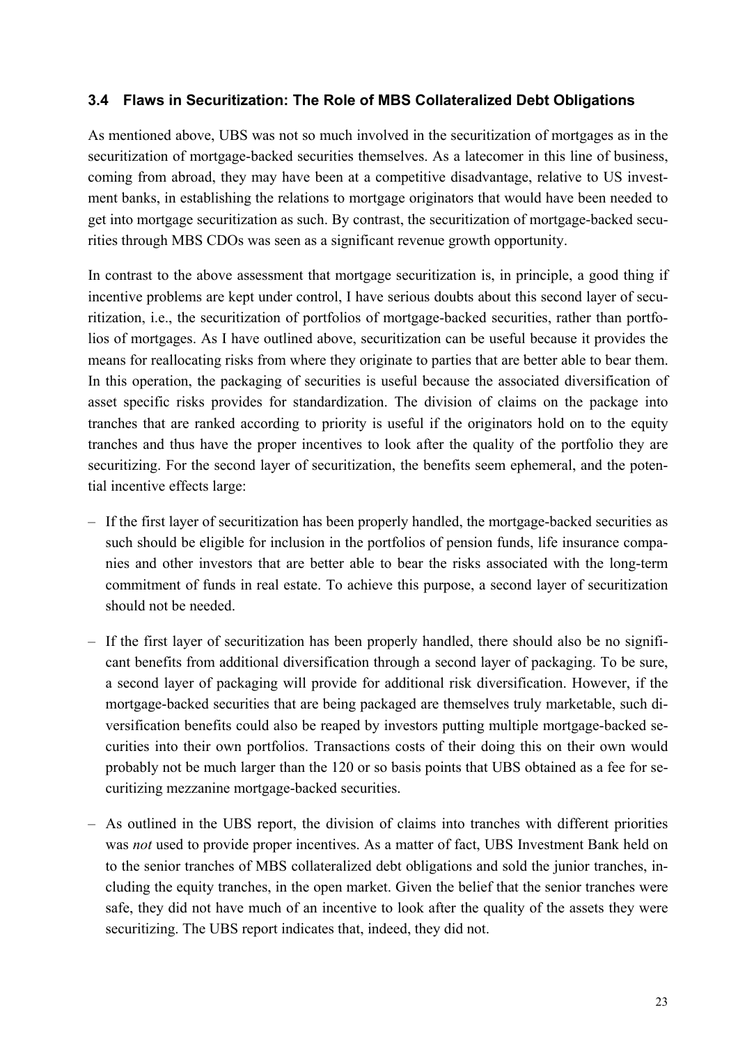### 3.4 Flaws in Securitization: The Role of MBS Collateralized Debt Obligations

As mentioned above, UBS was not so much involved in the securitization of mortgages as in the securitization of mortgage-backed securities themselves. As a latecomer in this line of business, coming from abroad, they may have been at a competitive disadvantage, relative to US investment banks, in establishing the relations to mortgage originators that would have been needed to get into mortgage securitization as such. By contrast, the securitization of mortgage-backed securities through MBS CDOs was seen as a significant revenue growth opportunity.

In contrast to the above assessment that mortgage securitization is, in principle, a good thing if incentive problems are kept under control, I have serious doubts about this second layer of securitization, i.e., the securitization of portfolios of mortgage-backed securities, rather than portfolios of mortgages. As I have outlined above, securitization can be useful because it provides the means for reallocating risks from where they originate to parties that are better able to bear them. In this operation, the packaging of securities is useful because the associated diversification of asset specific risks provides for standardization. The division of claims on the package into tranches that are ranked according to priority is useful if the originators hold on to the equity tranches and thus have the proper incentives to look after the quality of the portfolio they are securitizing. For the second layer of securitization, the benefits seem ephemeral, and the potential incentive effects large:

- If the first layer of securitization has been properly handled, the mortgage-backed securities as such should be eligible for inclusion in the portfolios of pension funds, life insurance companies and other investors that are better able to bear the risks associated with the long-term commitment of funds in real estate. To achieve this purpose, a second layer of securitization should not be needed.
- If the first layer of securitization has been properly handled, there should also be no significant benefits from additional diversification through a second layer of packaging. To be sure, a second layer of packaging will provide for additional risk diversification. However, if the mortgage-backed securities that are being packaged are themselves truly marketable, such diversification benefits could also be reaped by investors putting multiple mortgage-backed securities into their own portfolios. Transactions costs of their doing this on their own would probably not be much larger than the 120 or so basis points that UBS obtained as a fee for securitizing mezzanine mortgage-backed securities.
- As outlined in the UBS report, the division of claims into tranches with different priorities was *not* used to provide proper incentives. As a matter of fact, UBS Investment Bank held on to the senior tranches of MBS collateralized debt obligations and sold the junior tranches, including the equity tranches, in the open market. Given the belief that the senior tranches were safe, they did not have much of an incentive to look after the quality of the assets they were securitizing. The UBS report indicates that, indeed, they did not.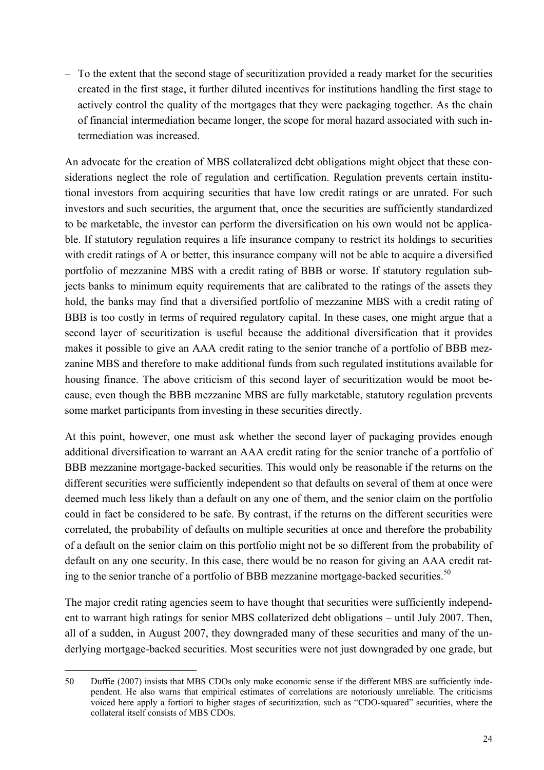– To the extent that the second stage of securitization provided a ready market for the securities created in the first stage, it further diluted incentives for institutions handling the first stage to actively control the quality of the mortgages that they were packaging together. As the chain of financial intermediation became longer, the scope for moral hazard associated with such intermediation was increased.

An advocate for the creation of MBS collateralized debt obligations might object that these considerations neglect the role of regulation and certification. Regulation prevents certain institutional investors from acquiring securities that have low credit ratings or are unrated. For such investors and such securities, the argument that, once the securities are sufficiently standardized to be marketable, the investor can perform the diversification on his own would not be applicable. If statutory regulation requires a life insurance company to restrict its holdings to securities with credit ratings of A or better, this insurance company will not be able to acquire a diversified portfolio of mezzanine MBS with a credit rating of BBB or worse. If statutory regulation subjects banks to minimum equity requirements that are calibrated to the ratings of the assets they hold, the banks may find that a diversified portfolio of mezzanine MBS with a credit rating of BBB is too costly in terms of required regulatory capital. In these cases, one might argue that a second layer of securitization is useful because the additional diversification that it provides makes it possible to give an AAA credit rating to the senior tranche of a portfolio of BBB mezzanine MBS and therefore to make additional funds from such regulated institutions available for housing finance. The above criticism of this second layer of securitization would be moot because, even though the BBB mezzanine MBS are fully marketable, statutory regulation prevents some market participants from investing in these securities directly.

At this point, however, one must ask whether the second layer of packaging provides enough additional diversification to warrant an AAA credit rating for the senior tranche of a portfolio of BBB mezzanine mortgage-backed securities. This would only be reasonable if the returns on the different securities were sufficiently independent so that defaults on several of them at once were deemed much less likely than a default on any one of them, and the senior claim on the portfolio could in fact be considered to be safe. By contrast, if the returns on the different securities were correlated, the probability of defaults on multiple securities at once and therefore the probability of a default on the senior claim on this portfolio might not be so different from the probability of default on any one security. In this case, there would be no reason for giving an AAA credit rating to the senior tranche of a portfolio of BBB mezzanine mortgage-backed securities.[50]

The major credit rating agencies seem to have thought that securities were sufficiently independent to warrant high ratings for senior MBS collaterized debt obligations – until July 2007. Then, all of a sudden, in August 2007, they downgraded many of these securities and many of the underlying mortgage-backed securities. Most securities were not just downgraded by one grade, but

---

50 Duffie (2007) insists that MBS CDOs only make economic sense if the different MBS are sufficiently independent. He also warns that empirical estimates of correlations are notoriously unreliable. The criticisms voiced here apply a fortiori to higher stages of securitization, such as "CDO-squared" securities, where the collateral itself consists of MBS CDOs.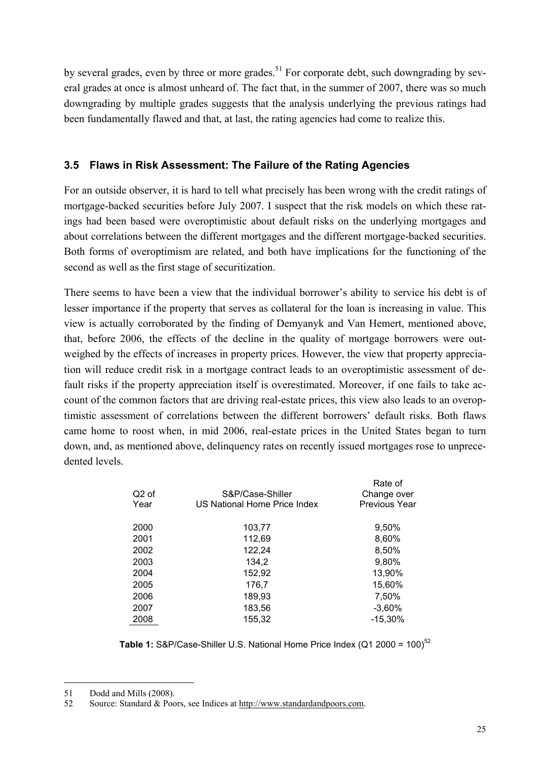by several grades, even by three or more grades.[51] For corporate debt, such downgrading by several grades at once is almost unheard of. The fact that, in the summer of 2007, there was so much downgrading by multiple grades suggests that the analysis underlying the previous ratings had been fundamentally flawed and that, at last, the rating agencies had come to realize this.

### 3.5 Flaws in Risk Assessment: The Failure of the Rating Agencies

For an outside observer, it is hard to tell what precisely has been wrong with the credit ratings of mortgage-backed securities before July 2007. I suspect that the risk models on which these ratings had been based were overoptimistic about default risks on the underlying mortgages and about correlations between the different mortgages and the different mortgage-backed securities. Both forms of overoptimism are related, and both have implications for the functioning of the second as well as the first stage of securitization.

There seems to have been a view that the individual borrower's ability to service his debt is of lesser importance if the property that serves as collateral for the loan is increasing in value. This view is actually corroborated by the finding of Demyanyk and Van Hemert, mentioned above, that, before 2006, the effects of the decline in the quality of mortgage borrowers were outweighed by the effects of increases in property prices. However, the view that property appreciation will reduce credit risk in a mortgage contract leads to an overoptimistic assessment of default risks if the property appreciation itself is overestimated. Moreover, if one fails to take account of the common factors that are driving real-estate prices, this view also leads to an overoptimistic assessment of correlations between the different borrowers' default risks. Both flaws came home to roost when, in mid 2006, real-estate prices in the United States began to turn down, and, as mentioned above, delinquency rates on recently issued mortgages rose to unprecedented levels.

| Q2 of Year | S&P/Case-Shiller US National Home Price Index | Rate of Change over Previous Year |
|---|---|---|
| 2000 | 103,77 | 9,50% |
| 2001 | 112,69 | 8,60% |
| 2002 | 122,24 | 8,50% |
| 2003 | 134,2 | 9,80% |
| 2004 | 152,92 | 13,90% |
| 2005 | 176,7 | 15,60% |
| 2006 | 189,93 | 7,50% |
| 2007 | 183,56 | -3,60% |
| 2008 | 155,32 | -15,30% |

**Table 1:** S&P/Case-Shiller U.S. National Home Price Index (Q1 2000 = 100)[52]

---

51 Dodd and Mills (2008).

52 Source: Standard & Poors, see Indices at http://www.standardandpoors.com.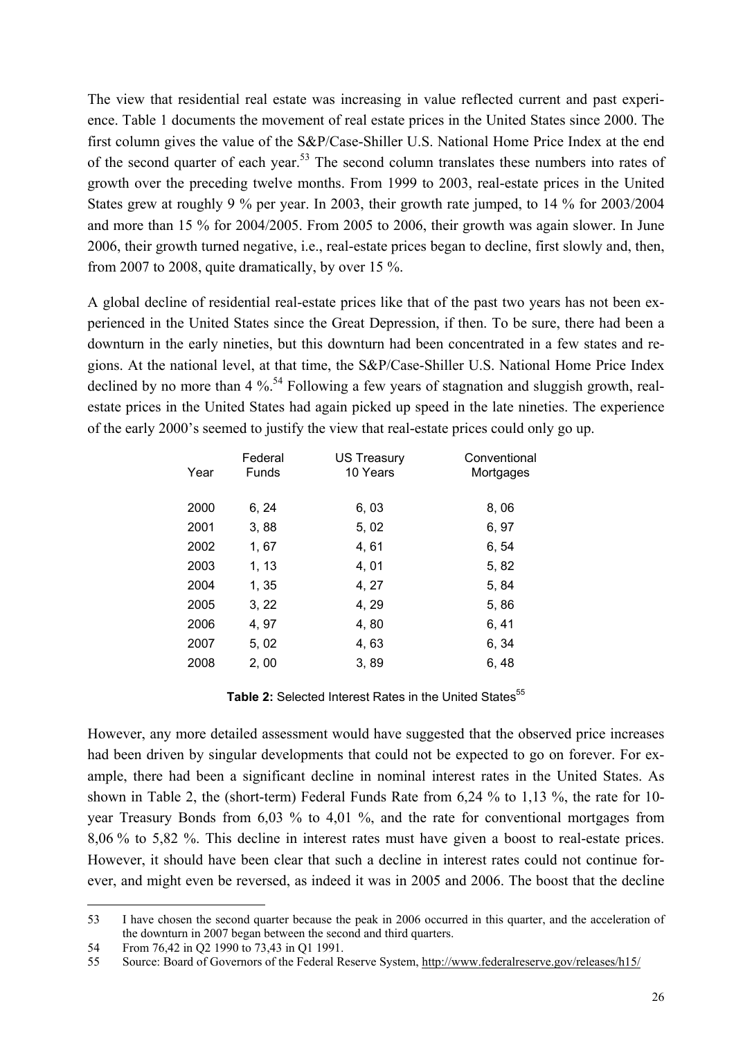The view that residential real estate was increasing in value reflected current and past experience. Table 1 documents the movement of real estate prices in the United States since 2000. The first column gives the value of the S&P/Case-Shiller U.S. National Home Price Index at the end of the second quarter of each year.[53] The second column translates these numbers into rates of growth over the preceding twelve months. From 1999 to 2003, real-estate prices in the United States grew at roughly 9 % per year. In 2003, their growth rate jumped, to 14 % for 2003/2004 and more than 15 % for 2004/2005. From 2005 to 2006, their growth was again slower. In June 2006, their growth turned negative, i.e., real-estate prices began to decline, first slowly and, then, from 2007 to 2008, quite dramatically, by over 15 %.

A global decline of residential real-estate prices like that of the past two years has not been experienced in the United States since the Great Depression, if then. To be sure, there had been a downturn in the early nineties, but this downturn had been concentrated in a few states and regions. At the national level, at that time, the S&P/Case-Shiller U.S. National Home Price Index declined by no more than 4 %.[54] Following a few years of stagnation and sluggish growth, real-estate prices in the United States had again picked up speed in the late nineties. The experience of the early 2000's seemed to justify the view that real-estate prices could only go up.

| Year | Federal Funds | US Treasury 10 Years | Conventional Mortgages |
|---|---|---|---|
| 2000 | 6, 24 | 6, 03 | 8, 06 |
| 2001 | 3, 88 | 5, 02 | 6, 97 |
| 2002 | 1, 67 | 4, 61 | 6, 54 |
| 2003 | 1, 13 | 4, 01 | 5, 82 |
| 2004 | 1, 35 | 4, 27 | 5, 84 |
| 2005 | 3, 22 | 4, 29 | 5, 86 |
| 2006 | 4, 97 | 4, 80 | 6, 41 |
| 2007 | 5, 02 | 4, 63 | 6, 34 |
| 2008 | 2, 00 | 3, 89 | 6, 48 |

**Table 2:** Selected Interest Rates in the United States[55]

However, any more detailed assessment would have suggested that the observed price increases had been driven by singular developments that could not be expected to go on forever. For example, there had been a significant decline in nominal interest rates in the United States. As shown in Table 2, the (short-term) Federal Funds Rate from 6,24 % to 1,13 %, the rate for 10-year Treasury Bonds from 6,03 % to 4,01 %, and the rate for conventional mortgages from 8,06 % to 5,82 %. This decline in interest rates must have given a boost to real-estate prices. However, it should have been clear that such a decline in interest rates could not continue forever, and might even be reversed, as indeed it was in 2005 and 2006. The boost that the decline

53 I have chosen the second quarter because the peak in 2006 occurred in this quarter, and the acceleration of the downturn in 2007 began between the second and third quarters.

54 From 76,42 in Q2 1990 to 73,43 in Q1 1991.

55 Source: Board of Governors of the Federal Reserve System, http://www.federalreserve.gov/releases/h15/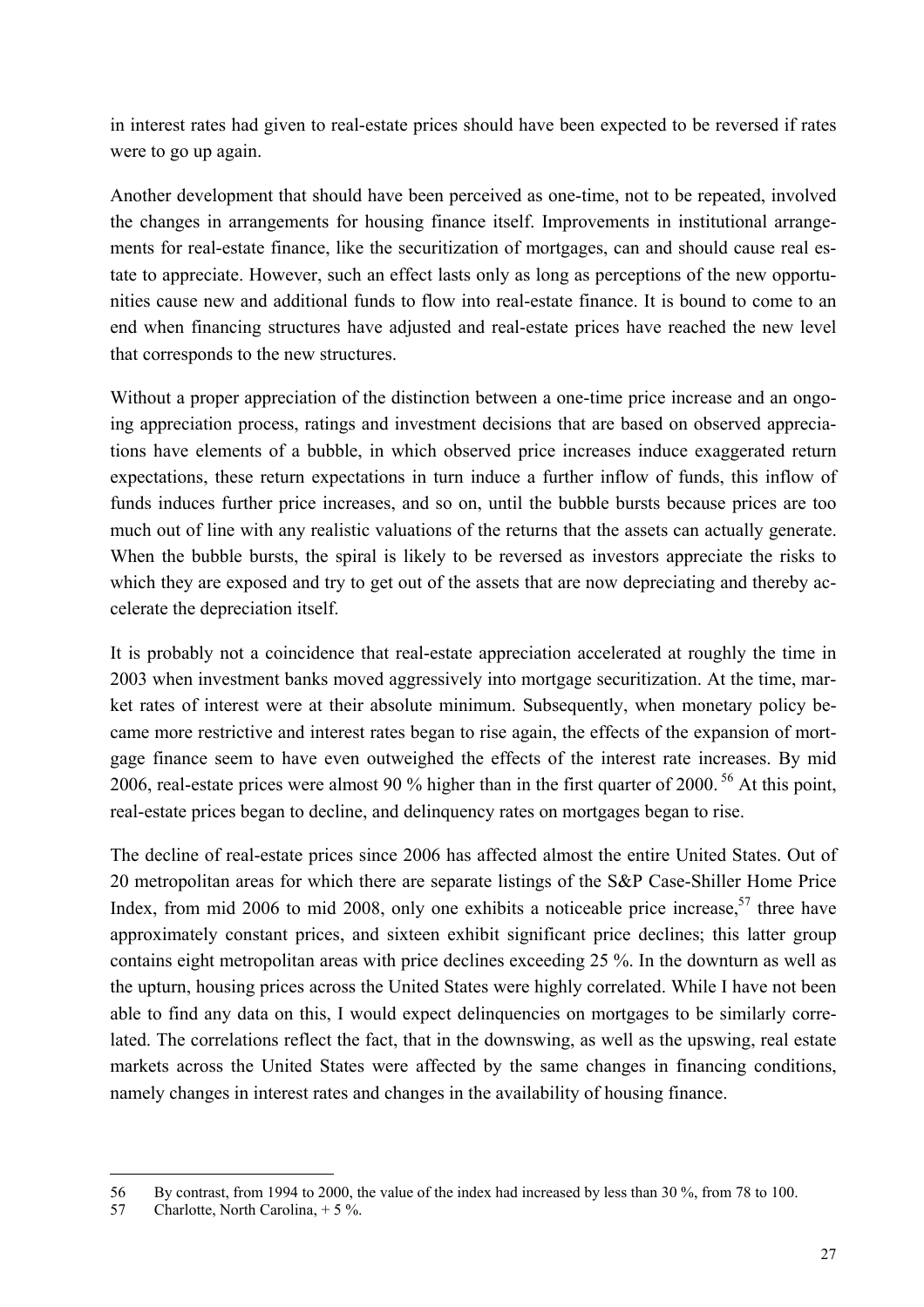in interest rates had given to real-estate prices should have been expected to be reversed if rates were to go up again.

Another development that should have been perceived as one-time, not to be repeated, involved the changes in arrangements for housing finance itself. Improvements in institutional arrangements for real-estate finance, like the securitization of mortgages, can and should cause real estate to appreciate. However, such an effect lasts only as long as perceptions of the new opportunities cause new and additional funds to flow into real-estate finance. It is bound to come to an end when financing structures have adjusted and real-estate prices have reached the new level that corresponds to the new structures.

Without a proper appreciation of the distinction between a one-time price increase and an ongoing appreciation process, ratings and investment decisions that are based on observed appreciations have elements of a bubble, in which observed price increases induce exaggerated return expectations, these return expectations in turn induce a further inflow of funds, this inflow of funds induces further price increases, and so on, until the bubble bursts because prices are too much out of line with any realistic valuations of the returns that the assets can actually generate. When the bubble bursts, the spiral is likely to be reversed as investors appreciate the risks to which they are exposed and try to get out of the assets that are now depreciating and thereby accelerate the depreciation itself.

It is probably not a coincidence that real-estate appreciation accelerated at roughly the time in 2003 when investment banks moved aggressively into mortgage securitization. At the time, market rates of interest were at their absolute minimum. Subsequently, when monetary policy became more restrictive and interest rates began to rise again, the effects of the expansion of mortgage finance seem to have even outweighed the effects of the interest rate increases. By mid 2006, real-estate prices were almost 90 % higher than in the first quarter of 2000.[56] At this point, real-estate prices began to decline, and delinquency rates on mortgages began to rise.

The decline of real-estate prices since 2006 has affected almost the entire United States. Out of 20 metropolitan areas for which there are separate listings of the S&P Case-Shiller Home Price Index, from mid 2006 to mid 2008, only one exhibits a noticeable price increase,[57] three have approximately constant prices, and sixteen exhibit significant price declines; this latter group contains eight metropolitan areas with price declines exceeding 25 %. In the downturn as well as the upturn, housing prices across the United States were highly correlated. While I have not been able to find any data on this, I would expect delinquencies on mortgages to be similarly correlated. The correlations reflect the fact, that in the downswing, as well as the upswing, real estate markets across the United States were affected by the same changes in financing conditions, namely changes in interest rates and changes in the availability of housing finance.

---

56 By contrast, from 1994 to 2000, the value of the index had increased by less than 30 %, from 78 to 100.

57 Charlotte, North Carolina, + 5 %.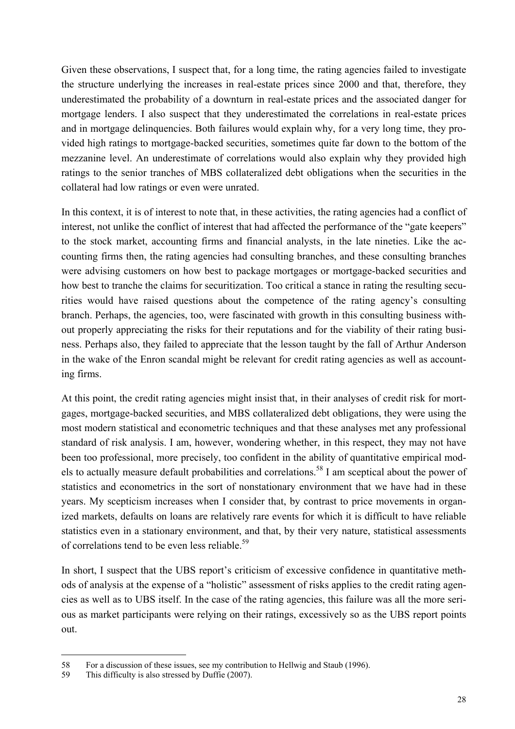Given these observations, I suspect that, for a long time, the rating agencies failed to investigate the structure underlying the increases in real-estate prices since 2000 and that, therefore, they underestimated the probability of a downturn in real-estate prices and the associated danger for mortgage lenders. I also suspect that they underestimated the correlations in real-estate prices and in mortgage delinquencies. Both failures would explain why, for a very long time, they provided high ratings to mortgage-backed securities, sometimes quite far down to the bottom of the mezzanine level. An underestimate of correlations would also explain why they provided high ratings to the senior tranches of MBS collateralized debt obligations when the securities in the collateral had low ratings or even were unrated.

In this context, it is of interest to note that, in these activities, the rating agencies had a conflict of interest, not unlike the conflict of interest that had affected the performance of the "gate keepers" to the stock market, accounting firms and financial analysts, in the late nineties. Like the accounting firms then, the rating agencies had consulting branches, and these consulting branches were advising customers on how best to package mortgages or mortgage-backed securities and how best to tranche the claims for securitization. Too critical a stance in rating the resulting securities would have raised questions about the competence of the rating agency's consulting branch. Perhaps, the agencies, too, were fascinated with growth in this consulting business without properly appreciating the risks for their reputations and for the viability of their rating business. Perhaps also, they failed to appreciate that the lesson taught by the fall of Arthur Anderson in the wake of the Enron scandal might be relevant for credit rating agencies as well as accounting firms.

At this point, the credit rating agencies might insist that, in their analyses of credit risk for mortgages, mortgage-backed securities, and MBS collateralized debt obligations, they were using the most modern statistical and econometric techniques and that these analyses met any professional standard of risk analysis. I am, however, wondering whether, in this respect, they may not have been too professional, more precisely, too confident in the ability of quantitative empirical models to actually measure default probabilities and correlations.[58] I am sceptical about the power of statistics and econometrics in the sort of nonstationary environment that we have had in these years. My scepticism increases when I consider that, by contrast to price movements in organized markets, defaults on loans are relatively rare events for which it is difficult to have reliable statistics even in a stationary environment, and that, by their very nature, statistical assessments of correlations tend to be even less reliable.[59]

In short, I suspect that the UBS report's criticism of excessive confidence in quantitative methods of analysis at the expense of a "holistic" assessment of risks applies to the credit rating agencies as well as to UBS itself. In the case of the rating agencies, this failure was all the more serious as market participants were relying on their ratings, excessively so as the UBS report points out.

---

58 For a discussion of these issues, see my contribution to Hellwig and Staub (1996).

59 This difficulty is also stressed by Duffie (2007).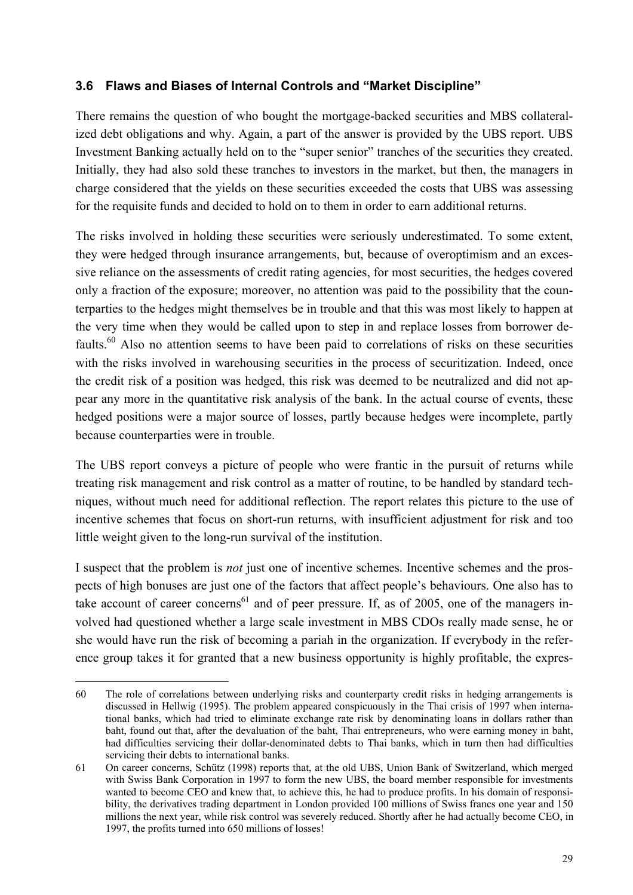### 3.6 Flaws and Biases of Internal Controls and "Market Discipline"

There remains the question of who bought the mortgage-backed securities and MBS collateralized debt obligations and why. Again, a part of the answer is provided by the UBS report. UBS Investment Banking actually held on to the "super senior" tranches of the securities they created. Initially, they had also sold these tranches to investors in the market, but then, the managers in charge considered that the yields on these securities exceeded the costs that UBS was assessing for the requisite funds and decided to hold on to them in order to earn additional returns.

The risks involved in holding these securities were seriously underestimated. To some extent, they were hedged through insurance arrangements, but, because of overoptimism and an excessive reliance on the assessments of credit rating agencies, for most securities, the hedges covered only a fraction of the exposure; moreover, no attention was paid to the possibility that the counterparties to the hedges might themselves be in trouble and that this was most likely to happen at the very time when they would be called upon to step in and replace losses from borrower defaults.[60] Also no attention seems to have been paid to correlations of risks on these securities with the risks involved in warehousing securities in the process of securitization. Indeed, once the credit risk of a position was hedged, this risk was deemed to be neutralized and did not appear any more in the quantitative risk analysis of the bank. In the actual course of events, these hedged positions were a major source of losses, partly because hedges were incomplete, partly because counterparties were in trouble.

The UBS report conveys a picture of people who were frantic in the pursuit of returns while treating risk management and risk control as a matter of routine, to be handled by standard techniques, without much need for additional reflection. The report relates this picture to the use of incentive schemes that focus on short-run returns, with insufficient adjustment for risk and too little weight given to the long-run survival of the institution.

I suspect that the problem is *not* just one of incentive schemes. Incentive schemes and the prospects of high bonuses are just one of the factors that affect people's behaviours. One also has to take account of career concerns[61] and of peer pressure. If, as of 2005, one of the managers involved had questioned whether a large scale investment in MBS CDOs really made sense, he or she would have run the risk of becoming a pariah in the organization. If everybody in the reference group takes it for granted that a new business opportunity is highly profitable, the expres-

---

60 The role of correlations between underlying risks and counterparty credit risks in hedging arrangements is discussed in Hellwig (1995). The problem appeared conspicuously in the Thai crisis of 1997 when international banks, which had tried to eliminate exchange rate risk by denominating loans in dollars rather than baht, found out that, after the devaluation of the baht, Thai entrepreneurs, who were earning money in baht, had difficulties servicing their dollar-denominated debts to Thai banks, which in turn then had difficulties servicing their debts to international banks.

61 On career concerns, Schütz (1998) reports that, at the old UBS, Union Bank of Switzerland, which merged with Swiss Bank Corporation in 1997 to form the new UBS, the board member responsible for investments wanted to become CEO and knew that, to achieve this, he had to produce profits. In his domain of responsibility, the derivatives trading department in London provided 100 millions of Swiss francs one year and 150 millions the next year, while risk control was severely reduced. Shortly after he had actually become CEO, in 1997, the profits turned into 650 millions of losses!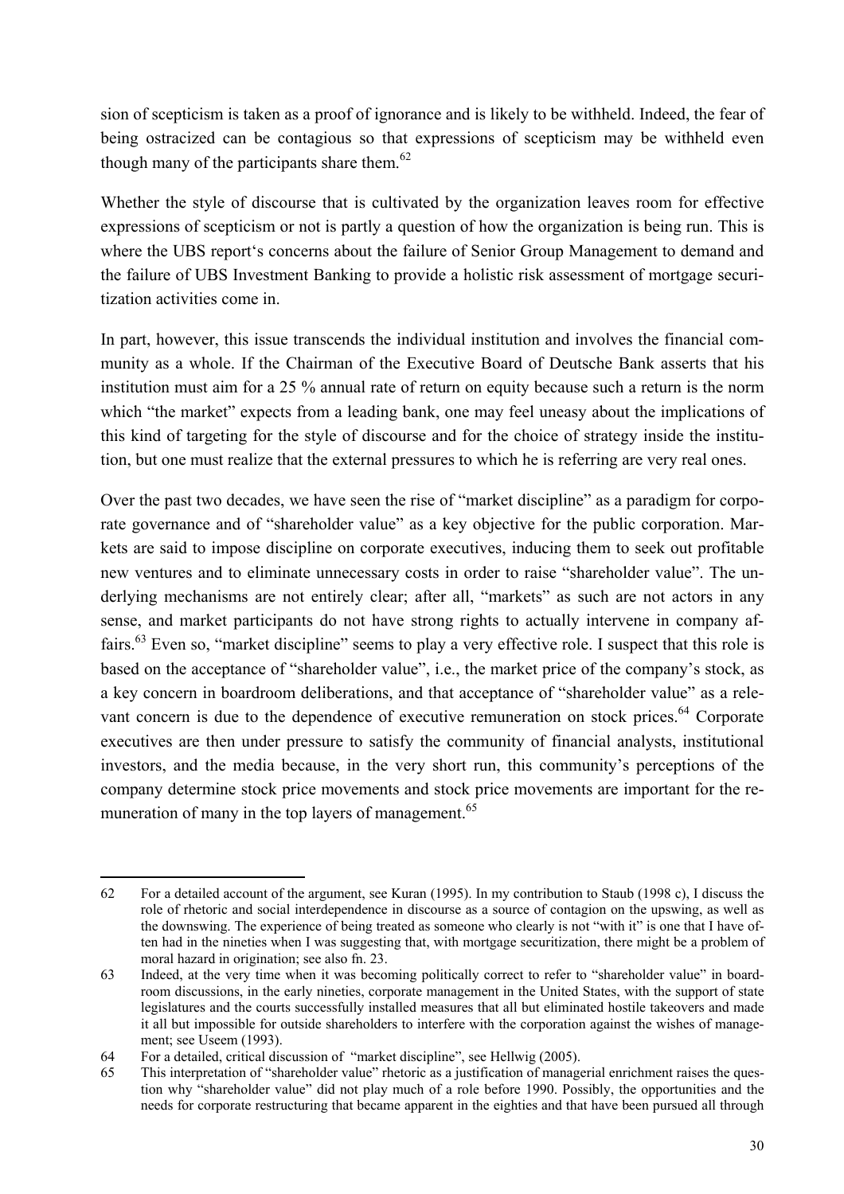sion of scepticism is taken as a proof of ignorance and is likely to be withheld. Indeed, the fear of being ostracized can be contagious so that expressions of scepticism may be withheld even though many of the participants share them.[62]

Whether the style of discourse that is cultivated by the organization leaves room for effective expressions of scepticism or not is partly a question of how the organization is being run. This is where the UBS report's concerns about the failure of Senior Group Management to demand and the failure of UBS Investment Banking to provide a holistic risk assessment of mortgage securitization activities come in.

In part, however, this issue transcends the individual institution and involves the financial community as a whole. If the Chairman of the Executive Board of Deutsche Bank asserts that his institution must aim for a 25 % annual rate of return on equity because such a return is the norm which "the market" expects from a leading bank, one may feel uneasy about the implications of this kind of targeting for the style of discourse and for the choice of strategy inside the institution, but one must realize that the external pressures to which he is referring are very real ones.

Over the past two decades, we have seen the rise of "market discipline" as a paradigm for corporate governance and of "shareholder value" as a key objective for the public corporation. Markets are said to impose discipline on corporate executives, inducing them to seek out profitable new ventures and to eliminate unnecessary costs in order to raise "shareholder value". The underlying mechanisms are not entirely clear; after all, "markets" as such are not actors in any sense, and market participants do not have strong rights to actually intervene in company affairs.[63] Even so, "market discipline" seems to play a very effective role. I suspect that this role is based on the acceptance of "shareholder value", i.e., the market price of the company's stock, as a key concern in boardroom deliberations, and that acceptance of "shareholder value" as a relevant concern is due to the dependence of executive remuneration on stock prices.[64] Corporate executives are then under pressure to satisfy the community of financial analysts, institutional investors, and the media because, in the very short run, this community's perceptions of the company determine stock price movements and stock price movements are important for the remuneration of many in the top layers of management.[65]

---

62 For a detailed account of the argument, see Kuran (1995). In my contribution to Staub (1998 c), I discuss the role of rhetoric and social interdependence in discourse as a source of contagion on the upswing, as well as the downswing. The experience of being treated as someone who clearly is not "with it" is one that I have often had in the nineties when I was suggesting that, with mortgage securitization, there might be a problem of moral hazard in origination; see also fn. 23.

63 Indeed, at the very time when it was becoming politically correct to refer to "shareholder value" in boardroom discussions, in the early nineties, corporate management in the United States, with the support of state legislatures and the courts successfully installed measures that all but eliminated hostile takeovers and made it all but impossible for outside shareholders to interfere with the corporation against the wishes of management; see Useem (1993).

64 For a detailed, critical discussion of "market discipline", see Hellwig (2005).

65 This interpretation of "shareholder value" rhetoric as a justification of managerial enrichment raises the question why "shareholder value" did not play much of a role before 1990. Possibly, the opportunities and the needs for corporate restructuring that became apparent in the eighties and that have been pursued all through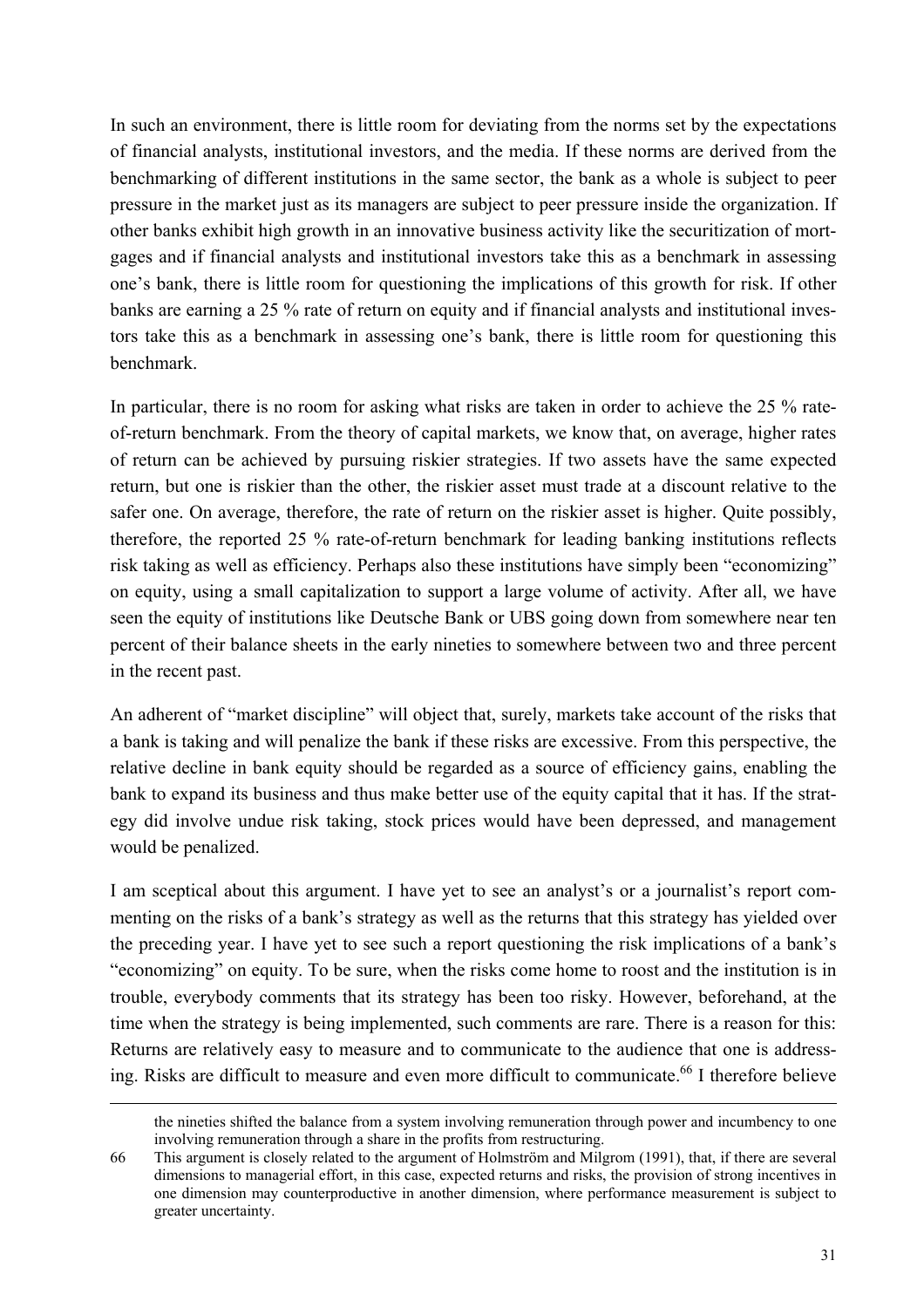In such an environment, there is little room for deviating from the norms set by the expectations of financial analysts, institutional investors, and the media. If these norms are derived from the benchmarking of different institutions in the same sector, the bank as a whole is subject to peer pressure in the market just as its managers are subject to peer pressure inside the organization. If other banks exhibit high growth in an innovative business activity like the securitization of mortgages and if financial analysts and institutional investors take this as a benchmark in assessing one's bank, there is little room for questioning the implications of this growth for risk. If other banks are earning a 25 % rate of return on equity and if financial analysts and institutional investors take this as a benchmark in assessing one's bank, there is little room for questioning this benchmark.

In particular, there is no room for asking what risks are taken in order to achieve the 25 % rate-of-return benchmark. From the theory of capital markets, we know that, on average, higher rates of return can be achieved by pursuing riskier strategies. If two assets have the same expected return, but one is riskier than the other, the riskier asset must trade at a discount relative to the safer one. On average, therefore, the rate of return on the riskier asset is higher. Quite possibly, therefore, the reported 25 % rate-of-return benchmark for leading banking institutions reflects risk taking as well as efficiency. Perhaps also these institutions have simply been "economizing" on equity, using a small capitalization to support a large volume of activity. After all, we have seen the equity of institutions like Deutsche Bank or UBS going down from somewhere near ten percent of their balance sheets in the early nineties to somewhere between two and three percent in the recent past.

An adherent of "market discipline" will object that, surely, markets take account of the risks that a bank is taking and will penalize the bank if these risks are excessive. From this perspective, the relative decline in bank equity should be regarded as a source of efficiency gains, enabling the bank to expand its business and thus make better use of the equity capital that it has. If the strategy did involve undue risk taking, stock prices would have been depressed, and management would be penalized.

I am sceptical about this argument. I have yet to see an analyst's or a journalist's report commenting on the risks of a bank's strategy as well as the returns that this strategy has yielded over the preceding year. I have yet to see such a report questioning the risk implications of a bank's "economizing" on equity. To be sure, when the risks come home to roost and the institution is in trouble, everybody comments that its strategy has been too risky. However, beforehand, at the time when the strategy is being implemented, such comments are rare. There is a reason for this: Returns are relatively easy to measure and to communicate to the audience that one is addressing. Risks are difficult to measure and even more difficult to communicate.[66] I therefore believe

---

the nineties shifted the balance from a system involving remuneration through power and incumbency to one involving remuneration through a share in the profits from restructuring.

66 This argument is closely related to the argument of Holmström and Milgrom (1991), that, if there are several dimensions to managerial effort, in this case, expected returns and risks, the provision of strong incentives in one dimension may counterproductive in another dimension, where performance measurement is subject to greater uncertainty.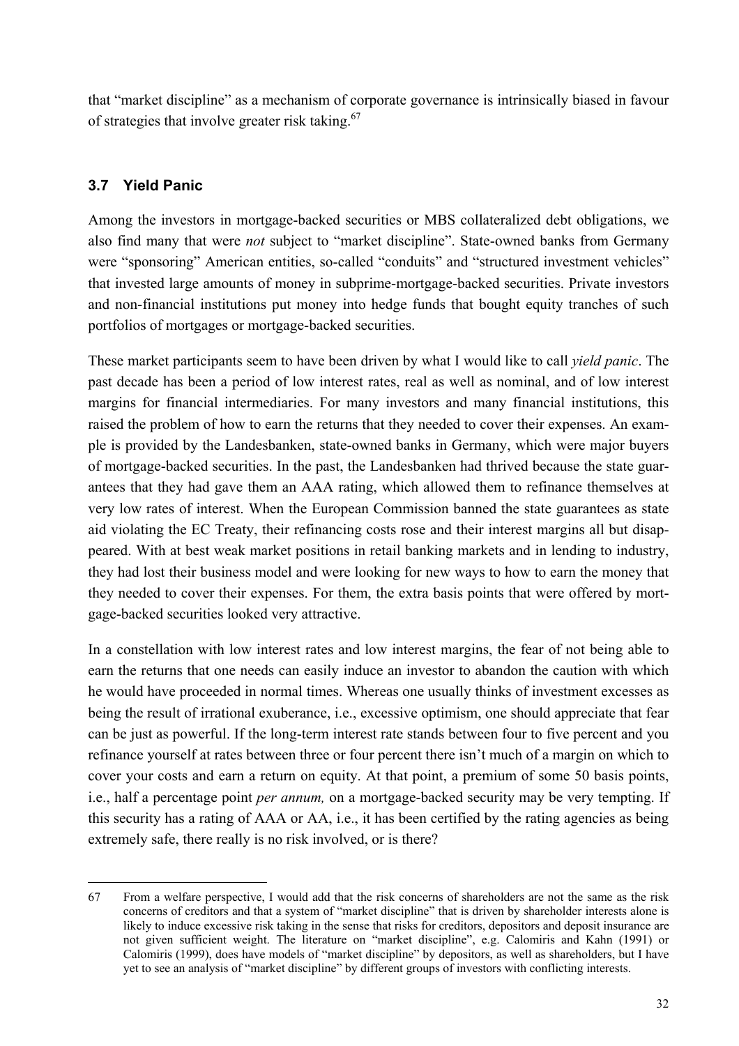that "market discipline" as a mechanism of corporate governance is intrinsically biased in favour of strategies that involve greater risk taking.[67]

### 3.7 Yield Panic

Among the investors in mortgage-backed securities or MBS collateralized debt obligations, we also find many that were *not* subject to "market discipline". State-owned banks from Germany were "sponsoring" American entities, so-called "conduits" and "structured investment vehicles" that invested large amounts of money in subprime-mortgage-backed securities. Private investors and non-financial institutions put money into hedge funds that bought equity tranches of such portfolios of mortgages or mortgage-backed securities.

These market participants seem to have been driven by what I would like to call *yield panic*. The past decade has been a period of low interest rates, real as well as nominal, and of low interest margins for financial intermediaries. For many investors and many financial institutions, this raised the problem of how to earn the returns that they needed to cover their expenses. An example is provided by the Landesbanken, state-owned banks in Germany, which were major buyers of mortgage-backed securities. In the past, the Landesbanken had thrived because the state guarantees that they had gave them an AAA rating, which allowed them to refinance themselves at very low rates of interest. When the European Commission banned the state guarantees as state aid violating the EC Treaty, their refinancing costs rose and their interest margins all but disappeared. With at best weak market positions in retail banking markets and in lending to industry, they had lost their business model and were looking for new ways to how to earn the money that they needed to cover their expenses. For them, the extra basis points that were offered by mortgage-backed securities looked very attractive.

In a constellation with low interest rates and low interest margins, the fear of not being able to earn the returns that one needs can easily induce an investor to abandon the caution with which he would have proceeded in normal times. Whereas one usually thinks of investment excesses as being the result of irrational exuberance, i.e., excessive optimism, one should appreciate that fear can be just as powerful. If the long-term interest rate stands between four to five percent and you refinance yourself at rates between three or four percent there isn't much of a margin on which to cover your costs and earn a return on equity. At that point, a premium of some 50 basis points, i.e., half a percentage point *per annum,* on a mortgage-backed security may be very tempting. If this security has a rating of AAA or AA, i.e., it has been certified by the rating agencies as being extremely safe, there really is no risk involved, or is there?

---

67 From a welfare perspective, I would add that the risk concerns of shareholders are not the same as the risk concerns of creditors and that a system of "market discipline" that is driven by shareholder interests alone is likely to induce excessive risk taking in the sense that risks for creditors, depositors and deposit insurance are not given sufficient weight. The literature on "market discipline", e.g. Calomiris and Kahn (1991) or Calomiris (1999), does have models of "market discipline" by depositors, as well as shareholders, but I have yet to see an analysis of "market discipline" by different groups of investors with conflicting interests.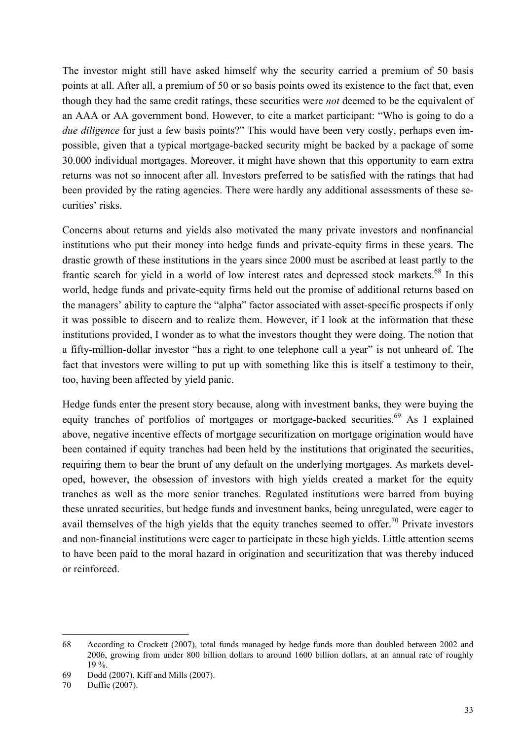The investor might still have asked himself why the security carried a premium of 50 basis points at all. After all, a premium of 50 or so basis points owed its existence to the fact that, even though they had the same credit ratings, these securities were *not* deemed to be the equivalent of an AAA or AA government bond. However, to cite a market participant: "Who is going to do a *due diligence* for just a few basis points?" This would have been very costly, perhaps even impossible, given that a typical mortgage-backed security might be backed by a package of some 30.000 individual mortgages. Moreover, it might have shown that this opportunity to earn extra returns was not so innocent after all. Investors preferred to be satisfied with the ratings that had been provided by the rating agencies. There were hardly any additional assessments of these securities' risks.

Concerns about returns and yields also motivated the many private investors and nonfinancial institutions who put their money into hedge funds and private-equity firms in these years. The drastic growth of these institutions in the years since 2000 must be ascribed at least partly to the frantic search for yield in a world of low interest rates and depressed stock markets.[68] In this world, hedge funds and private-equity firms held out the promise of additional returns based on the managers' ability to capture the "alpha" factor associated with asset-specific prospects if only it was possible to discern and to realize them. However, if I look at the information that these institutions provided, I wonder as to what the investors thought they were doing. The notion that a fifty-million-dollar investor "has a right to one telephone call a year" is not unheard of. The fact that investors were willing to put up with something like this is itself a testimony to their, too, having been affected by yield panic.

Hedge funds enter the present story because, along with investment banks, they were buying the equity tranches of portfolios of mortgages or mortgage-backed securities.[69] As I explained above, negative incentive effects of mortgage securitization on mortgage origination would have been contained if equity tranches had been held by the institutions that originated the securities, requiring them to bear the brunt of any default on the underlying mortgages. As markets developed, however, the obsession of investors with high yields created a market for the equity tranches as well as the more senior tranches. Regulated institutions were barred from buying these unrated securities, but hedge funds and investment banks, being unregulated, were eager to avail themselves of the high yields that the equity tranches seemed to offer.[70] Private investors and non-financial institutions were eager to participate in these high yields. Little attention seems to have been paid to the moral hazard in origination and securitization that was thereby induced or reinforced.

---

68 According to Crockett (2007), total funds managed by hedge funds more than doubled between 2002 and 2006, growing from under 800 billion dollars to around 1600 billion dollars, at an annual rate of roughly 19 %.

69 Dodd (2007), Kiff and Mills (2007).

70 Duffie (2007).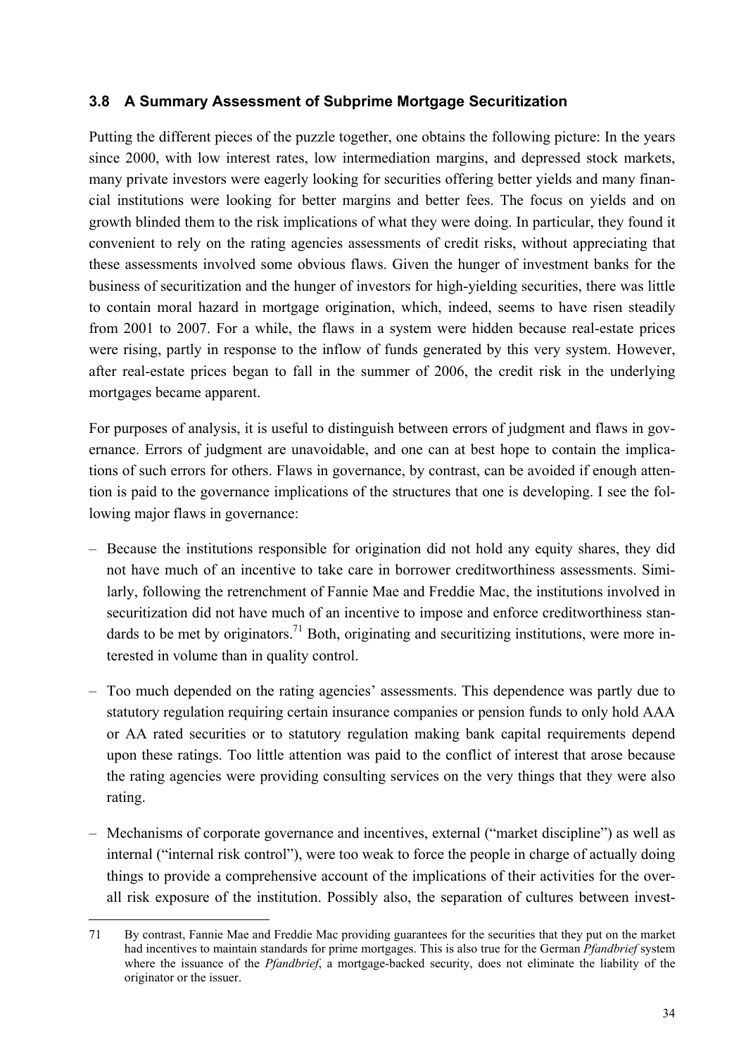### 3.8 A Summary Assessment of Subprime Mortgage Securitization

Putting the different pieces of the puzzle together, one obtains the following picture: In the years since 2000, with low interest rates, low intermediation margins, and depressed stock markets, many private investors were eagerly looking for securities offering better yields and many financial institutions were looking for better margins and better fees. The focus on yields and on growth blinded them to the risk implications of what they were doing. In particular, they found it convenient to rely on the rating agencies assessments of credit risks, without appreciating that these assessments involved some obvious flaws. Given the hunger of investment banks for the business of securitization and the hunger of investors for high-yielding securities, there was little to contain moral hazard in mortgage origination, which, indeed, seems to have risen steadily from 2001 to 2007. For a while, the flaws in a system were hidden because real-estate prices were rising, partly in response to the inflow of funds generated by this very system. However, after real-estate prices began to fall in the summer of 2006, the credit risk in the underlying mortgages became apparent.

For purposes of analysis, it is useful to distinguish between errors of judgment and flaws in governance. Errors of judgment are unavoidable, and one can at best hope to contain the implications of such errors for others. Flaws in governance, by contrast, can be avoided if enough attention is paid to the governance implications of the structures that one is developing. I see the following major flaws in governance:

- Because the institutions responsible for origination did not hold any equity shares, they did not have much of an incentive to take care in borrower creditworthiness assessments. Similarly, following the retrenchment of Fannie Mae and Freddie Mac, the institutions involved in securitization did not have much of an incentive to impose and enforce creditworthiness standards to be met by originators.[71] Both, originating and securitizing institutions, were more interested in volume than in quality control.
- Too much depended on the rating agencies' assessments. This dependence was partly due to statutory regulation requiring certain insurance companies or pension funds to only hold AAA or AA rated securities or to statutory regulation making bank capital requirements depend upon these ratings. Too little attention was paid to the conflict of interest that arose because the rating agencies were providing consulting services on the very things that they were also rating.
- Mechanisms of corporate governance and incentives, external ("market discipline") as well as internal ("internal risk control"), were too weak to force the people in charge of actually doing things to provide a comprehensive account of the implications of their activities for the overall risk exposure of the institution. Possibly also, the separation of cultures between invest-

71 By contrast, Fannie Mae and Freddie Mac providing guarantees for the securities that they put on the market had incentives to maintain standards for prime mortgages. This is also true for the German *Pfandbrief* system where the issuance of the *Pfandbrief*, a mortgage-backed security, does not eliminate the liability of the originator or the issuer.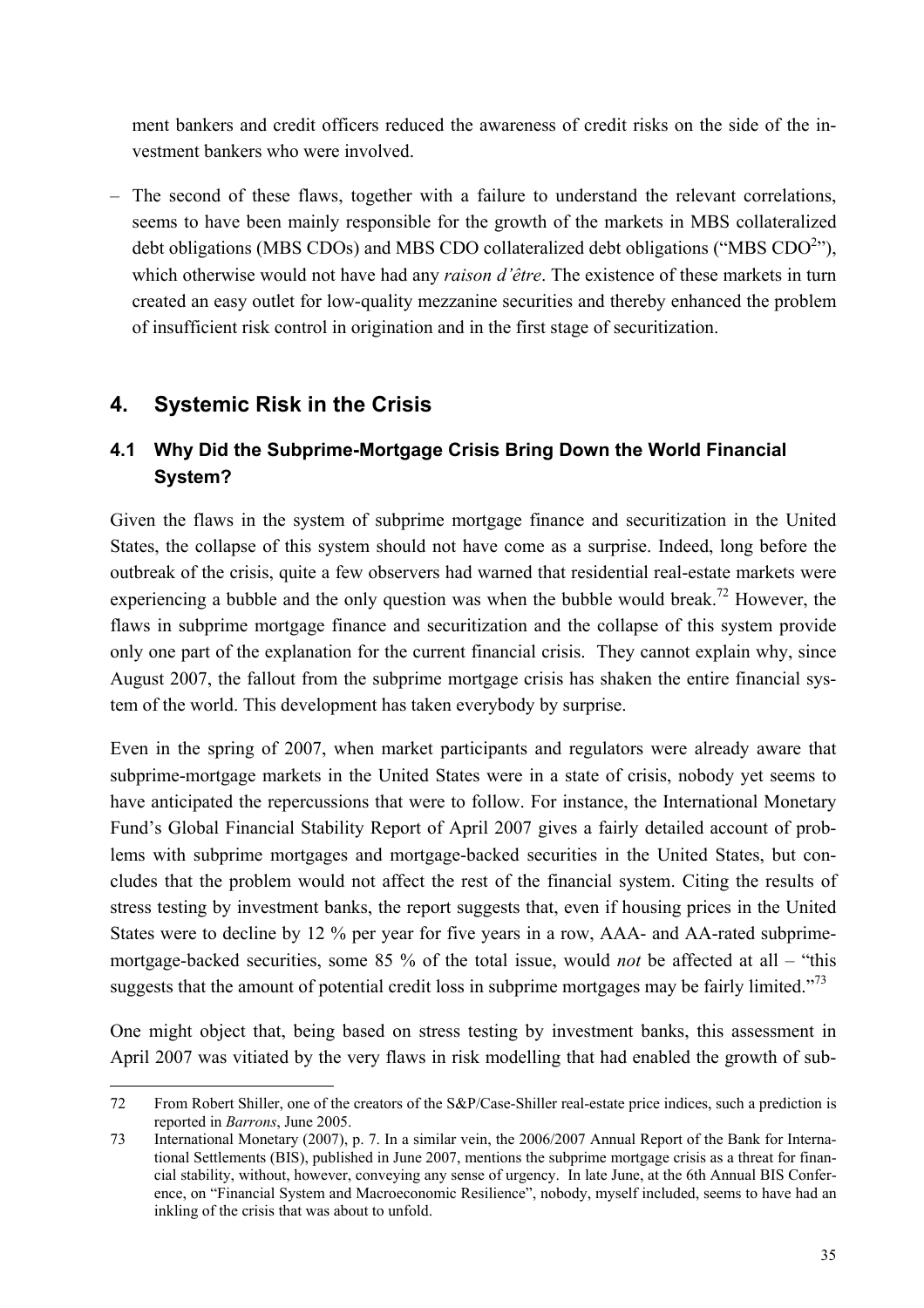ment bankers and credit officers reduced the awareness of credit risks on the side of the investment bankers who were involved.

– The second of these flaws, together with a failure to understand the relevant correlations, seems to have been mainly responsible for the growth of the markets in MBS collateralized debt obligations (MBS CDOs) and MBS CDO collateralized debt obligations ("MBS $CDO^2$"), which otherwise would not have had any *raison d'être*. The existence of these markets in turn created an easy outlet for low-quality mezzanine securities and thereby enhanced the problem of insufficient risk control in origination and in the first stage of securitization.

## 4. Systemic Risk in the Crisis

### 4.1 Why Did the Subprime-Mortgage Crisis Bring Down the World Financial System?

Given the flaws in the system of subprime mortgage finance and securitization in the United States, the collapse of this system should not have come as a surprise. Indeed, long before the outbreak of the crisis, quite a few observers had warned that residential real-estate markets were experiencing a bubble and the only question was when the bubble would break.[72] However, the flaws in subprime mortgage finance and securitization and the collapse of this system provide only one part of the explanation for the current financial crisis. They cannot explain why, since August 2007, the fallout from the subprime mortgage crisis has shaken the entire financial system of the world. This development has taken everybody by surprise.

Even in the spring of 2007, when market participants and regulators were already aware that subprime-mortgage markets in the United States were in a state of crisis, nobody yet seems to have anticipated the repercussions that were to follow. For instance, the International Monetary Fund's Global Financial Stability Report of April 2007 gives a fairly detailed account of problems with subprime mortgages and mortgage-backed securities in the United States, but concludes that the problem would not affect the rest of the financial system. Citing the results of stress testing by investment banks, the report suggests that, even if housing prices in the United States were to decline by 12 % per year for five years in a row, AAA- and AA-rated subprime-mortgage-backed securities, some 85 % of the total issue, would *not* be affected at all – "this suggests that the amount of potential credit loss in subprime mortgages may be fairly limited."[73]

One might object that, being based on stress testing by investment banks, this assessment in April 2007 was vitiated by the very flaws in risk modelling that had enabled the growth of sub-

---

72 From Robert Shiller, one of the creators of the S&P/Case-Shiller real-estate price indices, such a prediction is reported in *Barrons*, June 2005.

73 International Monetary (2007), p. 7. In a similar vein, the 2006/2007 Annual Report of the Bank for International Settlements (BIS), published in June 2007, mentions the subprime mortgage crisis as a threat for financial stability, without, however, conveying any sense of urgency. In late June, at the 6th Annual BIS Conference, on "Financial System and Macroeconomic Resilience", nobody, myself included, seems to have had an inkling of the crisis that was about to unfold.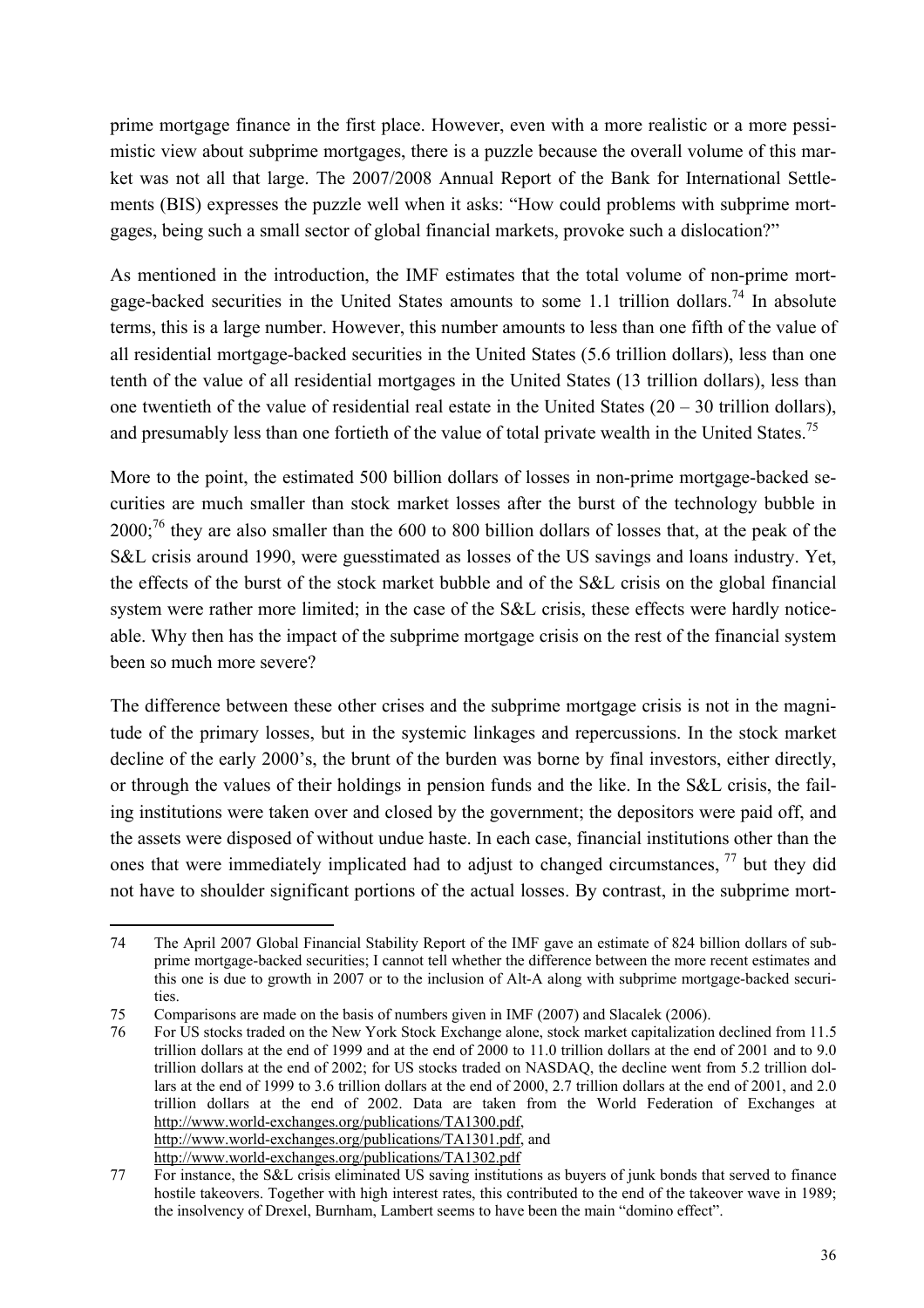prime mortgage finance in the first place. However, even with a more realistic or a more pessimistic view about subprime mortgages, there is a puzzle because the overall volume of this market was not all that large. The 2007/2008 Annual Report of the Bank for International Settlements (BIS) expresses the puzzle well when it asks: "How could problems with subprime mortgages, being such a small sector of global financial markets, provoke such a dislocation?"

As mentioned in the introduction, the IMF estimates that the total volume of non-prime mortgage-backed securities in the United States amounts to some 1.1 trillion dollars.[74] In absolute terms, this is a large number. However, this number amounts to less than one fifth of the value of all residential mortgage-backed securities in the United States (5.6 trillion dollars), less than one tenth of the value of all residential mortgages in the United States (13 trillion dollars), less than one twentieth of the value of residential real estate in the United States (20 – 30 trillion dollars), and presumably less than one fortieth of the value of total private wealth in the United States.[75]

More to the point, the estimated 500 billion dollars of losses in non-prime mortgage-backed securities are much smaller than stock market losses after the burst of the technology bubble in 2000;[76] they are also smaller than the 600 to 800 billion dollars of losses that, at the peak of the S&L crisis around 1990, were guesstimated as losses of the US savings and loans industry. Yet, the effects of the burst of the stock market bubble and of the S&L crisis on the global financial system were rather more limited; in the case of the S&L crisis, these effects were hardly noticeable. Why then has the impact of the subprime mortgage crisis on the rest of the financial system been so much more severe?

The difference between these other crises and the subprime mortgage crisis is not in the magnitude of the primary losses, but in the systemic linkages and repercussions. In the stock market decline of the early 2000's, the brunt of the burden was borne by final investors, either directly, or through the values of their holdings in pension funds and the like. In the S&L crisis, the failing institutions were taken over and closed by the government; the depositors were paid off, and the assets were disposed of without undue haste. In each case, financial institutions other than the ones that were immediately implicated had to adjust to changed circumstances, [77] but they did not have to shoulder significant portions of the actual losses. By contrast, in the subprime mort-

---

74 The April 2007 Global Financial Stability Report of the IMF gave an estimate of 824 billion dollars of subprime mortgage-backed securities; I cannot tell whether the difference between the more recent estimates and this one is due to growth in 2007 or to the inclusion of Alt-A along with subprime mortgage-backed securities.

75 Comparisons are made on the basis of numbers given in IMF (2007) and Slacalek (2006).

76 For US stocks traded on the New York Stock Exchange alone, stock market capitalization declined from 11.5 trillion dollars at the end of 1999 and at the end of 2000 to 11.0 trillion dollars at the end of 2001 and to 9.0 trillion dollars at the end of 2002; for US stocks traded on NASDAQ, the decline went from 5.2 trillion dollars at the end of 1999 to 3.6 trillion dollars at the end of 2000, 2.7 trillion dollars at the end of 2001, and 2.0 trillion dollars at the end of 2002. Data are taken from the World Federation of Exchanges at http://www.world-exchanges.org/publications/TA1300.pdf, http://www.world-exchanges.org/publications/TA1301.pdf, and http://www.world-exchanges.org/publications/TA1302.pdf

77 For instance, the S&L crisis eliminated US saving institutions as buyers of junk bonds that served to finance hostile takeovers. Together with high interest rates, this contributed to the end of the takeover wave in 1989; the insolvency of Drexel, Burnham, Lambert seems to have been the main "domino effect".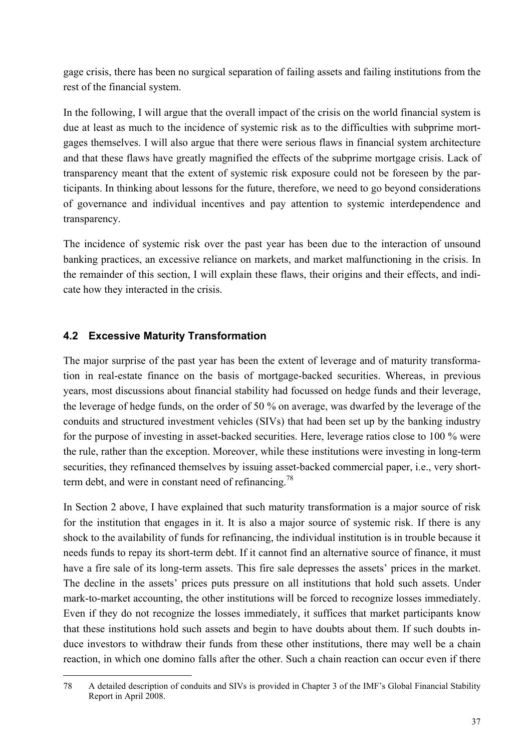gage crisis, there has been no surgical separation of failing assets and failing institutions from the rest of the financial system.

In the following, I will argue that the overall impact of the crisis on the world financial system is due at least as much to the incidence of systemic risk as to the difficulties with subprime mortgages themselves. I will also argue that there were serious flaws in financial system architecture and that these flaws have greatly magnified the effects of the subprime mortgage crisis. Lack of transparency meant that the extent of systemic risk exposure could not be foreseen by the participants. In thinking about lessons for the future, therefore, we need to go beyond considerations of governance and individual incentives and pay attention to systemic interdependence and transparency.

The incidence of systemic risk over the past year has been due to the interaction of unsound banking practices, an excessive reliance on markets, and market malfunctioning in the crisis. In the remainder of this section, I will explain these flaws, their origins and their effects, and indicate how they interacted in the crisis.

## 4.2 Excessive Maturity Transformation

The major surprise of the past year has been the extent of leverage and of maturity transformation in real-estate finance on the basis of mortgage-backed securities. Whereas, in previous years, most discussions about financial stability had focussed on hedge funds and their leverage, the leverage of hedge funds, on the order of 50 % on average, was dwarfed by the leverage of the conduits and structured investment vehicles (SIVs) that had been set up by the banking industry for the purpose of investing in asset-backed securities. Here, leverage ratios close to 100 % were the rule, rather than the exception. Moreover, while these institutions were investing in long-term securities, they refinanced themselves by issuing asset-backed commercial paper, i.e., very short-term debt, and were in constant need of refinancing.[78]

In Section 2 above, I have explained that such maturity transformation is a major source of risk for the institution that engages in it. It is also a major source of systemic risk. If there is any shock to the availability of funds for refinancing, the individual institution is in trouble because it needs funds to repay its short-term debt. If it cannot find an alternative source of finance, it must have a fire sale of its long-term assets. This fire sale depresses the assets' prices in the market. The decline in the assets' prices puts pressure on all institutions that hold such assets. Under mark-to-market accounting, the other institutions will be forced to recognize losses immediately. Even if they do not recognize the losses immediately, it suffices that market participants know that these institutions hold such assets and begin to have doubts about them. If such doubts induce investors to withdraw their funds from these other institutions, there may well be a chain reaction, in which one domino falls after the other. Such a chain reaction can occur even if there

---

78 A detailed description of conduits and SIVs is provided in Chapter 3 of the IMF's Global Financial Stability Report in April 2008.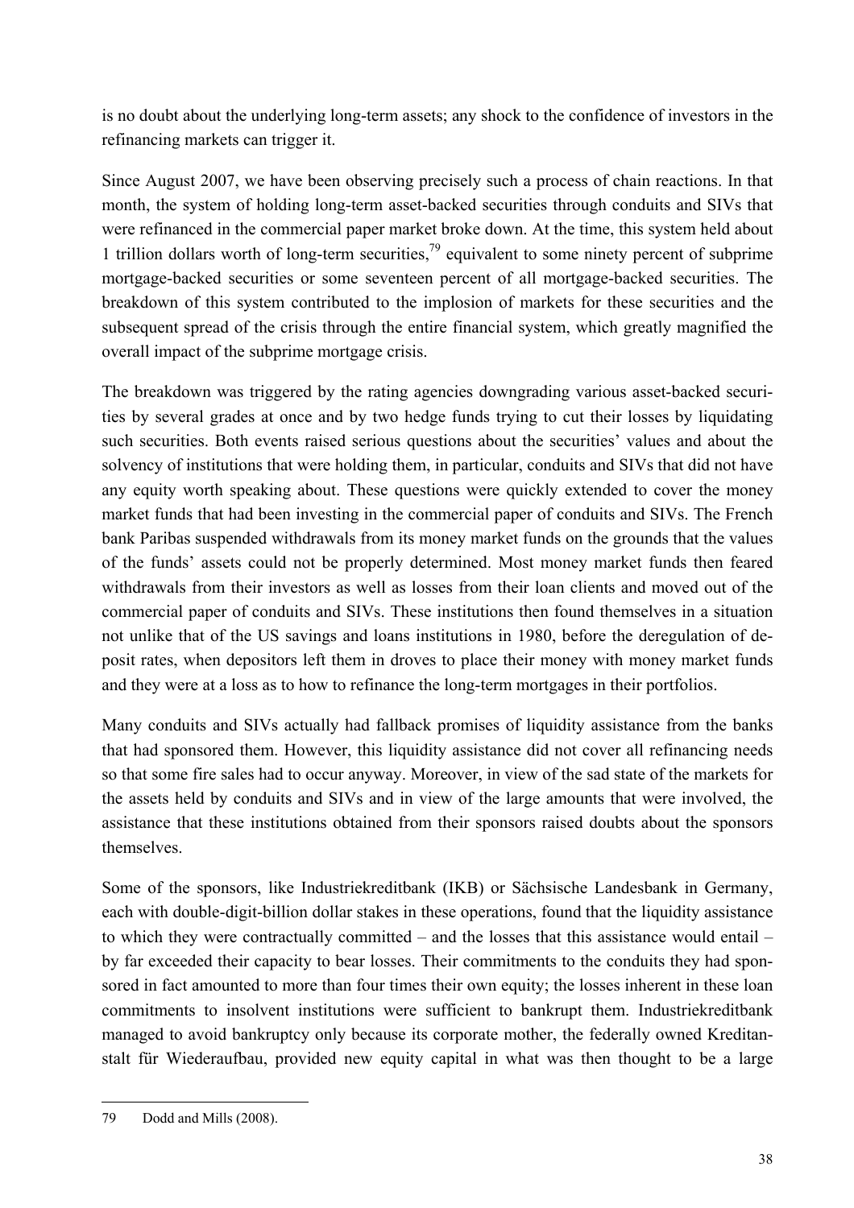is no doubt about the underlying long-term assets; any shock to the confidence of investors in the refinancing markets can trigger it.

Since August 2007, we have been observing precisely such a process of chain reactions. In that month, the system of holding long-term asset-backed securities through conduits and SIVs that were refinanced in the commercial paper market broke down. At the time, this system held about 1 trillion dollars worth of long-term securities,[79] equivalent to some ninety percent of subprime mortgage-backed securities or some seventeen percent of all mortgage-backed securities. The breakdown of this system contributed to the implosion of markets for these securities and the subsequent spread of the crisis through the entire financial system, which greatly magnified the overall impact of the subprime mortgage crisis.

The breakdown was triggered by the rating agencies downgrading various asset-backed securities by several grades at once and by two hedge funds trying to cut their losses by liquidating such securities. Both events raised serious questions about the securities' values and about the solvency of institutions that were holding them, in particular, conduits and SIVs that did not have any equity worth speaking about. These questions were quickly extended to cover the money market funds that had been investing in the commercial paper of conduits and SIVs. The French bank Paribas suspended withdrawals from its money market funds on the grounds that the values of the funds' assets could not be properly determined. Most money market funds then feared withdrawals from their investors as well as losses from their loan clients and moved out of the commercial paper of conduits and SIVs. These institutions then found themselves in a situation not unlike that of the US savings and loans institutions in 1980, before the deregulation of deposit rates, when depositors left them in droves to place their money with money market funds and they were at a loss as to how to refinance the long-term mortgages in their portfolios.

Many conduits and SIVs actually had fallback promises of liquidity assistance from the banks that had sponsored them. However, this liquidity assistance did not cover all refinancing needs so that some fire sales had to occur anyway. Moreover, in view of the sad state of the markets for the assets held by conduits and SIVs and in view of the large amounts that were involved, the assistance that these institutions obtained from their sponsors raised doubts about the sponsors themselves.

Some of the sponsors, like Industriekreditbank (IKB) or Sächsische Landesbank in Germany, each with double-digit-billion dollar stakes in these operations, found that the liquidity assistance to which they were contractually committed – and the losses that this assistance would entail – by far exceeded their capacity to bear losses. Their commitments to the conduits they had sponsored in fact amounted to more than four times their own equity; the losses inherent in these loan commitments to insolvent institutions were sufficient to bankrupt them. Industriekreditbank managed to avoid bankruptcy only because its corporate mother, the federally owned Kreditanstalt für Wiederaufbau, provided new equity capital in what was then thought to be a large

79 Dodd and Mills (2008).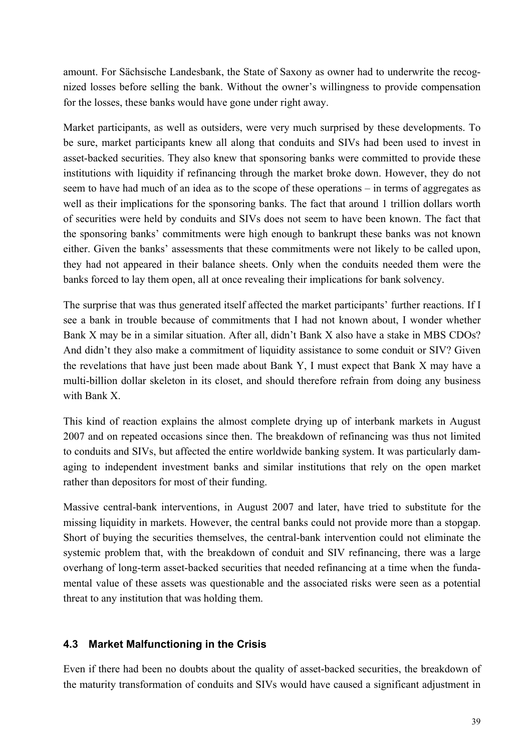amount. For Sächsische Landesbank, the State of Saxony as owner had to underwrite the recognized losses before selling the bank. Without the owner's willingness to provide compensation for the losses, these banks would have gone under right away.

Market participants, as well as outsiders, were very much surprised by these developments. To be sure, market participants knew all along that conduits and SIVs had been used to invest in asset-backed securities. They also knew that sponsoring banks were committed to provide these institutions with liquidity if refinancing through the market broke down. However, they do not seem to have had much of an idea as to the scope of these operations – in terms of aggregates as well as their implications for the sponsoring banks. The fact that around 1 trillion dollars worth of securities were held by conduits and SIVs does not seem to have been known. The fact that the sponsoring banks' commitments were high enough to bankrupt these banks was not known either. Given the banks' assessments that these commitments were not likely to be called upon, they had not appeared in their balance sheets. Only when the conduits needed them were the banks forced to lay them open, all at once revealing their implications for bank solvency.

The surprise that was thus generated itself affected the market participants' further reactions. If I see a bank in trouble because of commitments that I had not known about, I wonder whether Bank X may be in a similar situation. After all, didn't Bank X also have a stake in MBS CDOs? And didn't they also make a commitment of liquidity assistance to some conduit or SIV? Given the revelations that have just been made about Bank Y, I must expect that Bank X may have a multi-billion dollar skeleton in its closet, and should therefore refrain from doing any business with Bank X.

This kind of reaction explains the almost complete drying up of interbank markets in August 2007 and on repeated occasions since then. The breakdown of refinancing was thus not limited to conduits and SIVs, but affected the entire worldwide banking system. It was particularly damaging to independent investment banks and similar institutions that rely on the open market rather than depositors for most of their funding.

Massive central-bank interventions, in August 2007 and later, have tried to substitute for the missing liquidity in markets. However, the central banks could not provide more than a stopgap. Short of buying the securities themselves, the central-bank intervention could not eliminate the systemic problem that, with the breakdown of conduit and SIV refinancing, there was a large overhang of long-term asset-backed securities that needed refinancing at a time when the fundamental value of these assets was questionable and the associated risks were seen as a potential threat to any institution that was holding them.

### 4.3 Market Malfunctioning in the Crisis

Even if there had been no doubts about the quality of asset-backed securities, the breakdown of the maturity transformation of conduits and SIVs would have caused a significant adjustment in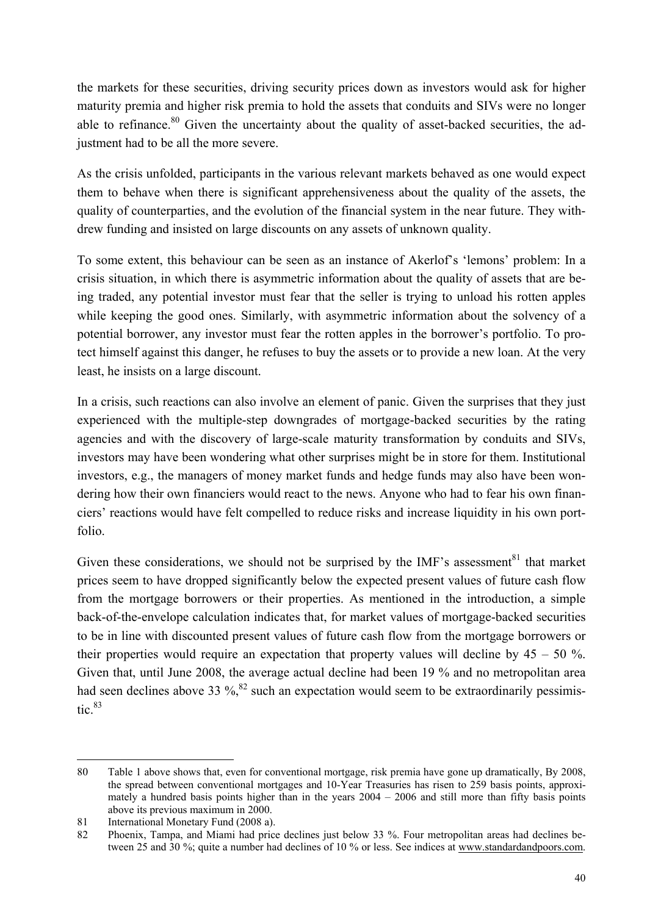the markets for these securities, driving security prices down as investors would ask for higher maturity premia and higher risk premia to hold the assets that conduits and SIVs were no longer able to refinance.[80] Given the uncertainty about the quality of asset-backed securities, the adjustment had to be all the more severe.

As the crisis unfolded, participants in the various relevant markets behaved as one would expect them to behave when there is significant apprehensiveness about the quality of the assets, the quality of counterparties, and the evolution of the financial system in the near future. They withdrew funding and insisted on large discounts on any assets of unknown quality.

To some extent, this behaviour can be seen as an instance of Akerlof's 'lemons' problem: In a crisis situation, in which there is asymmetric information about the quality of assets that are being traded, any potential investor must fear that the seller is trying to unload his rotten apples while keeping the good ones. Similarly, with asymmetric information about the solvency of a potential borrower, any investor must fear the rotten apples in the borrower's portfolio. To protect himself against this danger, he refuses to buy the assets or to provide a new loan. At the very least, he insists on a large discount.

In a crisis, such reactions can also involve an element of panic. Given the surprises that they just experienced with the multiple-step downgrades of mortgage-backed securities by the rating agencies and with the discovery of large-scale maturity transformation by conduits and SIVs, investors may have been wondering what other surprises might be in store for them. Institutional investors, e.g., the managers of money market funds and hedge funds may also have been wondering how their own financiers would react to the news. Anyone who had to fear his own financiers' reactions would have felt compelled to reduce risks and increase liquidity in his own portfolio.

Given these considerations, we should not be surprised by the IMF's assessment[81] that market prices seem to have dropped significantly below the expected present values of future cash flow from the mortgage borrowers or their properties. As mentioned in the introduction, a simple back-of-the-envelope calculation indicates that, for market values of mortgage-backed securities to be in line with discounted present values of future cash flow from the mortgage borrowers or their properties would require an expectation that property values will decline by 45 – 50 %. Given that, until June 2008, the average actual decline had been 19 % and no metropolitan area had seen declines above 33 %,[82] such an expectation would seem to be extraordinarily pessimistic.[83]

---

80 Table 1 above shows that, even for conventional mortgage, risk premia have gone up dramatically, By 2008, the spread between conventional mortgages and 10-Year Treasuries has risen to 259 basis points, approximately a hundred basis points higher than in the years 2004 – 2006 and still more than fifty basis points above its previous maximum in 2000.

81 International Monetary Fund (2008 a).

82 Phoenix, Tampa, and Miami had price declines just below 33 %. Four metropolitan areas had declines between 25 and 30 %; quite a number had declines of 10 % or less. See indices at www.standardandpoors.com.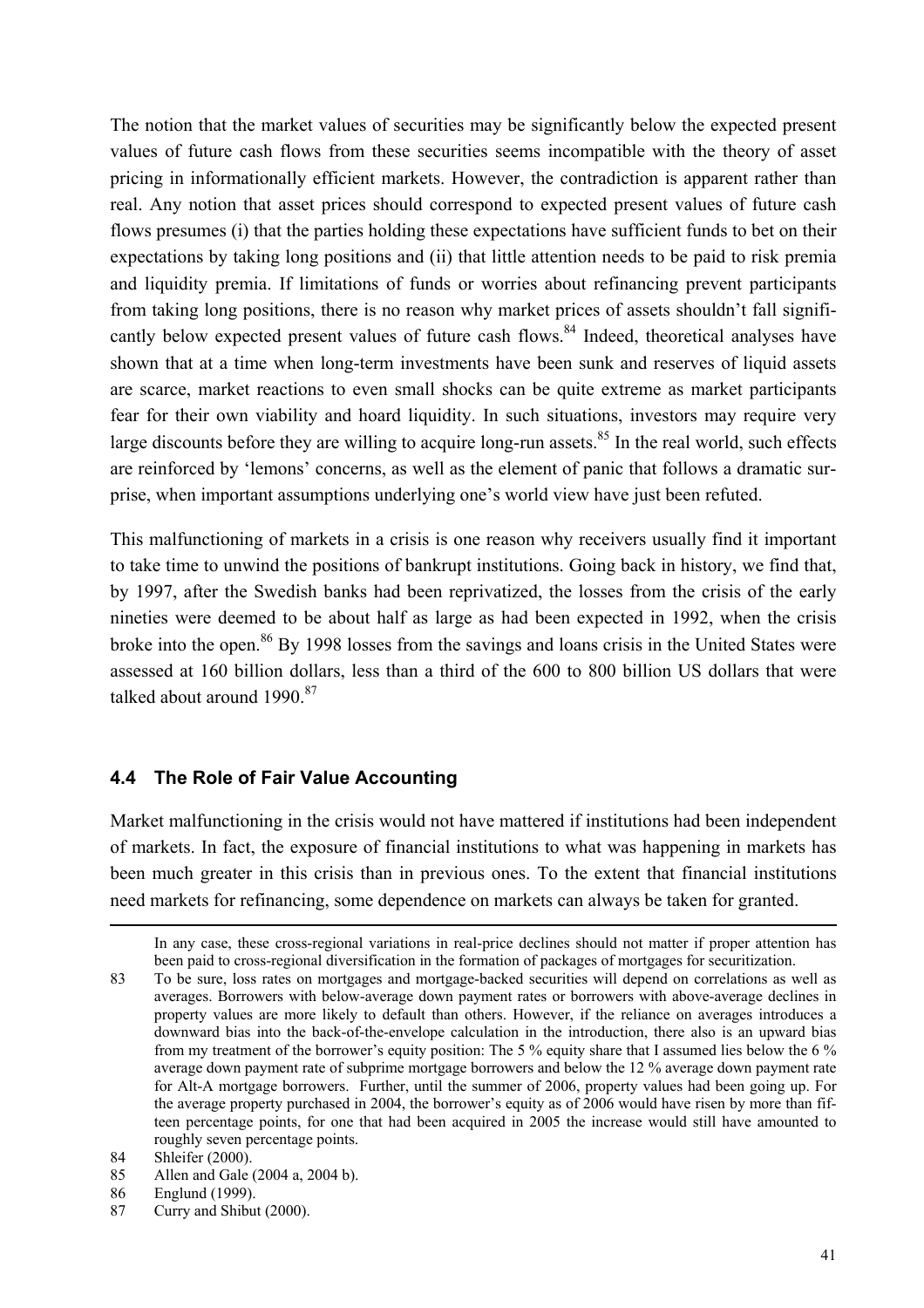The notion that the market values of securities may be significantly below the expected present values of future cash flows from these securities seems incompatible with the theory of asset pricing in informationally efficient markets. However, the contradiction is apparent rather than real. Any notion that asset prices should correspond to expected present values of future cash flows presumes (i) that the parties holding these expectations have sufficient funds to bet on their expectations by taking long positions and (ii) that little attention needs to be paid to risk premia and liquidity premia. If limitations of funds or worries about refinancing prevent participants from taking long positions, there is no reason why market prices of assets shouldn't fall significantly below expected present values of future cash flows.[84] Indeed, theoretical analyses have shown that at a time when long-term investments have been sunk and reserves of liquid assets are scarce, market reactions to even small shocks can be quite extreme as market participants fear for their own viability and hoard liquidity. In such situations, investors may require very large discounts before they are willing to acquire long-run assets.[85] In the real world, such effects are reinforced by 'lemons' concerns, as well as the element of panic that follows a dramatic surprise, when important assumptions underlying one's world view have just been refuted.

This malfunctioning of markets in a crisis is one reason why receivers usually find it important to take time to unwind the positions of bankrupt institutions. Going back in history, we find that, by 1997, after the Swedish banks had been reprivatized, the losses from the crisis of the early nineties were deemed to be about half as large as had been expected in 1992, when the crisis broke into the open.[86] By 1998 losses from the savings and loans crisis in the United States were assessed at 160 billion dollars, less than a third of the 600 to 800 billion US dollars that were talked about around 1990.[87]

### 4.4 The Role of Fair Value Accounting

Market malfunctioning in the crisis would not have mattered if institutions had been independent of markets. In fact, the exposure of financial institutions to what was happening in markets has been much greater in this crisis than in previous ones. To the extent that financial institutions need markets for refinancing, some dependence on markets can always be taken for granted.

---

In any case, these cross-regional variations in real-price declines should not matter if proper attention has been paid to cross-regional diversification in the formation of packages of mortgages for securitization.

83 To be sure, loss rates on mortgages and mortgage-backed securities will depend on correlations as well as averages. Borrowers with below-average down payment rates or borrowers with above-average declines in property values are more likely to default than others. However, if the reliance on averages introduces a downward bias into the back-of-the-envelope calculation in the introduction, there also is an upward bias from my treatment of the borrower's equity position: The 5 % equity share that I assumed lies below the 6 % average down payment rate of subprime mortgage borrowers and below the 12 % average down payment rate for Alt-A mortgage borrowers. Further, until the summer of 2006, property values had been going up. For the average property purchased in 2004, the borrower's equity as of 2006 would have risen by more than fifteen percentage points, for one that had been acquired in 2005 the increase would still have amounted to roughly seven percentage points.

84 Shleifer (2000).

85 Allen and Gale (2004 a, 2004 b).

86 Englund (1999).

87 Curry and Shibut (2000).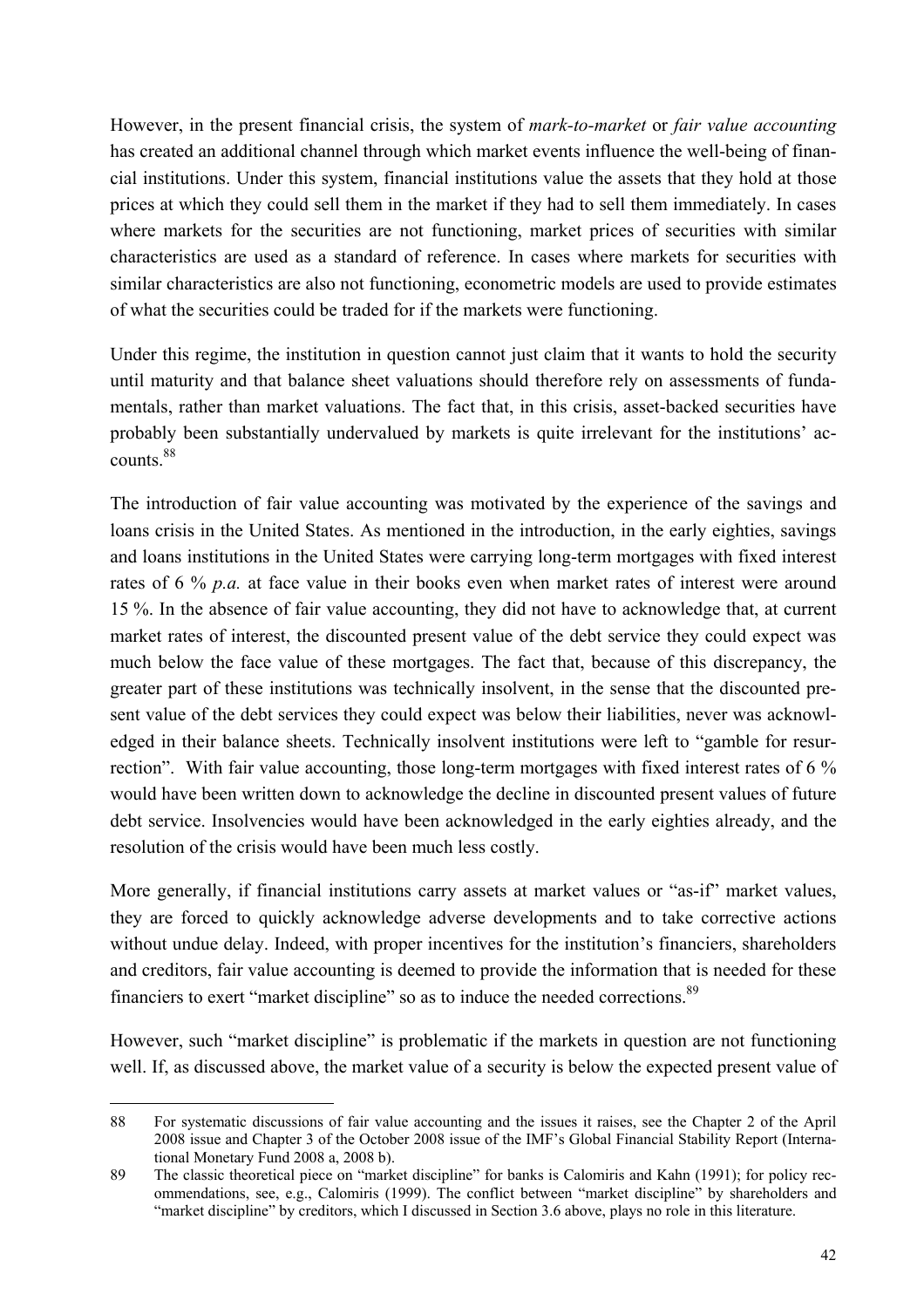However, in the present financial crisis, the system of *mark-to-market* or *fair value accounting* has created an additional channel through which market events influence the well-being of financial institutions. Under this system, financial institutions value the assets that they hold at those prices at which they could sell them in the market if they had to sell them immediately. In cases where markets for the securities are not functioning, market prices of securities with similar characteristics are used as a standard of reference. In cases where markets for securities with similar characteristics are also not functioning, econometric models are used to provide estimates of what the securities could be traded for if the markets were functioning.

Under this regime, the institution in question cannot just claim that it wants to hold the security until maturity and that balance sheet valuations should therefore rely on assessments of fundamentals, rather than market valuations. The fact that, in this crisis, asset-backed securities have probably been substantially undervalued by markets is quite irrelevant for the institutions' accounts.[88]

The introduction of fair value accounting was motivated by the experience of the savings and loans crisis in the United States. As mentioned in the introduction, in the early eighties, savings and loans institutions in the United States were carrying long-term mortgages with fixed interest rates of 6 % *p.a.* at face value in their books even when market rates of interest were around 15 %. In the absence of fair value accounting, they did not have to acknowledge that, at current market rates of interest, the discounted present value of the debt service they could expect was much below the face value of these mortgages. The fact that, because of this discrepancy, the greater part of these institutions was technically insolvent, in the sense that the discounted present value of the debt services they could expect was below their liabilities, never was acknowledged in their balance sheets. Technically insolvent institutions were left to "gamble for resurrection". With fair value accounting, those long-term mortgages with fixed interest rates of 6 % would have been written down to acknowledge the decline in discounted present values of future debt service. Insolvencies would have been acknowledged in the early eighties already, and the resolution of the crisis would have been much less costly.

More generally, if financial institutions carry assets at market values or "as-if" market values, they are forced to quickly acknowledge adverse developments and to take corrective actions without undue delay. Indeed, with proper incentives for the institution's financiers, shareholders and creditors, fair value accounting is deemed to provide the information that is needed for these financiers to exert "market discipline" so as to induce the needed corrections.[89]

However, such "market discipline" is problematic if the markets in question are not functioning well. If, as discussed above, the market value of a security is below the expected present value of

---

88 For systematic discussions of fair value accounting and the issues it raises, see the Chapter 2 of the April 2008 issue and Chapter 3 of the October 2008 issue of the IMF's Global Financial Stability Report (International Monetary Fund 2008 a, 2008 b).

89 The classic theoretical piece on "market discipline" for banks is Calomiris and Kahn (1991); for policy recommendations, see, e.g., Calomiris (1999). The conflict between "market discipline" by shareholders and "market discipline" by creditors, which I discussed in Section 3.6 above, plays no role in this literature.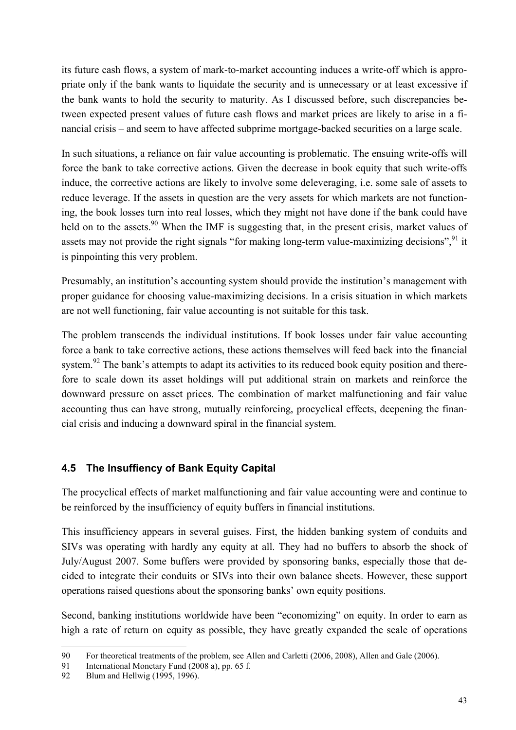its future cash flows, a system of mark-to-market accounting induces a write-off which is appropriate only if the bank wants to liquidate the security and is unnecessary or at least excessive if the bank wants to hold the security to maturity. As I discussed before, such discrepancies between expected present values of future cash flows and market prices are likely to arise in a financial crisis – and seem to have affected subprime mortgage-backed securities on a large scale.

In such situations, a reliance on fair value accounting is problematic. The ensuing write-offs will force the bank to take corrective actions. Given the decrease in book equity that such write-offs induce, the corrective actions are likely to involve some deleveraging, i.e. some sale of assets to reduce leverage. If the assets in question are the very assets for which markets are not functioning, the book losses turn into real losses, which they might not have done if the bank could have held on to the assets.[90] When the IMF is suggesting that, in the present crisis, market values of assets may not provide the right signals "for making long-term value-maximizing decisions",[91] it is pinpointing this very problem.

Presumably, an institution's accounting system should provide the institution's management with proper guidance for choosing value-maximizing decisions. In a crisis situation in which markets are not well functioning, fair value accounting is not suitable for this task.

The problem transcends the individual institutions. If book losses under fair value accounting force a bank to take corrective actions, these actions themselves will feed back into the financial system.[92] The bank's attempts to adapt its activities to its reduced book equity position and therefore to scale down its asset holdings will put additional strain on markets and reinforce the downward pressure on asset prices. The combination of market malfunctioning and fair value accounting thus can have strong, mutually reinforcing, procyclical effects, deepening the financial crisis and inducing a downward spiral in the financial system.

### 4.5 The Insuffiency of Bank Equity Capital

The procyclical effects of market malfunctioning and fair value accounting were and continue to be reinforced by the insufficiency of equity buffers in financial institutions.

This insufficiency appears in several guises. First, the hidden banking system of conduits and SIVs was operating with hardly any equity at all. They had no buffers to absorb the shock of July/August 2007. Some buffers were provided by sponsoring banks, especially those that decided to integrate their conduits or SIVs into their own balance sheets. However, these support operations raised questions about the sponsoring banks' own equity positions.

Second, banking institutions worldwide have been "economizing" on equity. In order to earn as high a rate of return on equity as possible, they have greatly expanded the scale of operations

---

90 For theoretical treatments of the problem, see Allen and Carletti (2006, 2008), Allen and Gale (2006).

91 International Monetary Fund (2008 a), pp. 65 f.

92 Blum and Hellwig (1995, 1996).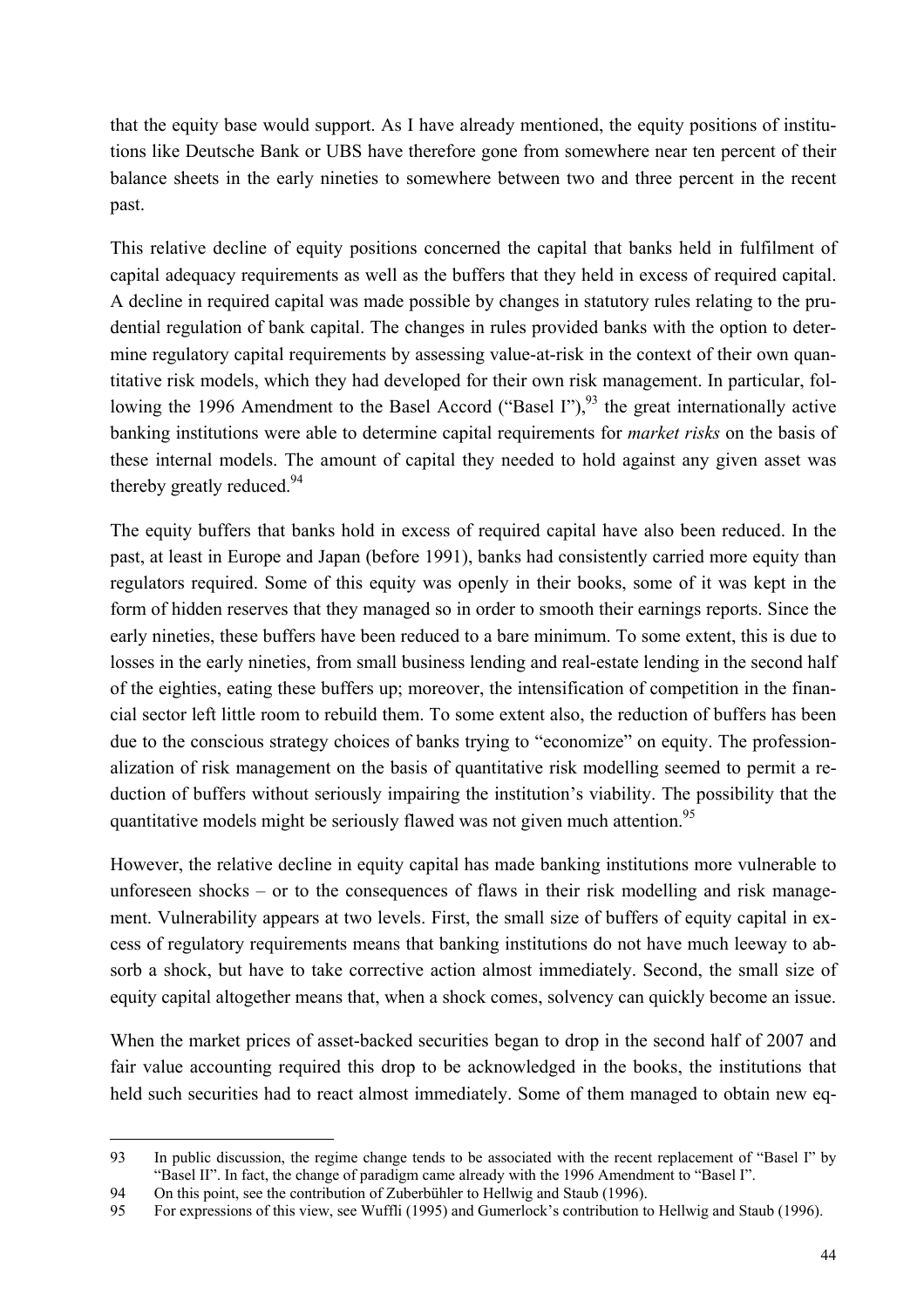that the equity base would support. As I have already mentioned, the equity positions of institutions like Deutsche Bank or UBS have therefore gone from somewhere near ten percent of their balance sheets in the early nineties to somewhere between two and three percent in the recent past.

This relative decline of equity positions concerned the capital that banks held in fulfilment of capital adequacy requirements as well as the buffers that they held in excess of required capital. A decline in required capital was made possible by changes in statutory rules relating to the prudential regulation of bank capital. The changes in rules provided banks with the option to determine regulatory capital requirements by assessing value-at-risk in the context of their own quantitative risk models, which they had developed for their own risk management. In particular, following the 1996 Amendment to the Basel Accord ("Basel I"),[93] the great internationally active banking institutions were able to determine capital requirements for *market risks* on the basis of these internal models. The amount of capital they needed to hold against any given asset was thereby greatly reduced.[94]

The equity buffers that banks hold in excess of required capital have also been reduced. In the past, at least in Europe and Japan (before 1991), banks had consistently carried more equity than regulators required. Some of this equity was openly in their books, some of it was kept in the form of hidden reserves that they managed so in order to smooth their earnings reports. Since the early nineties, these buffers have been reduced to a bare minimum. To some extent, this is due to losses in the early nineties, from small business lending and real-estate lending in the second half of the eighties, eating these buffers up; moreover, the intensification of competition in the financial sector left little room to rebuild them. To some extent also, the reduction of buffers has been due to the conscious strategy choices of banks trying to "economize" on equity. The professionalization of risk management on the basis of quantitative risk modelling seemed to permit a reduction of buffers without seriously impairing the institution's viability. The possibility that the quantitative models might be seriously flawed was not given much attention.[95]

However, the relative decline in equity capital has made banking institutions more vulnerable to unforeseen shocks – or to the consequences of flaws in their risk modelling and risk management. Vulnerability appears at two levels. First, the small size of buffers of equity capital in excess of regulatory requirements means that banking institutions do not have much leeway to absorb a shock, but have to take corrective action almost immediately. Second, the small size of equity capital altogether means that, when a shock comes, solvency can quickly become an issue.

When the market prices of asset-backed securities began to drop in the second half of 2007 and fair value accounting required this drop to be acknowledged in the books, the institutions that held such securities had to react almost immediately. Some of them managed to obtain new eq-

---

93 In public discussion, the regime change tends to be associated with the recent replacement of "Basel I" by "Basel II". In fact, the change of paradigm came already with the 1996 Amendment to "Basel I".

94 On this point, see the contribution of Zuberbühler to Hellwig and Staub (1996).

95 For expressions of this view, see Wuffli (1995) and Gumerlock's contribution to Hellwig and Staub (1996).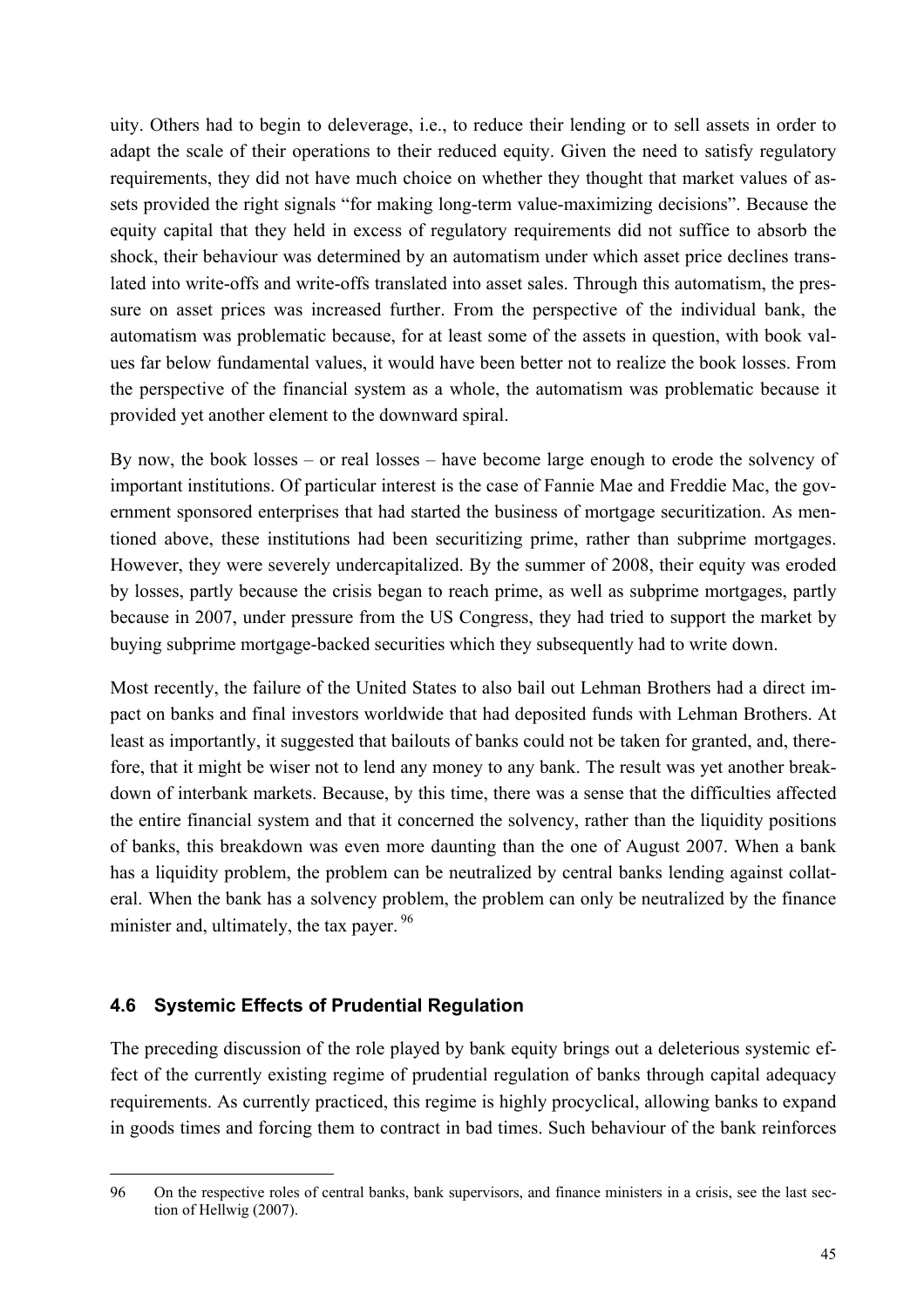uity. Others had to begin to deleverage, i.e., to reduce their lending or to sell assets in order to adapt the scale of their operations to their reduced equity. Given the need to satisfy regulatory requirements, they did not have much choice on whether they thought that market values of assets provided the right signals "for making long-term value-maximizing decisions". Because the equity capital that they held in excess of regulatory requirements did not suffice to absorb the shock, their behaviour was determined by an automatism under which asset price declines translated into write-offs and write-offs translated into asset sales. Through this automatism, the pressure on asset prices was increased further. From the perspective of the individual bank, the automatism was problematic because, for at least some of the assets in question, with book values far below fundamental values, it would have been better not to realize the book losses. From the perspective of the financial system as a whole, the automatism was problematic because it provided yet another element to the downward spiral.

By now, the book losses – or real losses – have become large enough to erode the solvency of important institutions. Of particular interest is the case of Fannie Mae and Freddie Mac, the government sponsored enterprises that had started the business of mortgage securitization. As mentioned above, these institutions had been securitizing prime, rather than subprime mortgages. However, they were severely undercapitalized. By the summer of 2008, their equity was eroded by losses, partly because the crisis began to reach prime, as well as subprime mortgages, partly because in 2007, under pressure from the US Congress, they had tried to support the market by buying subprime mortgage-backed securities which they subsequently had to write down.

Most recently, the failure of the United States to also bail out Lehman Brothers had a direct impact on banks and final investors worldwide that had deposited funds with Lehman Brothers. At least as importantly, it suggested that bailouts of banks could not be taken for granted, and, therefore, that it might be wiser not to lend any money to any bank. The result was yet another breakdown of interbank markets. Because, by this time, there was a sense that the difficulties affected the entire financial system and that it concerned the solvency, rather than the liquidity positions of banks, this breakdown was even more daunting than the one of August 2007. When a bank has a liquidity problem, the problem can be neutralized by central banks lending against collateral. When the bank has a solvency problem, the problem can only be neutralized by the finance minister and, ultimately, the tax payer.[96]

### 4.6 Systemic Effects of Prudential Regulation

The preceding discussion of the role played by bank equity brings out a deleterious systemic effect of the currently existing regime of prudential regulation of banks through capital adequacy requirements. As currently practiced, this regime is highly procyclical, allowing banks to expand in goods times and forcing them to contract in bad times. Such behaviour of the bank reinforces

---

96 On the respective roles of central banks, bank supervisors, and finance ministers in a crisis, see the last section of Hellwig (2007).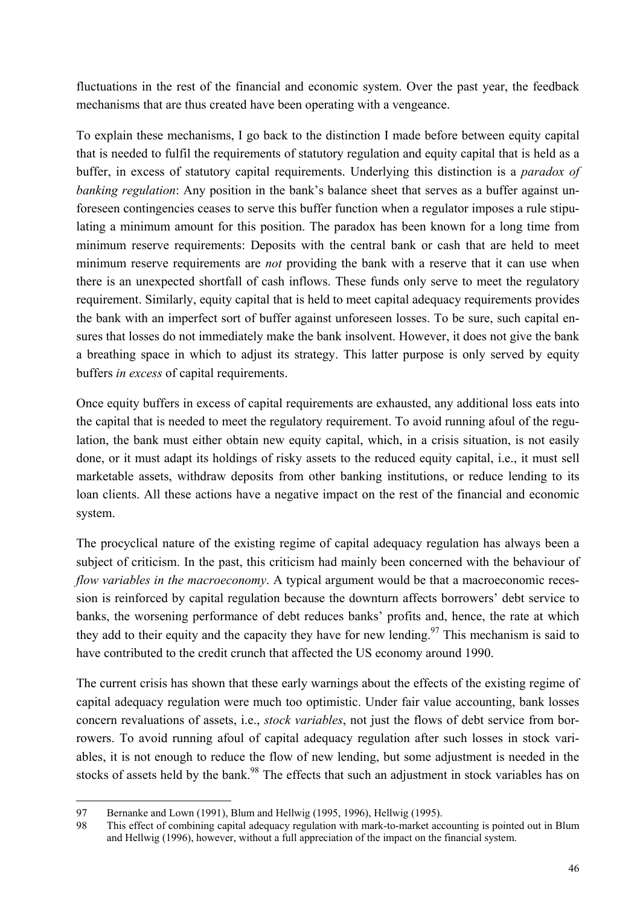fluctuations in the rest of the financial and economic system. Over the past year, the feedback mechanisms that are thus created have been operating with a vengeance.

To explain these mechanisms, I go back to the distinction I made before between equity capital that is needed to fulfil the requirements of statutory regulation and equity capital that is held as a buffer, in excess of statutory capital requirements. Underlying this distinction is a *paradox of banking regulation*: Any position in the bank's balance sheet that serves as a buffer against unforeseen contingencies ceases to serve this buffer function when a regulator imposes a rule stipulating a minimum amount for this position. The paradox has been known for a long time from minimum reserve requirements: Deposits with the central bank or cash that are held to meet minimum reserve requirements are *not* providing the bank with a reserve that it can use when there is an unexpected shortfall of cash inflows. These funds only serve to meet the regulatory requirement. Similarly, equity capital that is held to meet capital adequacy requirements provides the bank with an imperfect sort of buffer against unforeseen losses. To be sure, such capital ensures that losses do not immediately make the bank insolvent. However, it does not give the bank a breathing space in which to adjust its strategy. This latter purpose is only served by equity buffers *in excess* of capital requirements.

Once equity buffers in excess of capital requirements are exhausted, any additional loss eats into the capital that is needed to meet the regulatory requirement. To avoid running afoul of the regulation, the bank must either obtain new equity capital, which, in a crisis situation, is not easily done, or it must adapt its holdings of risky assets to the reduced equity capital, i.e., it must sell marketable assets, withdraw deposits from other banking institutions, or reduce lending to its loan clients. All these actions have a negative impact on the rest of the financial and economic system.

The procyclical nature of the existing regime of capital adequacy regulation has always been a subject of criticism. In the past, this criticism had mainly been concerned with the behaviour of *flow variables in the macroeconomy*. A typical argument would be that a macroeconomic recession is reinforced by capital regulation because the downturn affects borrowers' debt service to banks, the worsening performance of debt reduces banks' profits and, hence, the rate at which they add to their equity and the capacity they have for new lending.[97] This mechanism is said to have contributed to the credit crunch that affected the US economy around 1990.

The current crisis has shown that these early warnings about the effects of the existing regime of capital adequacy regulation were much too optimistic. Under fair value accounting, bank losses concern revaluations of assets, i.e., *stock variables*, not just the flows of debt service from borrowers. To avoid running afoul of capital adequacy regulation after such losses in stock variables, it is not enough to reduce the flow of new lending, but some adjustment is needed in the stocks of assets held by the bank.[98] The effects that such an adjustment in stock variables has on

---

97 Bernanke and Lown (1991), Blum and Hellwig (1995, 1996), Hellwig (1995).

98 This effect of combining capital adequacy regulation with mark-to-market accounting is pointed out in Blum and Hellwig (1996), however, without a full appreciation of the impact on the financial system.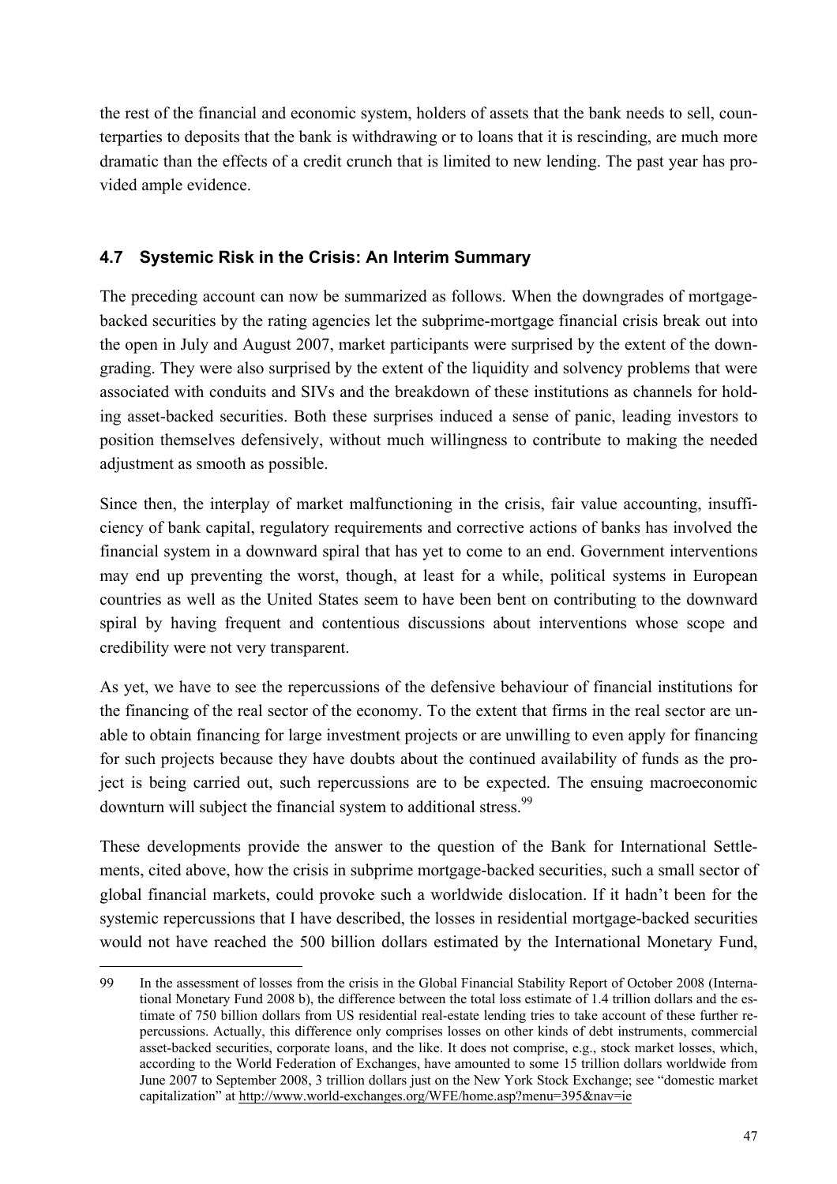the rest of the financial and economic system, holders of assets that the bank needs to sell, counterparties to deposits that the bank is withdrawing or to loans that it is rescinding, are much more dramatic than the effects of a credit crunch that is limited to new lending. The past year has provided ample evidence.

## 4.7 Systemic Risk in the Crisis: An Interim Summary

The preceding account can now be summarized as follows. When the downgrades of mortgage-backed securities by the rating agencies let the subprime-mortgage financial crisis break out into the open in July and August 2007, market participants were surprised by the extent of the downgrading. They were also surprised by the extent of the liquidity and solvency problems that were associated with conduits and SIVs and the breakdown of these institutions as channels for holding asset-backed securities. Both these surprises induced a sense of panic, leading investors to position themselves defensively, without much willingness to contribute to making the needed adjustment as smooth as possible.

Since then, the interplay of market malfunctioning in the crisis, fair value accounting, insufficiency of bank capital, regulatory requirements and corrective actions of banks has involved the financial system in a downward spiral that has yet to come to an end. Government interventions may end up preventing the worst, though, at least for a while, political systems in European countries as well as the United States seem to have been bent on contributing to the downward spiral by having frequent and contentious discussions about interventions whose scope and credibility were not very transparent.

As yet, we have to see the repercussions of the defensive behaviour of financial institutions for the financing of the real sector of the economy. To the extent that firms in the real sector are unable to obtain financing for large investment projects or are unwilling to even apply for financing for such projects because they have doubts about the continued availability of funds as the project is being carried out, such repercussions are to be expected. The ensuing macroeconomic downturn will subject the financial system to additional stress.[99]

These developments provide the answer to the question of the Bank for International Settlements, cited above, how the crisis in subprime mortgage-backed securities, such a small sector of global financial markets, could provoke such a worldwide dislocation. If it hadn't been for the systemic repercussions that I have described, the losses in residential mortgage-backed securities would not have reached the 500 billion dollars estimated by the International Monetary Fund,

---

99 In the assessment of losses from the crisis in the Global Financial Stability Report of October 2008 (International Monetary Fund 2008 b), the difference between the total loss estimate of 1.4 trillion dollars and the estimate of 750 billion dollars from US residential real-estate lending tries to take account of these further repercussions. Actually, this difference only comprises losses on other kinds of debt instruments, commercial asset-backed securities, corporate loans, and the like. It does not comprise, e.g., stock market losses, which, according to the World Federation of Exchanges, have amounted to some 15 trillion dollars worldwide from June 2007 to September 2008, 3 trillion dollars just on the New York Stock Exchange; see "domestic market capitalization" at http://www.world-exchanges.org/WFE/home.asp?menu=395&nav=ie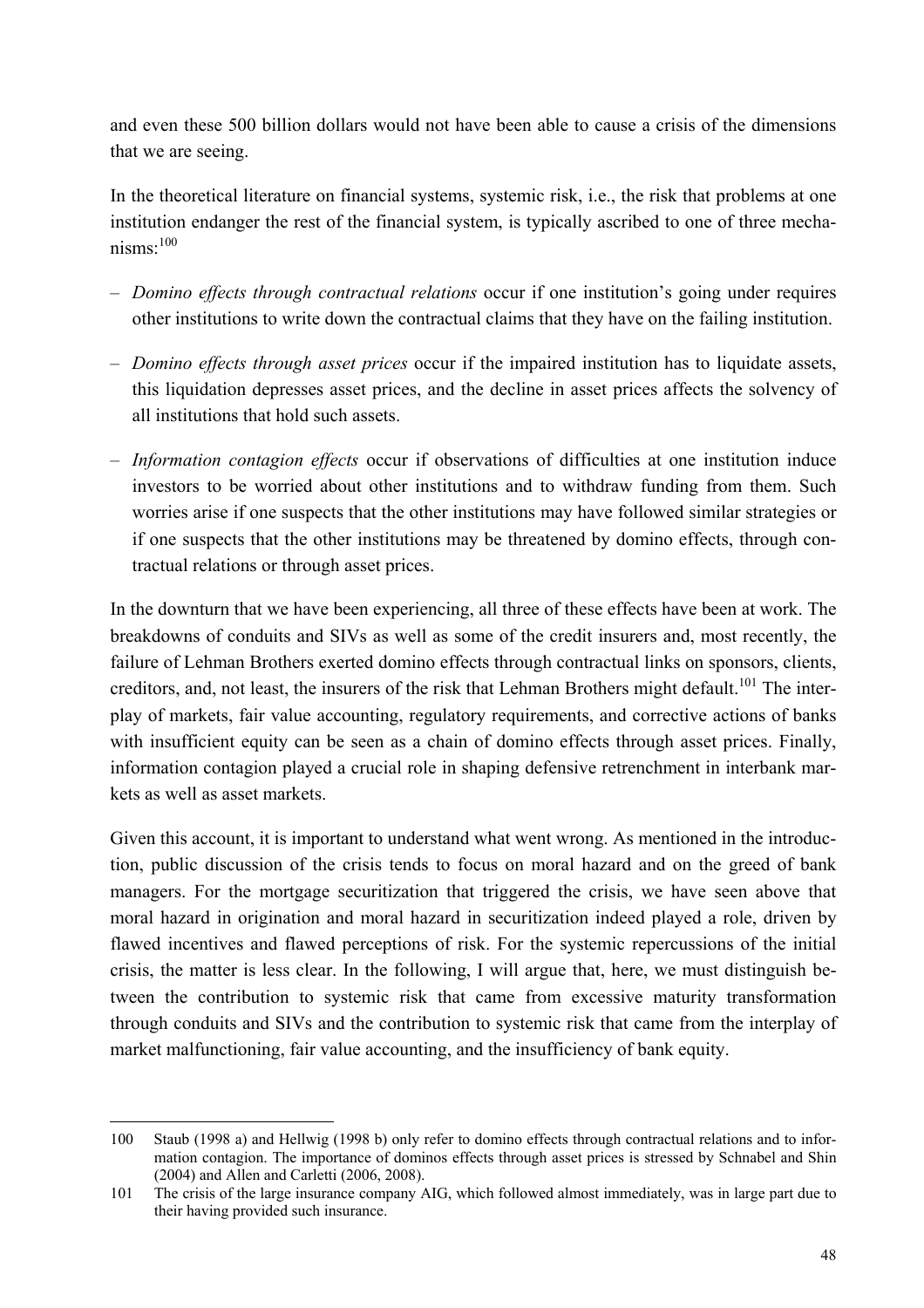and even these 500 billion dollars would not have been able to cause a crisis of the dimensions that we are seeing.

In the theoretical literature on financial systems, systemic risk, i.e., the risk that problems at one institution endanger the rest of the financial system, is typically ascribed to one of three mechanisms:[100]

– *Domino effects through contractual relations* occur if one institution's going under requires other institutions to write down the contractual claims that they have on the failing institution.

– *Domino effects through asset prices* occur if the impaired institution has to liquidate assets, this liquidation depresses asset prices, and the decline in asset prices affects the solvency of all institutions that hold such assets.

– *Information contagion effects* occur if observations of difficulties at one institution induce investors to be worried about other institutions and to withdraw funding from them. Such worries arise if one suspects that the other institutions may have followed similar strategies or if one suspects that the other institutions may be threatened by domino effects, through contractual relations or through asset prices.

In the downturn that we have been experiencing, all three of these effects have been at work. The breakdowns of conduits and SIVs as well as some of the credit insurers and, most recently, the failure of Lehman Brothers exerted domino effects through contractual links on sponsors, clients, creditors, and, not least, the insurers of the risk that Lehman Brothers might default.[101] The interplay of markets, fair value accounting, regulatory requirements, and corrective actions of banks with insufficient equity can be seen as a chain of domino effects through asset prices. Finally, information contagion played a crucial role in shaping defensive retrenchment in interbank markets as well as asset markets.

Given this account, it is important to understand what went wrong. As mentioned in the introduction, public discussion of the crisis tends to focus on moral hazard and on the greed of bank managers. For the mortgage securitization that triggered the crisis, we have seen above that moral hazard in origination and moral hazard in securitization indeed played a role, driven by flawed incentives and flawed perceptions of risk. For the systemic repercussions of the initial crisis, the matter is less clear. In the following, I will argue that, here, we must distinguish between the contribution to systemic risk that came from excessive maturity transformation through conduits and SIVs and the contribution to systemic risk that came from the interplay of market malfunctioning, fair value accounting, and the insufficiency of bank equity.

---

100 Staub (1998 a) and Hellwig (1998 b) only refer to domino effects through contractual relations and to information contagion. The importance of dominos effects through asset prices is stressed by Schnabel and Shin (2004) and Allen and Carletti (2006, 2008).

101 The crisis of the large insurance company AIG, which followed almost immediately, was in large part due to their having provided such insurance.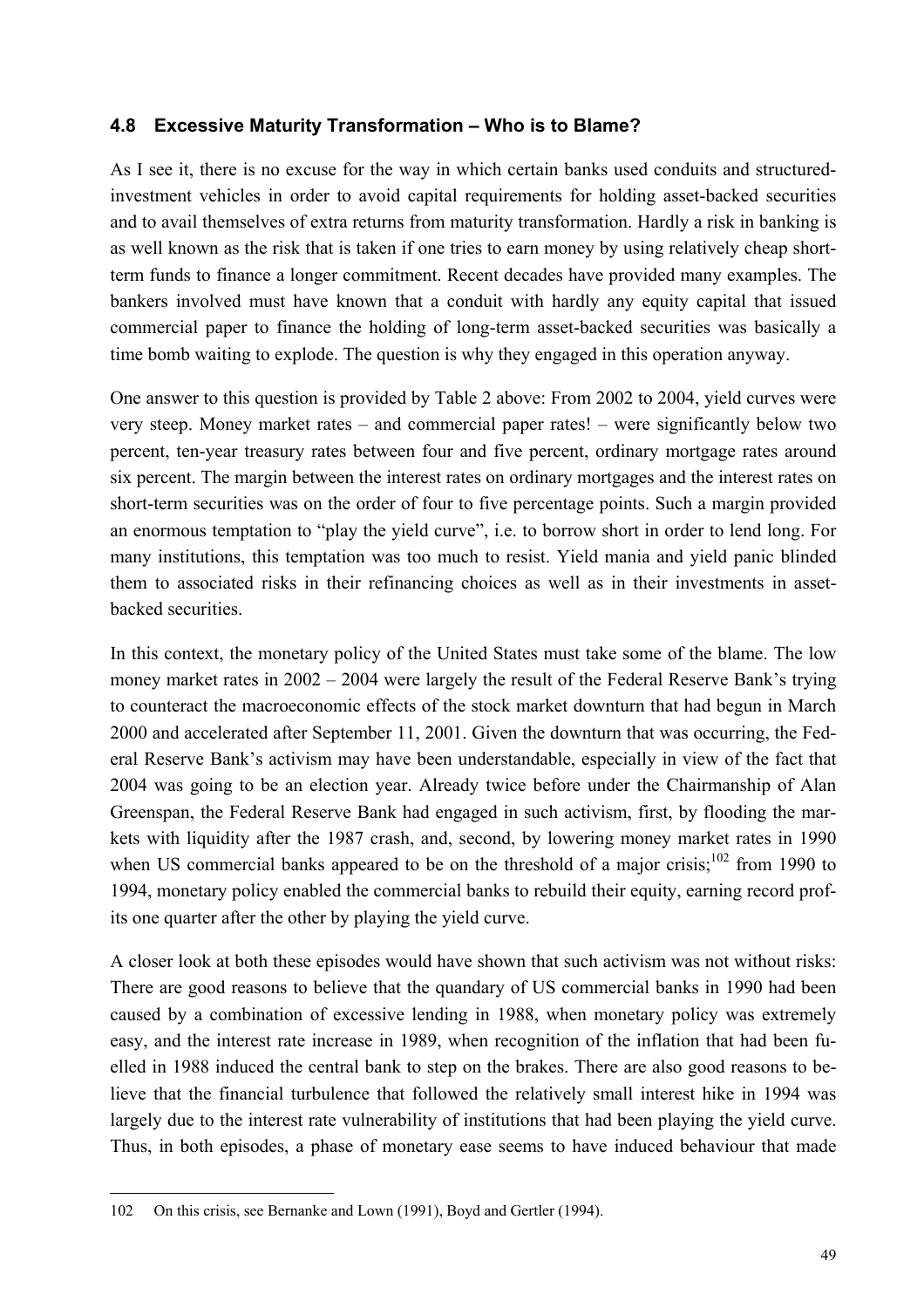### 4.8 Excessive Maturity Transformation – Who is to Blame?

As I see it, there is no excuse for the way in which certain banks used conduits and structured-investment vehicles in order to avoid capital requirements for holding asset-backed securities and to avail themselves of extra returns from maturity transformation. Hardly a risk in banking is as well known as the risk that is taken if one tries to earn money by using relatively cheap short-term funds to finance a longer commitment. Recent decades have provided many examples. The bankers involved must have known that a conduit with hardly any equity capital that issued commercial paper to finance the holding of long-term asset-backed securities was basically a time bomb waiting to explode. The question is why they engaged in this operation anyway.

One answer to this question is provided by Table 2 above: From 2002 to 2004, yield curves were very steep. Money market rates – and commercial paper rates! – were significantly below two percent, ten-year treasury rates between four and five percent, ordinary mortgage rates around six percent. The margin between the interest rates on ordinary mortgages and the interest rates on short-term securities was on the order of four to five percentage points. Such a margin provided an enormous temptation to "play the yield curve", i.e. to borrow short in order to lend long. For many institutions, this temptation was too much to resist. Yield mania and yield panic blinded them to associated risks in their refinancing choices as well as in their investments in asset-backed securities.

In this context, the monetary policy of the United States must take some of the blame. The low money market rates in 2002 – 2004 were largely the result of the Federal Reserve Bank's trying to counteract the macroeconomic effects of the stock market downturn that had begun in March 2000 and accelerated after September 11, 2001. Given the downturn that was occurring, the Federal Reserve Bank's activism may have been understandable, especially in view of the fact that 2004 was going to be an election year. Already twice before under the Chairmanship of Alan Greenspan, the Federal Reserve Bank had engaged in such activism, first, by flooding the markets with liquidity after the 1987 crash, and, second, by lowering money market rates in 1990 when US commercial banks appeared to be on the threshold of a major crisis;[102] from 1990 to 1994, monetary policy enabled the commercial banks to rebuild their equity, earning record profits one quarter after the other by playing the yield curve.

A closer look at both these episodes would have shown that such activism was not without risks: There are good reasons to believe that the quandary of US commercial banks in 1990 had been caused by a combination of excessive lending in 1988, when monetary policy was extremely easy, and the interest rate increase in 1989, when recognition of the inflation that had been fuelled in 1988 induced the central bank to step on the brakes. There are also good reasons to believe that the financial turbulence that followed the relatively small interest hike in 1994 was largely due to the interest rate vulnerability of institutions that had been playing the yield curve. Thus, in both episodes, a phase of monetary ease seems to have induced behaviour that made

---

102 On this crisis, see Bernanke and Lown (1991), Boyd and Gertler (1994).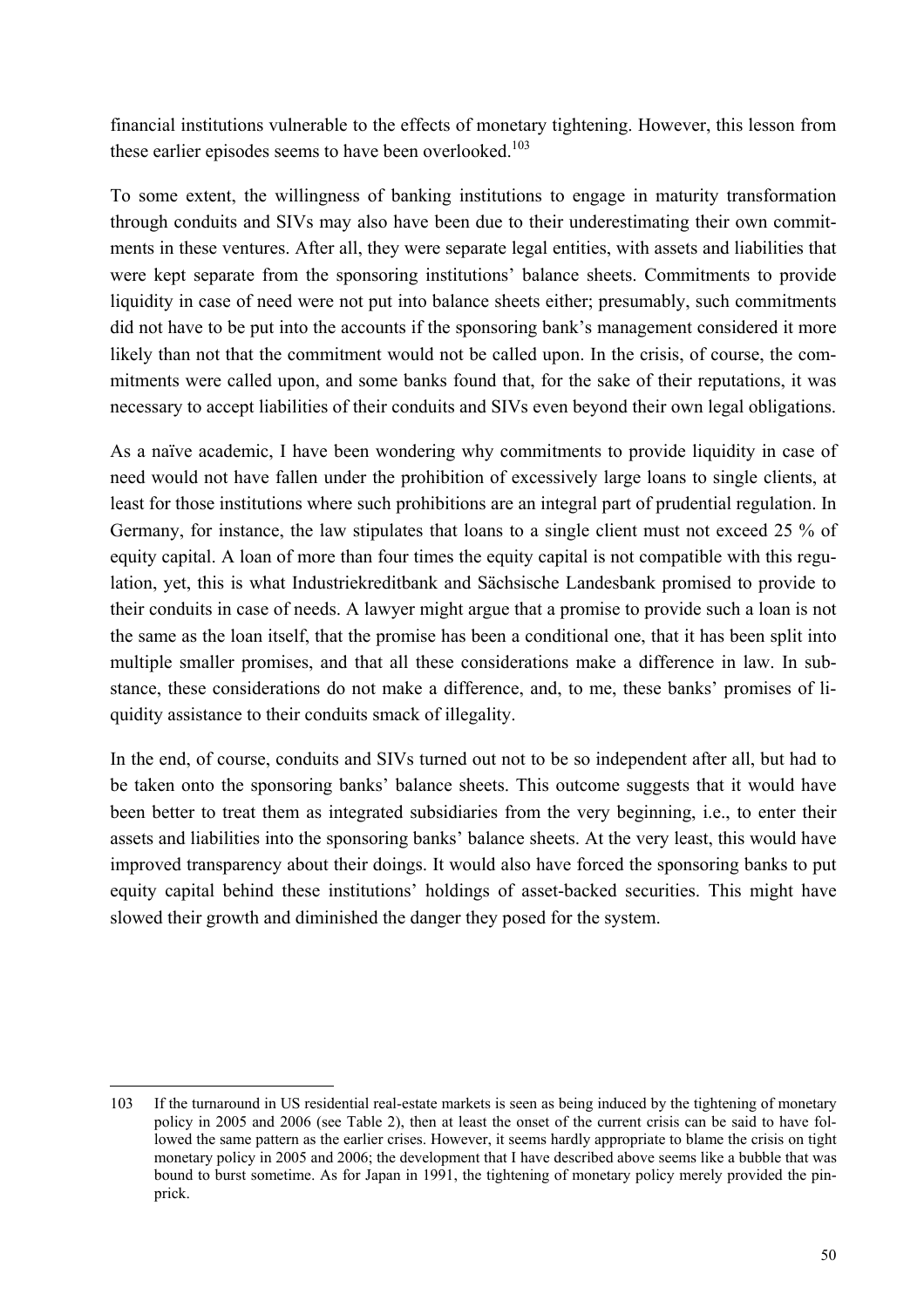financial institutions vulnerable to the effects of monetary tightening. However, this lesson from these earlier episodes seems to have been overlooked.[103]

To some extent, the willingness of banking institutions to engage in maturity transformation through conduits and SIVs may also have been due to their underestimating their own commitments in these ventures. After all, they were separate legal entities, with assets and liabilities that were kept separate from the sponsoring institutions' balance sheets. Commitments to provide liquidity in case of need were not put into balance sheets either; presumably, such commitments did not have to be put into the accounts if the sponsoring bank's management considered it more likely than not that the commitment would not be called upon. In the crisis, of course, the commitments were called upon, and some banks found that, for the sake of their reputations, it was necessary to accept liabilities of their conduits and SIVs even beyond their own legal obligations.

As a naïve academic, I have been wondering why commitments to provide liquidity in case of need would not have fallen under the prohibition of excessively large loans to single clients, at least for those institutions where such prohibitions are an integral part of prudential regulation. In Germany, for instance, the law stipulates that loans to a single client must not exceed 25 % of equity capital. A loan of more than four times the equity capital is not compatible with this regulation, yet, this is what Industriekreditbank and Sächsische Landesbank promised to provide to their conduits in case of needs. A lawyer might argue that a promise to provide such a loan is not the same as the loan itself, that the promise has been a conditional one, that it has been split into multiple smaller promises, and that all these considerations make a difference in law. In substance, these considerations do not make a difference, and, to me, these banks' promises of liquidity assistance to their conduits smack of illegality.

In the end, of course, conduits and SIVs turned out not to be so independent after all, but had to be taken onto the sponsoring banks' balance sheets. This outcome suggests that it would have been better to treat them as integrated subsidiaries from the very beginning, i.e., to enter their assets and liabilities into the sponsoring banks' balance sheets. At the very least, this would have improved transparency about their doings. It would also have forced the sponsoring banks to put equity capital behind these institutions' holdings of asset-backed securities. This might have slowed their growth and diminished the danger they posed for the system.

---

103 If the turnaround in US residential real-estate markets is seen as being induced by the tightening of monetary policy in 2005 and 2006 (see Table 2), then at least the onset of the current crisis can be said to have followed the same pattern as the earlier crises. However, it seems hardly appropriate to blame the crisis on tight monetary policy in 2005 and 2006; the development that I have described above seems like a bubble that was bound to burst sometime. As for Japan in 1991, the tightening of monetary policy merely provided the pinprick.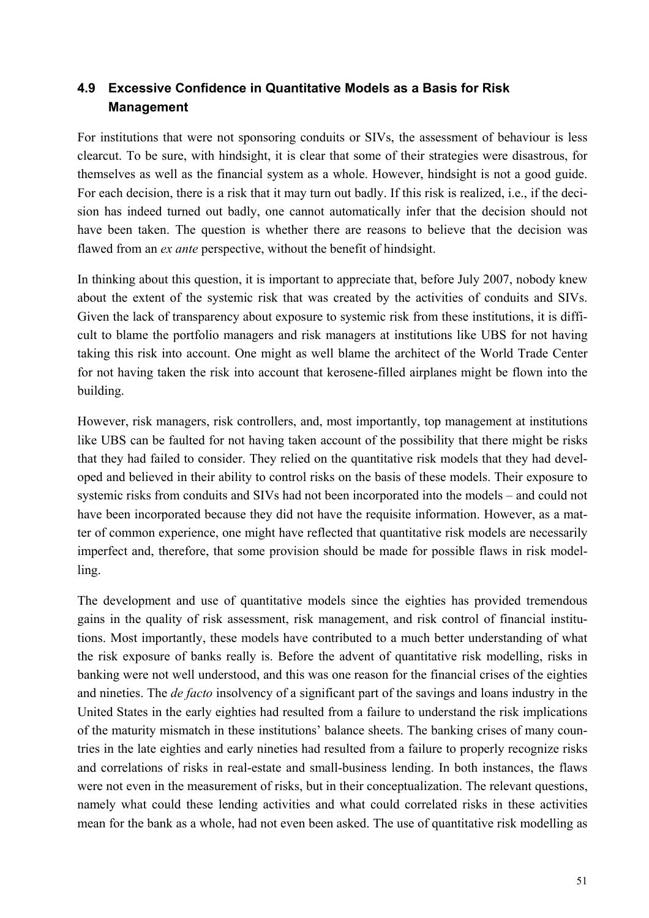## 4.9 Excessive Confidence in Quantitative Models as a Basis for Risk Management

For institutions that were not sponsoring conduits or SIVs, the assessment of behaviour is less clearcut. To be sure, with hindsight, it is clear that some of their strategies were disastrous, for themselves as well as the financial system as a whole. However, hindsight is not a good guide. For each decision, there is a risk that it may turn out badly. If this risk is realized, i.e., if the decision has indeed turned out badly, one cannot automatically infer that the decision should not have been taken. The question is whether there are reasons to believe that the decision was flawed from an *ex ante* perspective, without the benefit of hindsight.

In thinking about this question, it is important to appreciate that, before July 2007, nobody knew about the extent of the systemic risk that was created by the activities of conduits and SIVs. Given the lack of transparency about exposure to systemic risk from these institutions, it is difficult to blame the portfolio managers and risk managers at institutions like UBS for not having taking this risk into account. One might as well blame the architect of the World Trade Center for not having taken the risk into account that kerosene-filled airplanes might be flown into the building.

However, risk managers, risk controllers, and, most importantly, top management at institutions like UBS can be faulted for not having taken account of the possibility that there might be risks that they had failed to consider. They relied on the quantitative risk models that they had developed and believed in their ability to control risks on the basis of these models. Their exposure to systemic risks from conduits and SIVs had not been incorporated into the models – and could not have been incorporated because they did not have the requisite information. However, as a matter of common experience, one might have reflected that quantitative risk models are necessarily imperfect and, therefore, that some provision should be made for possible flaws in risk modelling.

The development and use of quantitative models since the eighties has provided tremendous gains in the quality of risk assessment, risk management, and risk control of financial institutions. Most importantly, these models have contributed to a much better understanding of what the risk exposure of banks really is. Before the advent of quantitative risk modelling, risks in banking were not well understood, and this was one reason for the financial crises of the eighties and nineties. The *de facto* insolvency of a significant part of the savings and loans industry in the United States in the early eighties had resulted from a failure to understand the risk implications of the maturity mismatch in these institutions' balance sheets. The banking crises of many countries in the late eighties and early nineties had resulted from a failure to properly recognize risks and correlations of risks in real-estate and small-business lending. In both instances, the flaws were not even in the measurement of risks, but in their conceptualization. The relevant questions, namely what could these lending activities and what could correlated risks in these activities mean for the bank as a whole, had not even been asked. The use of quantitative risk modelling as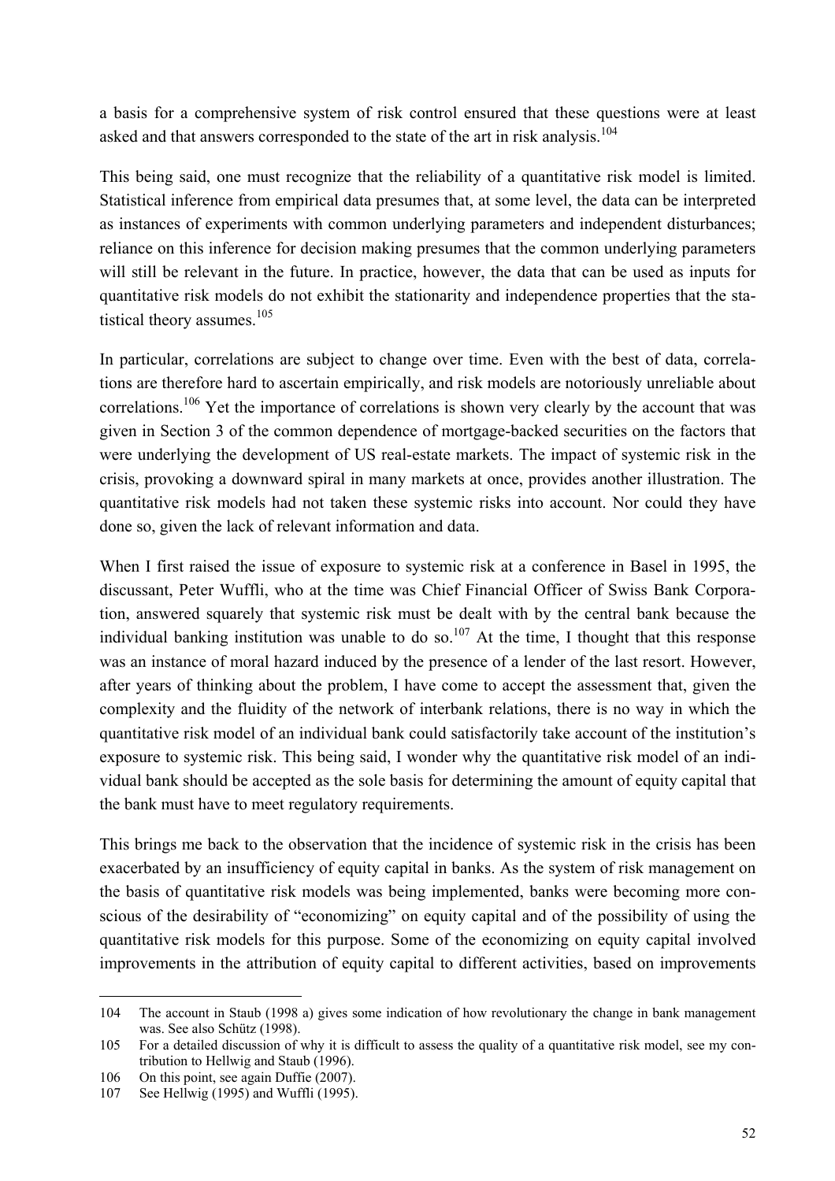a basis for a comprehensive system of risk control ensured that these questions were at least asked and that answers corresponded to the state of the art in risk analysis.[104]

This being said, one must recognize that the reliability of a quantitative risk model is limited. Statistical inference from empirical data presumes that, at some level, the data can be interpreted as instances of experiments with common underlying parameters and independent disturbances; reliance on this inference for decision making presumes that the common underlying parameters will still be relevant in the future. In practice, however, the data that can be used as inputs for quantitative risk models do not exhibit the stationarity and independence properties that the statistical theory assumes.[105]

In particular, correlations are subject to change over time. Even with the best of data, correlations are therefore hard to ascertain empirically, and risk models are notoriously unreliable about correlations.[106] Yet the importance of correlations is shown very clearly by the account that was given in Section 3 of the common dependence of mortgage-backed securities on the factors that were underlying the development of US real-estate markets. The impact of systemic risk in the crisis, provoking a downward spiral in many markets at once, provides another illustration. The quantitative risk models had not taken these systemic risks into account. Nor could they have done so, given the lack of relevant information and data.

When I first raised the issue of exposure to systemic risk at a conference in Basel in 1995, the discussant, Peter Wuffli, who at the time was Chief Financial Officer of Swiss Bank Corporation, answered squarely that systemic risk must be dealt with by the central bank because the individual banking institution was unable to do so.[107] At the time, I thought that this response was an instance of moral hazard induced by the presence of a lender of the last resort. However, after years of thinking about the problem, I have come to accept the assessment that, given the complexity and the fluidity of the network of interbank relations, there is no way in which the quantitative risk model of an individual bank could satisfactorily take account of the institution's exposure to systemic risk. This being said, I wonder why the quantitative risk model of an individual bank should be accepted as the sole basis for determining the amount of equity capital that the bank must have to meet regulatory requirements.

This brings me back to the observation that the incidence of systemic risk in the crisis has been exacerbated by an insufficiency of equity capital in banks. As the system of risk management on the basis of quantitative risk models was being implemented, banks were becoming more conscious of the desirability of "economizing" on equity capital and of the possibility of using the quantitative risk models for this purpose. Some of the economizing on equity capital involved improvements in the attribution of equity capital to different activities, based on improvements

---

104 The account in Staub (1998 a) gives some indication of how revolutionary the change in bank management was. See also Schütz (1998).

105 For a detailed discussion of why it is difficult to assess the quality of a quantitative risk model, see my contribution to Hellwig and Staub (1996).

106 On this point, see again Duffie (2007).

107 See Hellwig (1995) and Wuffli (1995).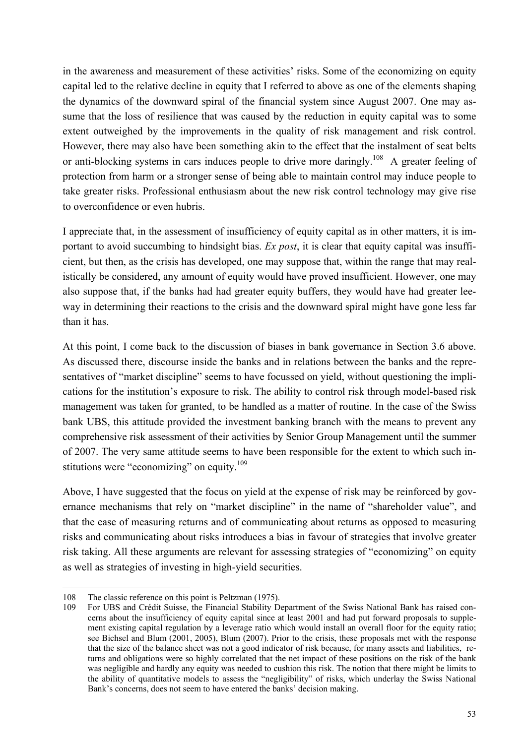in the awareness and measurement of these activities' risks. Some of the economizing on equity capital led to the relative decline in equity that I referred to above as one of the elements shaping the dynamics of the downward spiral of the financial system since August 2007. One may assume that the loss of resilience that was caused by the reduction in equity capital was to some extent outweighed by the improvements in the quality of risk management and risk control. However, there may also have been something akin to the effect that the instalment of seat belts or anti-blocking systems in cars induces people to drive more daringly.[108] A greater feeling of protection from harm or a stronger sense of being able to maintain control may induce people to take greater risks. Professional enthusiasm about the new risk control technology may give rise to overconfidence or even hubris.

I appreciate that, in the assessment of insufficiency of equity capital as in other matters, it is important to avoid succumbing to hindsight bias. *Ex post*, it is clear that equity capital was insufficient, but then, as the crisis has developed, one may suppose that, within the range that may realistically be considered, any amount of equity would have proved insufficient. However, one may also suppose that, if the banks had had greater equity buffers, they would have had greater leeway in determining their reactions to the crisis and the downward spiral might have gone less far than it has.

At this point, I come back to the discussion of biases in bank governance in Section 3.6 above. As discussed there, discourse inside the banks and in relations between the banks and the representatives of "market discipline" seems to have focussed on yield, without questioning the implications for the institution's exposure to risk. The ability to control risk through model-based risk management was taken for granted, to be handled as a matter of routine. In the case of the Swiss bank UBS, this attitude provided the investment banking branch with the means to prevent any comprehensive risk assessment of their activities by Senior Group Management until the summer of 2007. The very same attitude seems to have been responsible for the extent to which such institutions were "economizing" on equity.[109]

Above, I have suggested that the focus on yield at the expense of risk may be reinforced by governance mechanisms that rely on "market discipline" in the name of "shareholder value", and that the ease of measuring returns and of communicating about returns as opposed to measuring risks and communicating about risks introduces a bias in favour of strategies that involve greater risk taking. All these arguments are relevant for assessing strategies of "economizing" on equity as well as strategies of investing in high-yield securities.

---

108 The classic reference on this point is Peltzman (1975).

109 For UBS and Crédit Suisse, the Financial Stability Department of the Swiss National Bank has raised concerns about the insufficiency of equity capital since at least 2001 and had put forward proposals to supplement existing capital regulation by a leverage ratio which would install an overall floor for the equity ratio; see Bichsel and Blum (2001, 2005), Blum (2007). Prior to the crisis, these proposals met with the response that the size of the balance sheet was not a good indicator of risk because, for many assets and liabilities, returns and obligations were so highly correlated that the net impact of these positions on the risk of the bank was negligible and hardly any equity was needed to cushion this risk. The notion that there might be limits to the ability of quantitative models to assess the "negligibility" of risks, which underlay the Swiss National Bank's concerns, does not seem to have entered the banks' decision making.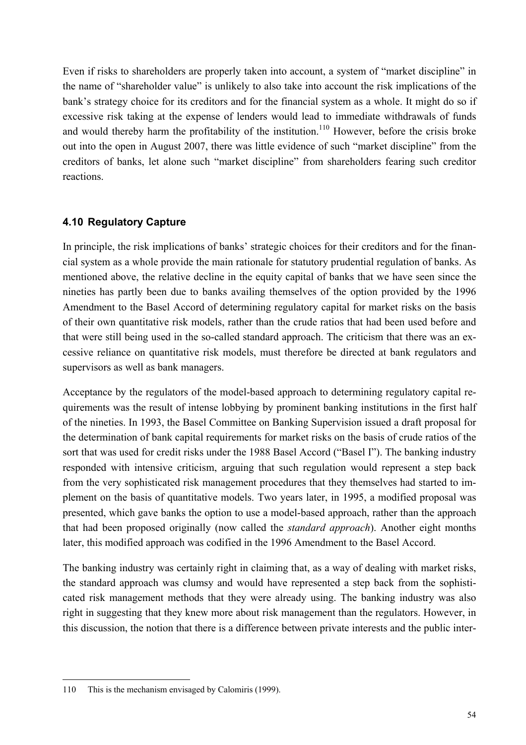Even if risks to shareholders are properly taken into account, a system of "market discipline" in the name of "shareholder value" is unlikely to also take into account the risk implications of the bank's strategy choice for its creditors and for the financial system as a whole. It might do so if excessive risk taking at the expense of lenders would lead to immediate withdrawals of funds and would thereby harm the profitability of the institution.[110] However, before the crisis broke out into the open in August 2007, there was little evidence of such "market discipline" from the creditors of banks, let alone such "market discipline" from shareholders fearing such creditor reactions.

### 4.10 Regulatory Capture

In principle, the risk implications of banks' strategic choices for their creditors and for the financial system as a whole provide the main rationale for statutory prudential regulation of banks. As mentioned above, the relative decline in the equity capital of banks that we have seen since the nineties has partly been due to banks availing themselves of the option provided by the 1996 Amendment to the Basel Accord of determining regulatory capital for market risks on the basis of their own quantitative risk models, rather than the crude ratios that had been used before and that were still being used in the so-called standard approach. The criticism that there was an excessive reliance on quantitative risk models, must therefore be directed at bank regulators and supervisors as well as bank managers.

Acceptance by the regulators of the model-based approach to determining regulatory capital requirements was the result of intense lobbying by prominent banking institutions in the first half of the nineties. In 1993, the Basel Committee on Banking Supervision issued a draft proposal for the determination of bank capital requirements for market risks on the basis of crude ratios of the sort that was used for credit risks under the 1988 Basel Accord ("Basel I"). The banking industry responded with intensive criticism, arguing that such regulation would represent a step back from the very sophisticated risk management procedures that they themselves had started to implement on the basis of quantitative models. Two years later, in 1995, a modified proposal was presented, which gave banks the option to use a model-based approach, rather than the approach that had been proposed originally (now called the *standard approach*). Another eight months later, this modified approach was codified in the 1996 Amendment to the Basel Accord.

The banking industry was certainly right in claiming that, as a way of dealing with market risks, the standard approach was clumsy and would have represented a step back from the sophisticated risk management methods that they were already using. The banking industry was also right in suggesting that they knew more about risk management than the regulators. However, in this discussion, the notion that there is a difference between private interests and the public inter-

---

110 This is the mechanism envisaged by Calomiris (1999).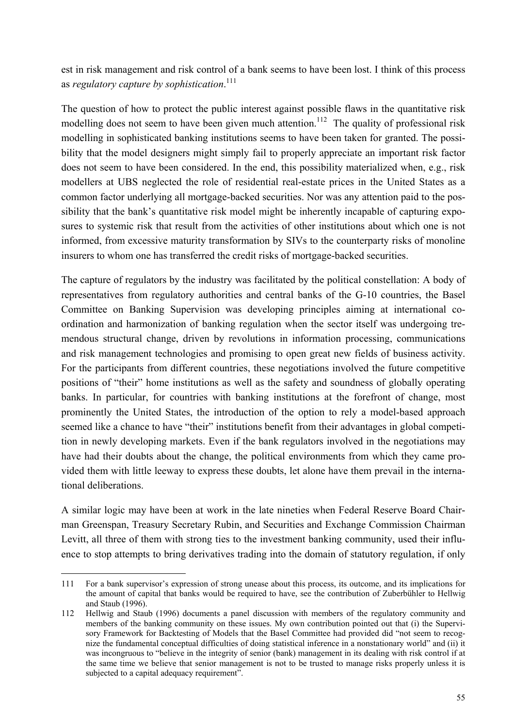est in risk management and risk control of a bank seems to have been lost. I think of this process as *regulatory capture by sophistication*.[111]

The question of how to protect the public interest against possible flaws in the quantitative risk modelling does not seem to have been given much attention.[112] The quality of professional risk modelling in sophisticated banking institutions seems to have been taken for granted. The possibility that the model designers might simply fail to properly appreciate an important risk factor does not seem to have been considered. In the end, this possibility materialized when, e.g., risk modellers at UBS neglected the role of residential real-estate prices in the United States as a common factor underlying all mortgage-backed securities. Nor was any attention paid to the possibility that the bank's quantitative risk model might be inherently incapable of capturing exposures to systemic risk that result from the activities of other institutions about which one is not informed, from excessive maturity transformation by SIVs to the counterparty risks of monoline insurers to whom one has transferred the credit risks of mortgage-backed securities.

The capture of regulators by the industry was facilitated by the political constellation: A body of representatives from regulatory authorities and central banks of the G-10 countries, the Basel Committee on Banking Supervision was developing principles aiming at international coordination and harmonization of banking regulation when the sector itself was undergoing tremendous structural change, driven by revolutions in information processing, communications and risk management technologies and promising to open great new fields of business activity. For the participants from different countries, these negotiations involved the future competitive positions of "their" home institutions as well as the safety and soundness of globally operating banks. In particular, for countries with banking institutions at the forefront of change, most prominently the United States, the introduction of the option to rely a model-based approach seemed like a chance to have "their" institutions benefit from their advantages in global competition in newly developing markets. Even if the bank regulators involved in the negotiations may have had their doubts about the change, the political environments from which they came provided them with little leeway to express these doubts, let alone have them prevail in the international deliberations.

A similar logic may have been at work in the late nineties when Federal Reserve Board Chairman Greenspan, Treasury Secretary Rubin, and Securities and Exchange Commission Chairman Levitt, all three of them with strong ties to the investment banking community, used their influence to stop attempts to bring derivatives trading into the domain of statutory regulation, if only

---

111 For a bank supervisor's expression of strong unease about this process, its outcome, and its implications for the amount of capital that banks would be required to have, see the contribution of Zuberbühler to Hellwig and Staub (1996).

112 Hellwig and Staub (1996) documents a panel discussion with members of the regulatory community and members of the banking community on these issues. My own contribution pointed out that (i) the Supervisory Framework for Backtesting of Models that the Basel Committee had provided did "not seem to recognize the fundamental conceptual difficulties of doing statistical inference in a nonstationary world" and (ii) it was incongruous to "believe in the integrity of senior (bank) management in its dealing with risk control if at the same time we believe that senior management is not to be trusted to manage risks properly unless it is subjected to a capital adequacy requirement".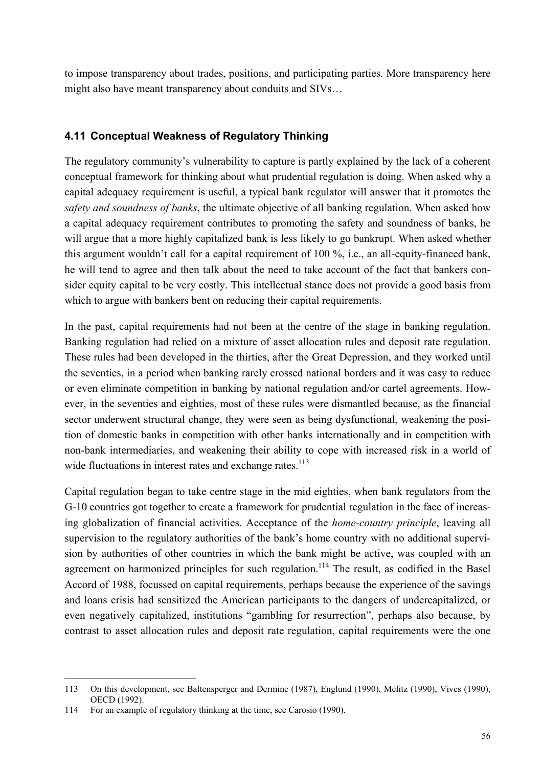to impose transparency about trades, positions, and participating parties. More transparency here might also have meant transparency about conduits and SIVs…

### 4.11 Conceptual Weakness of Regulatory Thinking

The regulatory community's vulnerability to capture is partly explained by the lack of a coherent conceptual framework for thinking about what prudential regulation is doing. When asked why a capital adequacy requirement is useful, a typical bank regulator will answer that it promotes the *safety and soundness of banks*, the ultimate objective of all banking regulation. When asked how a capital adequacy requirement contributes to promoting the safety and soundness of banks, he will argue that a more highly capitalized bank is less likely to go bankrupt. When asked whether this argument wouldn't call for a capital requirement of 100 %, i.e., an all-equity-financed bank, he will tend to agree and then talk about the need to take account of the fact that bankers consider equity capital to be very costly. This intellectual stance does not provide a good basis from which to argue with bankers bent on reducing their capital requirements.

In the past, capital requirements had not been at the centre of the stage in banking regulation. Banking regulation had relied on a mixture of asset allocation rules and deposit rate regulation. These rules had been developed in the thirties, after the Great Depression, and they worked until the seventies, in a period when banking rarely crossed national borders and it was easy to reduce or even eliminate competition in banking by national regulation and/or cartel agreements. However, in the seventies and eighties, most of these rules were dismantled because, as the financial sector underwent structural change, they were seen as being dysfunctional, weakening the position of domestic banks in competition with other banks internationally and in competition with non-bank intermediaries, and weakening their ability to cope with increased risk in a world of wide fluctuations in interest rates and exchange rates.[113]

Capital regulation began to take centre stage in the mid eighties, when bank regulators from the G-10 countries got together to create a framework for prudential regulation in the face of increasing globalization of financial activities. Acceptance of the *home-country principle*, leaving all supervision to the regulatory authorities of the bank's home country with no additional supervision by authorities of other countries in which the bank might be active, was coupled with an agreement on harmonized principles for such regulation.[114] The result, as codified in the Basel Accord of 1988, focussed on capital requirements, perhaps because the experience of the savings and loans crisis had sensitized the American participants to the dangers of undercapitalized, or even negatively capitalized, institutions "gambling for resurrection", perhaps also because, by contrast to asset allocation rules and deposit rate regulation, capital requirements were the one

---

113 On this development, see Baltensperger and Dermine (1987), Englund (1990), Mélitz (1990), Vives (1990), OECD (1992).

114 For an example of regulatory thinking at the time, see Carosio (1990).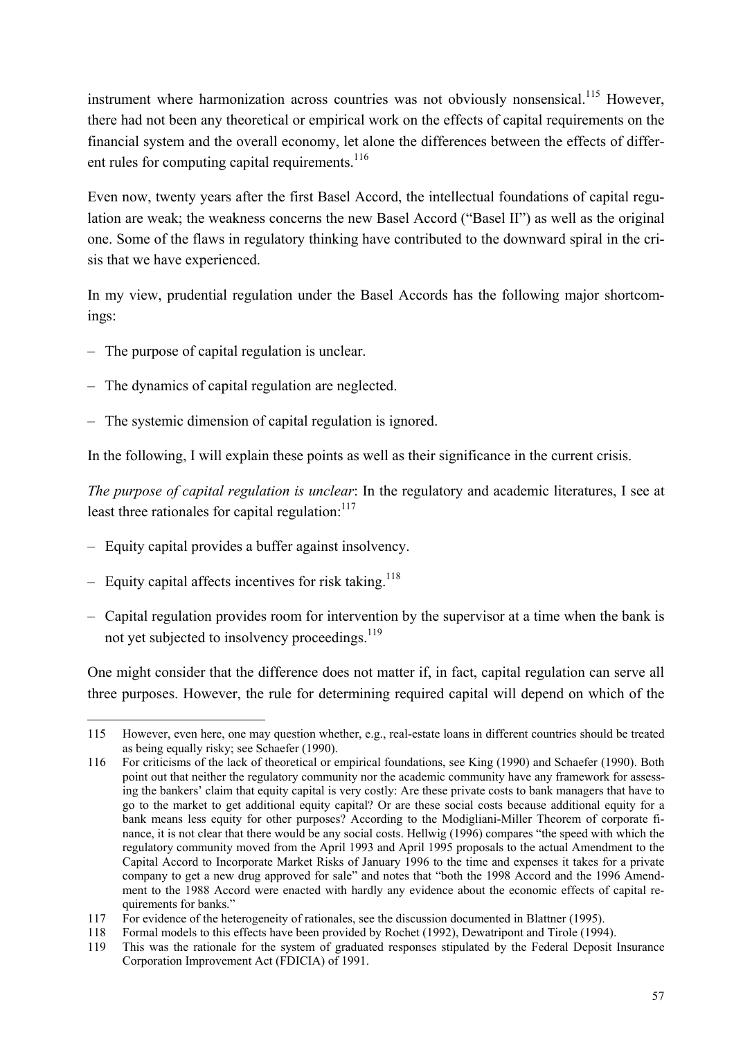instrument where harmonization across countries was not obviously nonsensical.[115] However, there had not been any theoretical or empirical work on the effects of capital requirements on the financial system and the overall economy, let alone the differences between the effects of different rules for computing capital requirements.[116]

Even now, twenty years after the first Basel Accord, the intellectual foundations of capital regulation are weak; the weakness concerns the new Basel Accord ("Basel II") as well as the original one. Some of the flaws in regulatory thinking have contributed to the downward spiral in the crisis that we have experienced.

In my view, prudential regulation under the Basel Accords has the following major shortcomings:

– The purpose of capital regulation is unclear.

– The dynamics of capital regulation are neglected.

– The systemic dimension of capital regulation is ignored.

In the following, I will explain these points as well as their significance in the current crisis.

*The purpose of capital regulation is unclear*: In the regulatory and academic literatures, I see at least three rationales for capital regulation:[117]

– Equity capital provides a buffer against insolvency.

– Equity capital affects incentives for risk taking.[118]

– Capital regulation provides room for intervention by the supervisor at a time when the bank is not yet subjected to insolvency proceedings.[119]

One might consider that the difference does not matter if, in fact, capital regulation can serve all three purposes. However, the rule for determining required capital will depend on which of the

---

115 However, even here, one may question whether, e.g., real-estate loans in different countries should be treated as being equally risky; see Schaefer (1990).

116 For criticisms of the lack of theoretical or empirical foundations, see King (1990) and Schaefer (1990). Both point out that neither the regulatory community nor the academic community have any framework for assessing the bankers' claim that equity capital is very costly: Are these private costs to bank managers that have to go to the market to get additional equity capital? Or are these social costs because additional equity for a bank means less equity for other purposes? According to the Modigliani-Miller Theorem of corporate finance, it is not clear that there would be any social costs. Hellwig (1996) compares "the speed with which the regulatory community moved from the April 1993 and April 1995 proposals to the actual Amendment to the Capital Accord to Incorporate Market Risks of January 1996 to the time and expenses it takes for a private company to get a new drug approved for sale" and notes that "both the 1998 Accord and the 1996 Amendment to the 1988 Accord were enacted with hardly any evidence about the economic effects of capital requirements for banks."

117 For evidence of the heterogeneity of rationales, see the discussion documented in Blattner (1995).

118 Formal models to this effects have been provided by Rochet (1992), Dewatripont and Tirole (1994).

119 This was the rationale for the system of graduated responses stipulated by the Federal Deposit Insurance Corporation Improvement Act (FDICIA) of 1991.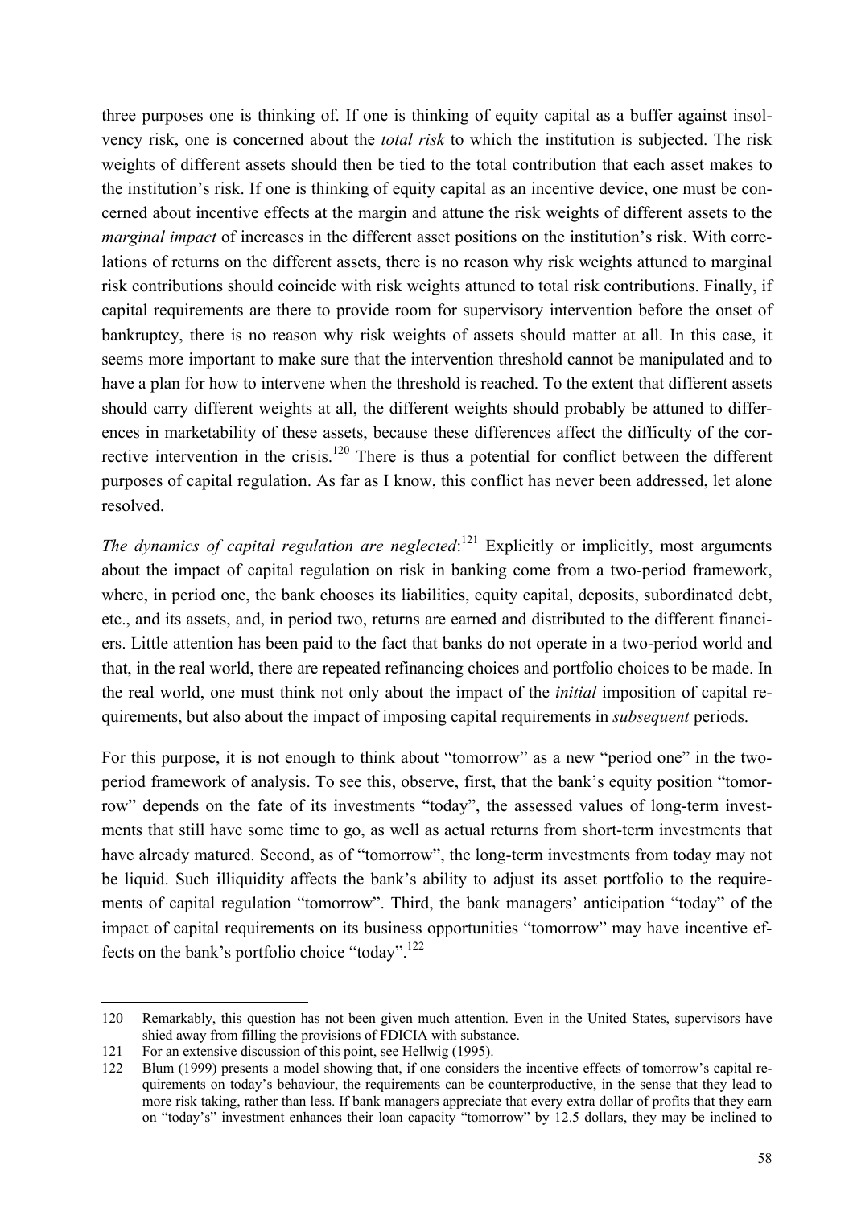three purposes one is thinking of. If one is thinking of equity capital as a buffer against insolvency risk, one is concerned about the *total risk* to which the institution is subjected. The risk weights of different assets should then be tied to the total contribution that each asset makes to the institution's risk. If one is thinking of equity capital as an incentive device, one must be concerned about incentive effects at the margin and attune the risk weights of different assets to the *marginal impact* of increases in the different asset positions on the institution's risk. With correlations of returns on the different assets, there is no reason why risk weights attuned to marginal risk contributions should coincide with risk weights attuned to total risk contributions. Finally, if capital requirements are there to provide room for supervisory intervention before the onset of bankruptcy, there is no reason why risk weights of assets should matter at all. In this case, it seems more important to make sure that the intervention threshold cannot be manipulated and to have a plan for how to intervene when the threshold is reached. To the extent that different assets should carry different weights at all, the different weights should probably be attuned to differences in marketability of these assets, because these differences affect the difficulty of the corrective intervention in the crisis.[120] There is thus a potential for conflict between the different purposes of capital regulation. As far as I know, this conflict has never been addressed, let alone resolved.

*The dynamics of capital regulation are neglected*:[121] Explicitly or implicitly, most arguments about the impact of capital regulation on risk in banking come from a two-period framework, where, in period one, the bank chooses its liabilities, equity capital, deposits, subordinated debt, etc., and its assets, and, in period two, returns are earned and distributed to the different financiers. Little attention has been paid to the fact that banks do not operate in a two-period world and that, in the real world, there are repeated refinancing choices and portfolio choices to be made. In the real world, one must think not only about the impact of the *initial* imposition of capital requirements, but also about the impact of imposing capital requirements in *subsequent* periods.

For this purpose, it is not enough to think about "tomorrow" as a new "period one" in the two-period framework of analysis. To see this, observe, first, that the bank's equity position "tomorrow" depends on the fate of its investments "today", the assessed values of long-term investments that still have some time to go, as well as actual returns from short-term investments that have already matured. Second, as of "tomorrow", the long-term investments from today may not be liquid. Such illiquidity affects the bank's ability to adjust its asset portfolio to the requirements of capital regulation "tomorrow". Third, the bank managers' anticipation "today" of the impact of capital requirements on its business opportunities "tomorrow" may have incentive effects on the bank's portfolio choice "today".[122]

---

120 Remarkably, this question has not been given much attention. Even in the United States, supervisors have shied away from filling the provisions of FDICIA with substance.

121 For an extensive discussion of this point, see Hellwig (1995).

122 Blum (1999) presents a model showing that, if one considers the incentive effects of tomorrow's capital requirements on today's behaviour, the requirements can be counterproductive, in the sense that they lead to more risk taking, rather than less. If bank managers appreciate that every extra dollar of profits that they earn on "today's" investment enhances their loan capacity "tomorrow" by 12.5 dollars, they may be inclined to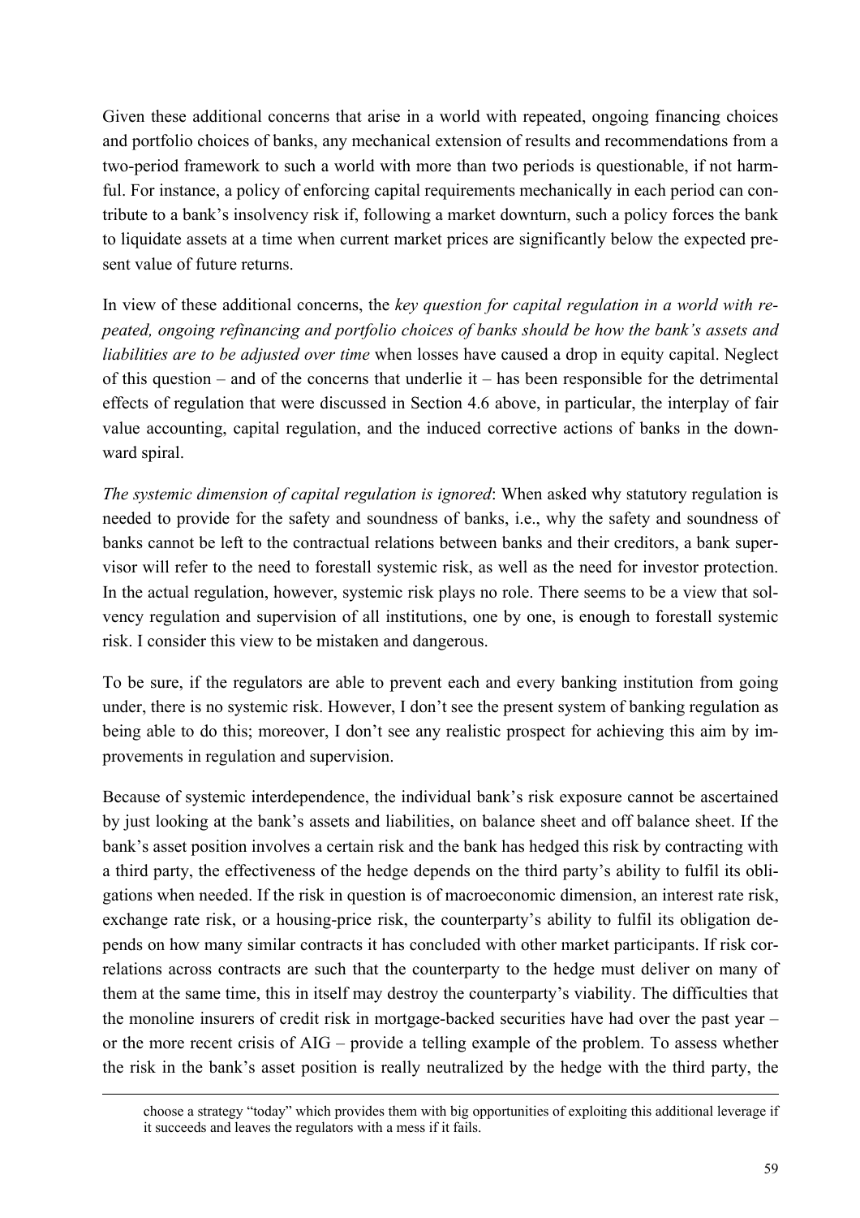Given these additional concerns that arise in a world with repeated, ongoing financing choices and portfolio choices of banks, any mechanical extension of results and recommendations from a two-period framework to such a world with more than two periods is questionable, if not harmful. For instance, a policy of enforcing capital requirements mechanically in each period can contribute to a bank's insolvency risk if, following a market downturn, such a policy forces the bank to liquidate assets at a time when current market prices are significantly below the expected present value of future returns.

In view of these additional concerns, the *key question for capital regulation in a world with repeated, ongoing refinancing and portfolio choices of banks should be how the bank's assets and liabilities are to be adjusted over time* when losses have caused a drop in equity capital. Neglect of this question – and of the concerns that underlie it – has been responsible for the detrimental effects of regulation that were discussed in Section 4.6 above, in particular, the interplay of fair value accounting, capital regulation, and the induced corrective actions of banks in the downward spiral.

*The systemic dimension of capital regulation is ignored*: When asked why statutory regulation is needed to provide for the safety and soundness of banks, i.e., why the safety and soundness of banks cannot be left to the contractual relations between banks and their creditors, a bank supervisor will refer to the need to forestall systemic risk, as well as the need for investor protection. In the actual regulation, however, systemic risk plays no role. There seems to be a view that solvency regulation and supervision of all institutions, one by one, is enough to forestall systemic risk. I consider this view to be mistaken and dangerous.

To be sure, if the regulators are able to prevent each and every banking institution from going under, there is no systemic risk. However, I don't see the present system of banking regulation as being able to do this; moreover, I don't see any realistic prospect for achieving this aim by improvements in regulation and supervision.

Because of systemic interdependence, the individual bank's risk exposure cannot be ascertained by just looking at the bank's assets and liabilities, on balance sheet and off balance sheet. If the bank's asset position involves a certain risk and the bank has hedged this risk by contracting with a third party, the effectiveness of the hedge depends on the third party's ability to fulfil its obligations when needed. If the risk in question is of macroeconomic dimension, an interest rate risk, exchange rate risk, or a housing-price risk, the counterparty's ability to fulfil its obligation depends on how many similar contracts it has concluded with other market participants. If risk correlations across contracts are such that the counterparty to the hedge must deliver on many of them at the same time, this in itself may destroy the counterparty's viability. The difficulties that the monoline insurers of credit risk in mortgage-backed securities have had over the past year – or the more recent crisis of AIG – provide a telling example of the problem. To assess whether the risk in the bank's asset position is really neutralized by the hedge with the third party, the

choose a strategy "today" which provides them with big opportunities of exploiting this additional leverage if it succeeds and leaves the regulators with a mess if it fails.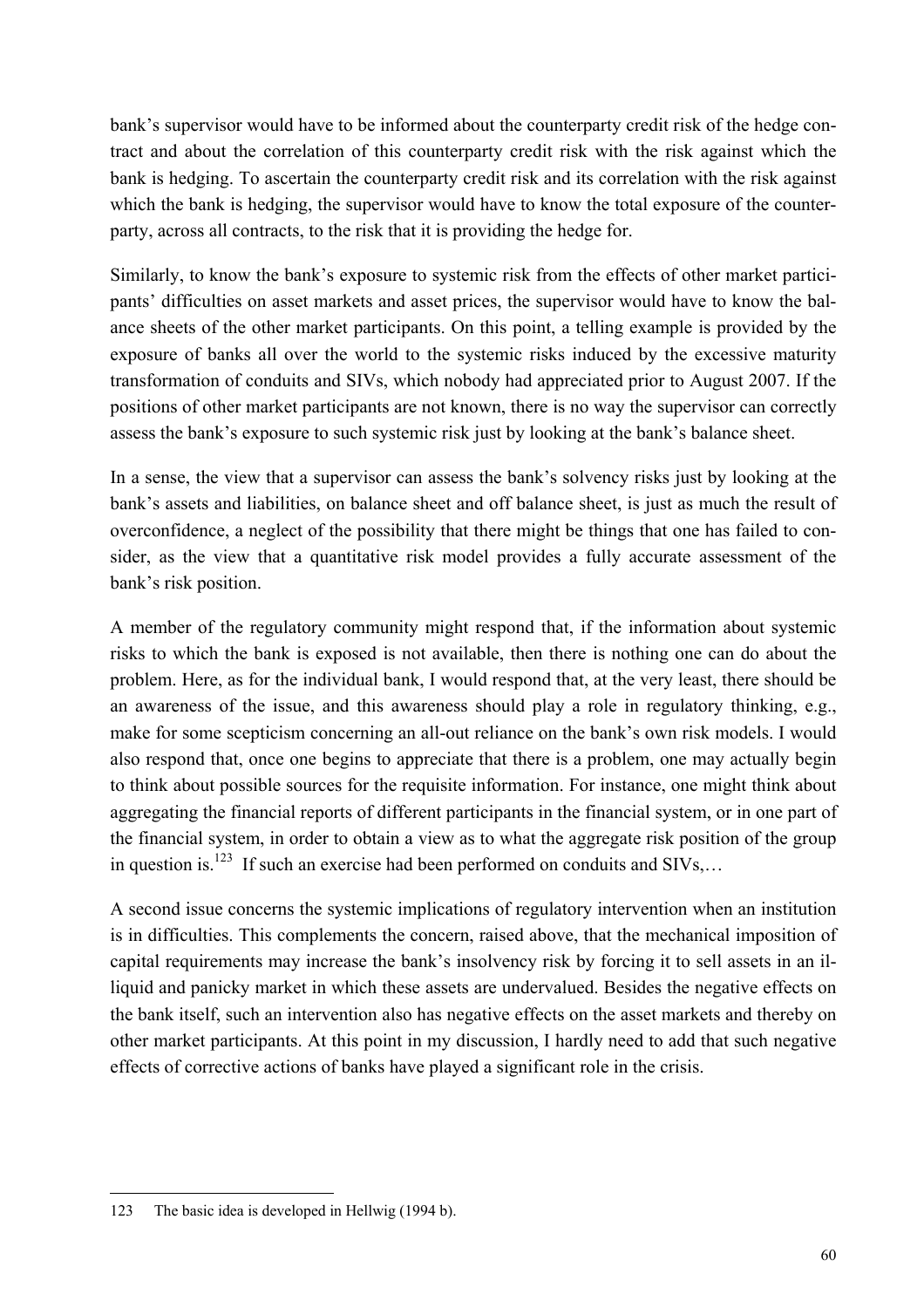bank's supervisor would have to be informed about the counterparty credit risk of the hedge contract and about the correlation of this counterparty credit risk with the risk against which the bank is hedging. To ascertain the counterparty credit risk and its correlation with the risk against which the bank is hedging, the supervisor would have to know the total exposure of the counterparty, across all contracts, to the risk that it is providing the hedge for.

Similarly, to know the bank's exposure to systemic risk from the effects of other market participants' difficulties on asset markets and asset prices, the supervisor would have to know the balance sheets of the other market participants. On this point, a telling example is provided by the exposure of banks all over the world to the systemic risks induced by the excessive maturity transformation of conduits and SIVs, which nobody had appreciated prior to August 2007. If the positions of other market participants are not known, there is no way the supervisor can correctly assess the bank's exposure to such systemic risk just by looking at the bank's balance sheet.

In a sense, the view that a supervisor can assess the bank's solvency risks just by looking at the bank's assets and liabilities, on balance sheet and off balance sheet, is just as much the result of overconfidence, a neglect of the possibility that there might be things that one has failed to consider, as the view that a quantitative risk model provides a fully accurate assessment of the bank's risk position.

A member of the regulatory community might respond that, if the information about systemic risks to which the bank is exposed is not available, then there is nothing one can do about the problem. Here, as for the individual bank, I would respond that, at the very least, there should be an awareness of the issue, and this awareness should play a role in regulatory thinking, e.g., make for some scepticism concerning an all-out reliance on the bank's own risk models. I would also respond that, once one begins to appreciate that there is a problem, one may actually begin to think about possible sources for the requisite information. For instance, one might think about aggregating the financial reports of different participants in the financial system, or in one part of the financial system, in order to obtain a view as to what the aggregate risk position of the group in question is.[123] If such an exercise had been performed on conduits and SIVs,…

A second issue concerns the systemic implications of regulatory intervention when an institution is in difficulties. This complements the concern, raised above, that the mechanical imposition of capital requirements may increase the bank's insolvency risk by forcing it to sell assets in an illiquid and panicky market in which these assets are undervalued. Besides the negative effects on the bank itself, such an intervention also has negative effects on the asset markets and thereby on other market participants. At this point in my discussion, I hardly need to add that such negative effects of corrective actions of banks have played a significant role in the crisis.

---

123 The basic idea is developed in Hellwig (1994 b).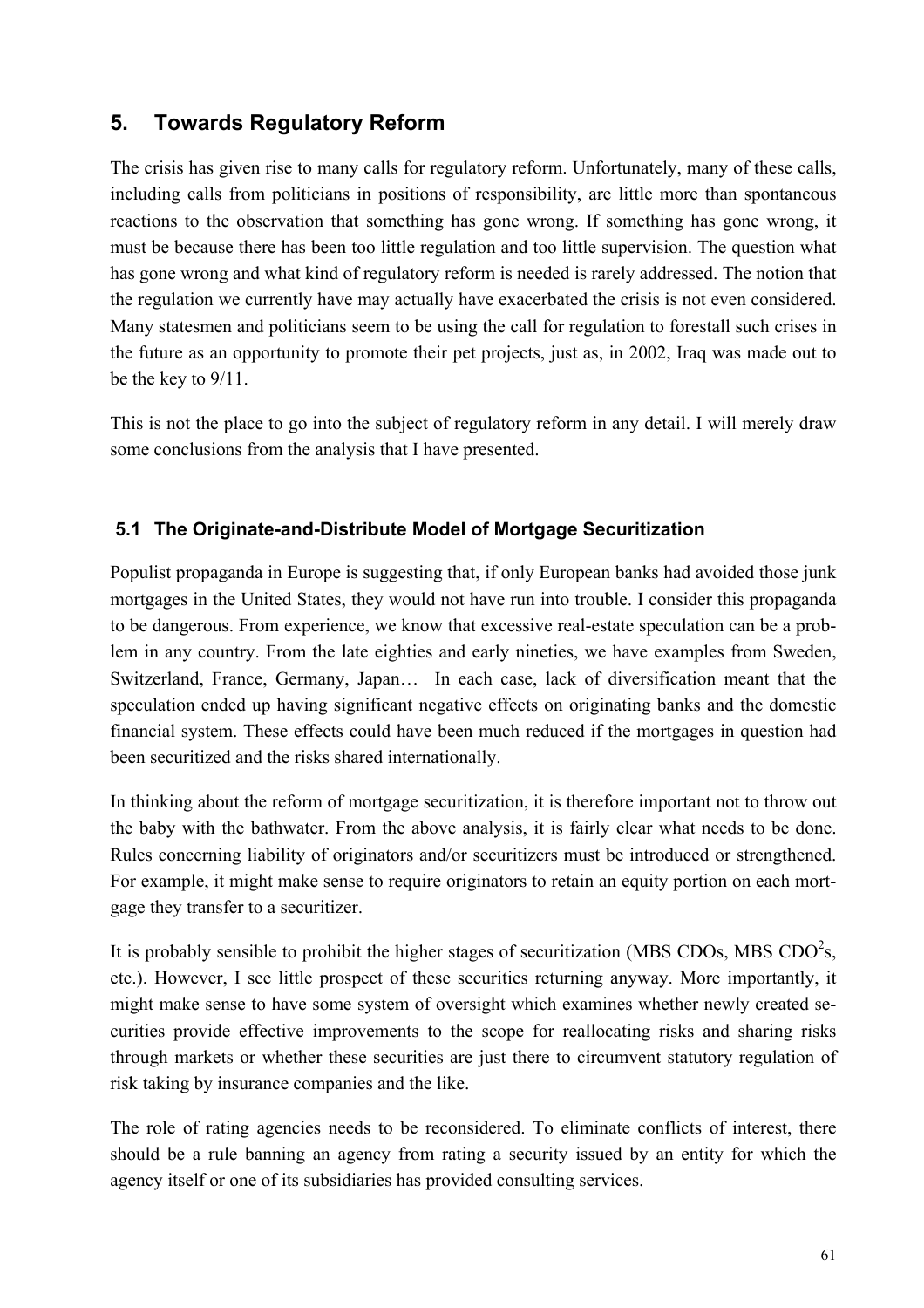## 5. Towards Regulatory Reform

The crisis has given rise to many calls for regulatory reform. Unfortunately, many of these calls, including calls from politicians in positions of responsibility, are little more than spontaneous reactions to the observation that something has gone wrong. If something has gone wrong, it must be because there has been too little regulation and too little supervision. The question what has gone wrong and what kind of regulatory reform is needed is rarely addressed. The notion that the regulation we currently have may actually have exacerbated the crisis is not even considered. Many statesmen and politicians seem to be using the call for regulation to forestall such crises in the future as an opportunity to promote their pet projects, just as, in 2002, Iraq was made out to be the key to 9/11.

This is not the place to go into the subject of regulatory reform in any detail. I will merely draw some conclusions from the analysis that I have presented.

### 5.1 The Originate-and-Distribute Model of Mortgage Securitization

Populist propaganda in Europe is suggesting that, if only European banks had avoided those junk mortgages in the United States, they would not have run into trouble. I consider this propaganda to be dangerous. From experience, we know that excessive real-estate speculation can be a problem in any country. From the late eighties and early nineties, we have examples from Sweden, Switzerland, France, Germany, Japan… In each case, lack of diversification meant that the speculation ended up having significant negative effects on originating banks and the domestic financial system. These effects could have been much reduced if the mortgages in question had been securitized and the risks shared internationally.

In thinking about the reform of mortgage securitization, it is therefore important not to throw out the baby with the bathwater. From the above analysis, it is fairly clear what needs to be done. Rules concerning liability of originators and/or securitizers must be introduced or strengthened. For example, it might make sense to require originators to retain an equity portion on each mortgage they transfer to a securitizer.

It is probably sensible to prohibit the higher stages of securitization (MBS CDOs, MBS $CDO^2$s, etc.). However, I see little prospect of these securities returning anyway. More importantly, it might make sense to have some system of oversight which examines whether newly created securities provide effective improvements to the scope for reallocating risks and sharing risks through markets or whether these securities are just there to circumvent statutory regulation of risk taking by insurance companies and the like.

The role of rating agencies needs to be reconsidered. To eliminate conflicts of interest, there should be a rule banning an agency from rating a security issued by an entity for which the agency itself or one of its subsidiaries has provided consulting services.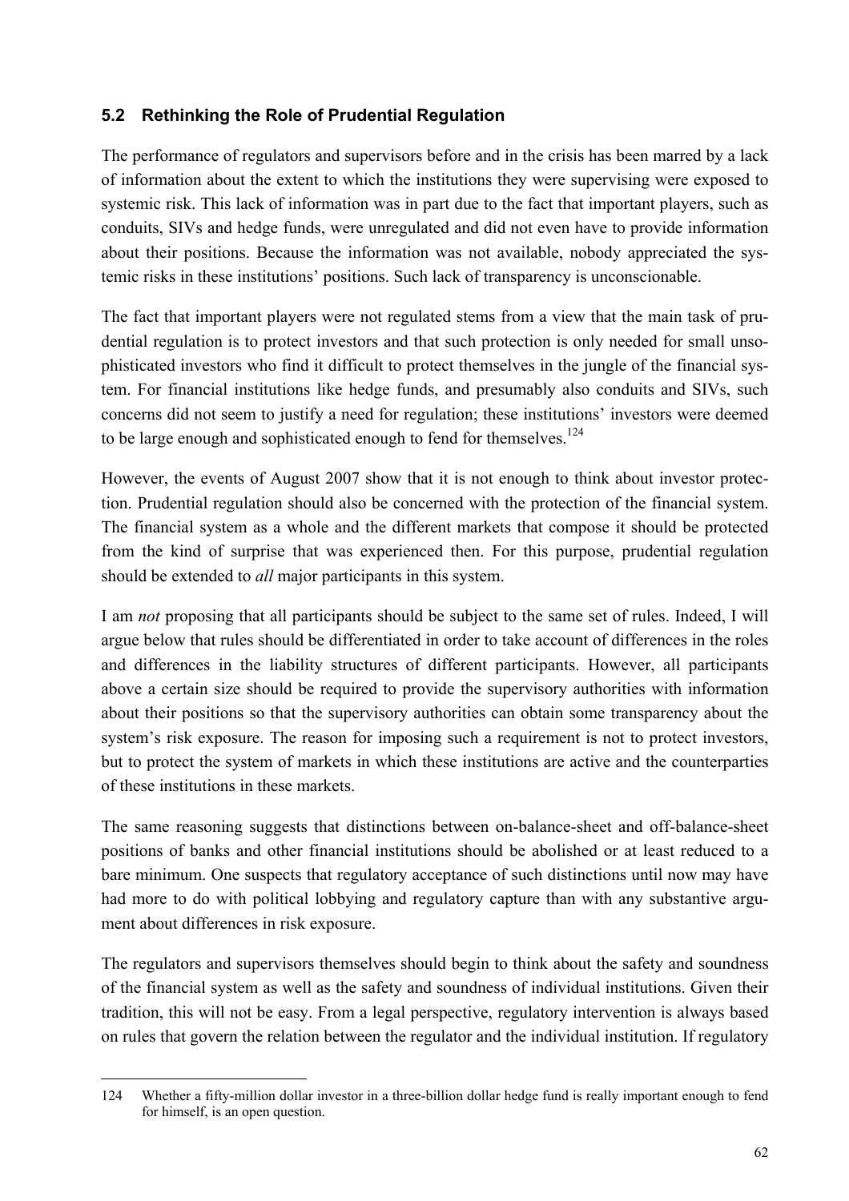## 5.2 Rethinking the Role of Prudential Regulation

The performance of regulators and supervisors before and in the crisis has been marred by a lack of information about the extent to which the institutions they were supervising were exposed to systemic risk. This lack of information was in part due to the fact that important players, such as conduits, SIVs and hedge funds, were unregulated and did not even have to provide information about their positions. Because the information was not available, nobody appreciated the systemic risks in these institutions' positions. Such lack of transparency is unconscionable.

The fact that important players were not regulated stems from a view that the main task of prudential regulation is to protect investors and that such protection is only needed for small unsophisticated investors who find it difficult to protect themselves in the jungle of the financial system. For financial institutions like hedge funds, and presumably also conduits and SIVs, such concerns did not seem to justify a need for regulation; these institutions' investors were deemed to be large enough and sophisticated enough to fend for themselves.[124]

However, the events of August 2007 show that it is not enough to think about investor protection. Prudential regulation should also be concerned with the protection of the financial system. The financial system as a whole and the different markets that compose it should be protected from the kind of surprise that was experienced then. For this purpose, prudential regulation should be extended to *all* major participants in this system.

I am *not* proposing that all participants should be subject to the same set of rules. Indeed, I will argue below that rules should be differentiated in order to take account of differences in the roles and differences in the liability structures of different participants. However, all participants above a certain size should be required to provide the supervisory authorities with information about their positions so that the supervisory authorities can obtain some transparency about the system's risk exposure. The reason for imposing such a requirement is not to protect investors, but to protect the system of markets in which these institutions are active and the counterparties of these institutions in these markets.

The same reasoning suggests that distinctions between on-balance-sheet and off-balance-sheet positions of banks and other financial institutions should be abolished or at least reduced to a bare minimum. One suspects that regulatory acceptance of such distinctions until now may have had more to do with political lobbying and regulatory capture than with any substantive argument about differences in risk exposure.

The regulators and supervisors themselves should begin to think about the safety and soundness of the financial system as well as the safety and soundness of individual institutions. Given their tradition, this will not be easy. From a legal perspective, regulatory intervention is always based on rules that govern the relation between the regulator and the individual institution. If regulatory

---

124 Whether a fifty-million dollar investor in a three-billion dollar hedge fund is really important enough to fend for himself, is an open question.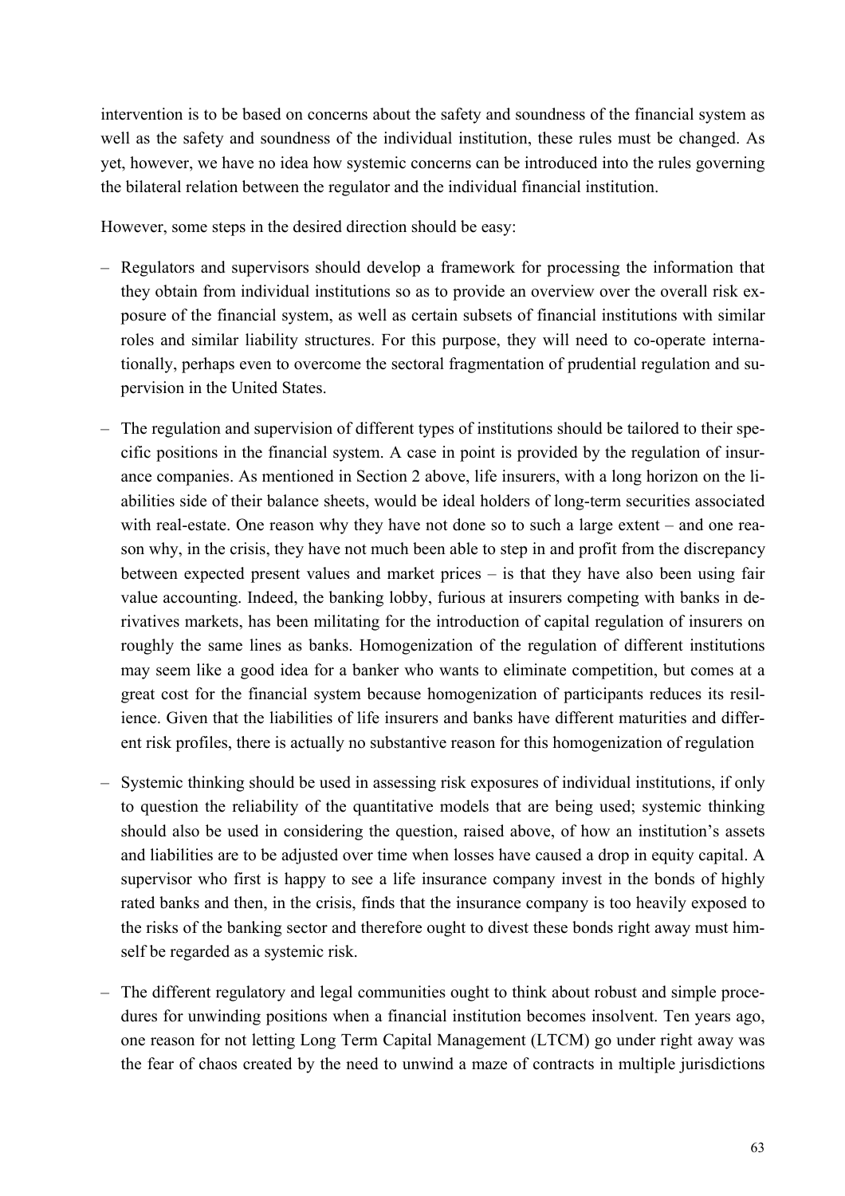intervention is to be based on concerns about the safety and soundness of the financial system as well as the safety and soundness of the individual institution, these rules must be changed. As yet, however, we have no idea how systemic concerns can be introduced into the rules governing the bilateral relation between the regulator and the individual financial institution.

However, some steps in the desired direction should be easy:

– Regulators and supervisors should develop a framework for processing the information that they obtain from individual institutions so as to provide an overview over the overall risk exposure of the financial system, as well as certain subsets of financial institutions with similar roles and similar liability structures. For this purpose, they will need to co-operate internationally, perhaps even to overcome the sectoral fragmentation of prudential regulation and supervision in the United States.

– The regulation and supervision of different types of institutions should be tailored to their specific positions in the financial system. A case in point is provided by the regulation of insurance companies. As mentioned in Section 2 above, life insurers, with a long horizon on the liabilities side of their balance sheets, would be ideal holders of long-term securities associated with real-estate. One reason why they have not done so to such a large extent – and one reason why, in the crisis, they have not much been able to step in and profit from the discrepancy between expected present values and market prices – is that they have also been using fair value accounting. Indeed, the banking lobby, furious at insurers competing with banks in derivatives markets, has been militating for the introduction of capital regulation of insurers on roughly the same lines as banks. Homogenization of the regulation of different institutions may seem like a good idea for a banker who wants to eliminate competition, but comes at a great cost for the financial system because homogenization of participants reduces its resilience. Given that the liabilities of life insurers and banks have different maturities and different risk profiles, there is actually no substantive reason for this homogenization of regulation

– Systemic thinking should be used in assessing risk exposures of individual institutions, if only to question the reliability of the quantitative models that are being used; systemic thinking should also be used in considering the question, raised above, of how an institution's assets and liabilities are to be adjusted over time when losses have caused a drop in equity capital. A supervisor who first is happy to see a life insurance company invest in the bonds of highly rated banks and then, in the crisis, finds that the insurance company is too heavily exposed to the risks of the banking sector and therefore ought to divest these bonds right away must himself be regarded as a systemic risk.

– The different regulatory and legal communities ought to think about robust and simple procedures for unwinding positions when a financial institution becomes insolvent. Ten years ago, one reason for not letting Long Term Capital Management (LTCM) go under right away was the fear of chaos created by the need to unwind a maze of contracts in multiple jurisdictions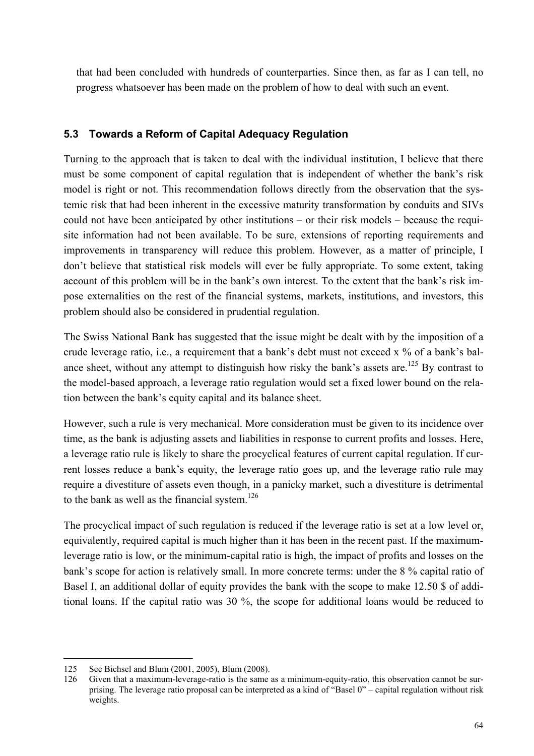that had been concluded with hundreds of counterparties. Since then, as far as I can tell, no progress whatsoever has been made on the problem of how to deal with such an event.

### 5.3 Towards a Reform of Capital Adequacy Regulation

Turning to the approach that is taken to deal with the individual institution, I believe that there must be some component of capital regulation that is independent of whether the bank's risk model is right or not. This recommendation follows directly from the observation that the systemic risk that had been inherent in the excessive maturity transformation by conduits and SIVs could not have been anticipated by other institutions – or their risk models – because the requisite information had not been available. To be sure, extensions of reporting requirements and improvements in transparency will reduce this problem. However, as a matter of principle, I don't believe that statistical risk models will ever be fully appropriate. To some extent, taking account of this problem will be in the bank's own interest. To the extent that the bank's risk impose externalities on the rest of the financial systems, markets, institutions, and investors, this problem should also be considered in prudential regulation.

The Swiss National Bank has suggested that the issue might be dealt with by the imposition of a crude leverage ratio, i.e., a requirement that a bank's debt must not exceed x % of a bank's balance sheet, without any attempt to distinguish how risky the bank's assets are.[125] By contrast to the model-based approach, a leverage ratio regulation would set a fixed lower bound on the relation between the bank's equity capital and its balance sheet.

However, such a rule is very mechanical. More consideration must be given to its incidence over time, as the bank is adjusting assets and liabilities in response to current profits and losses. Here, a leverage ratio rule is likely to share the procyclical features of current capital regulation. If current losses reduce a bank's equity, the leverage ratio goes up, and the leverage ratio rule may require a divestiture of assets even though, in a panicky market, such a divestiture is detrimental to the bank as well as the financial system.[126]

The procyclical impact of such regulation is reduced if the leverage ratio is set at a low level or, equivalently, required capital is much higher than it has been in the recent past. If the maximum-leverage ratio is low, or the minimum-capital ratio is high, the impact of profits and losses on the bank's scope for action is relatively small. In more concrete terms: under the 8 % capital ratio of Basel I, an additional dollar of equity provides the bank with the scope to make 12.50 $ of additional loans. If the capital ratio was 30 %, the scope for additional loans would be reduced to

---

125 See Bichsel and Blum (2001, 2005), Blum (2008).

126 Given that a maximum-leverage-ratio is the same as a minimum-equity-ratio, this observation cannot be surprising. The leverage ratio proposal can be interpreted as a kind of "Basel 0" – capital regulation without risk weights.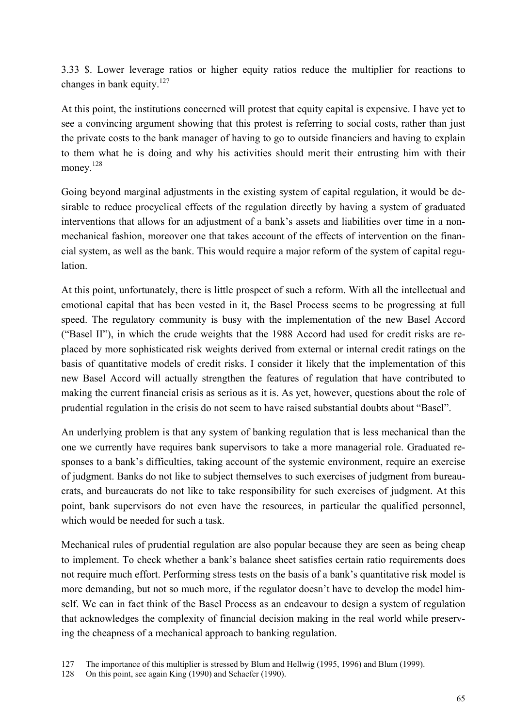3.33 $. Lower leverage ratios or higher equity ratios reduce the multiplier for reactions to changes in bank equity.[127]

At this point, the institutions concerned will protest that equity capital is expensive. I have yet to see a convincing argument showing that this protest is referring to social costs, rather than just the private costs to the bank manager of having to go to outside financiers and having to explain to them what he is doing and why his activities should merit their entrusting him with their money.[128]

Going beyond marginal adjustments in the existing system of capital regulation, it would be desirable to reduce procyclical effects of the regulation directly by having a system of graduated interventions that allows for an adjustment of a bank's assets and liabilities over time in a non-mechanical fashion, moreover one that takes account of the effects of intervention on the financial system, as well as the bank. This would require a major reform of the system of capital regulation.

At this point, unfortunately, there is little prospect of such a reform. With all the intellectual and emotional capital that has been vested in it, the Basel Process seems to be progressing at full speed. The regulatory community is busy with the implementation of the new Basel Accord ("Basel II"), in which the crude weights that the 1988 Accord had used for credit risks are replaced by more sophisticated risk weights derived from external or internal credit ratings on the basis of quantitative models of credit risks. I consider it likely that the implementation of this new Basel Accord will actually strengthen the features of regulation that have contributed to making the current financial crisis as serious as it is. As yet, however, questions about the role of prudential regulation in the crisis do not seem to have raised substantial doubts about "Basel".

An underlying problem is that any system of banking regulation that is less mechanical than the one we currently have requires bank supervisors to take a more managerial role. Graduated responses to a bank's difficulties, taking account of the systemic environment, require an exercise of judgment. Banks do not like to subject themselves to such exercises of judgment from bureaucrats, and bureaucrats do not like to take responsibility for such exercises of judgment. At this point, bank supervisors do not even have the resources, in particular the qualified personnel, which would be needed for such a task.

Mechanical rules of prudential regulation are also popular because they are seen as being cheap to implement. To check whether a bank's balance sheet satisfies certain ratio requirements does not require much effort. Performing stress tests on the basis of a bank's quantitative risk model is more demanding, but not so much more, if the regulator doesn't have to develop the model himself. We can in fact think of the Basel Process as an endeavour to design a system of regulation that acknowledges the complexity of financial decision making in the real world while preserving the cheapness of a mechanical approach to banking regulation.

---

127 The importance of this multiplier is stressed by Blum and Hellwig (1995, 1996) and Blum (1999).

128 On this point, see again King (1990) and Schaefer (1990).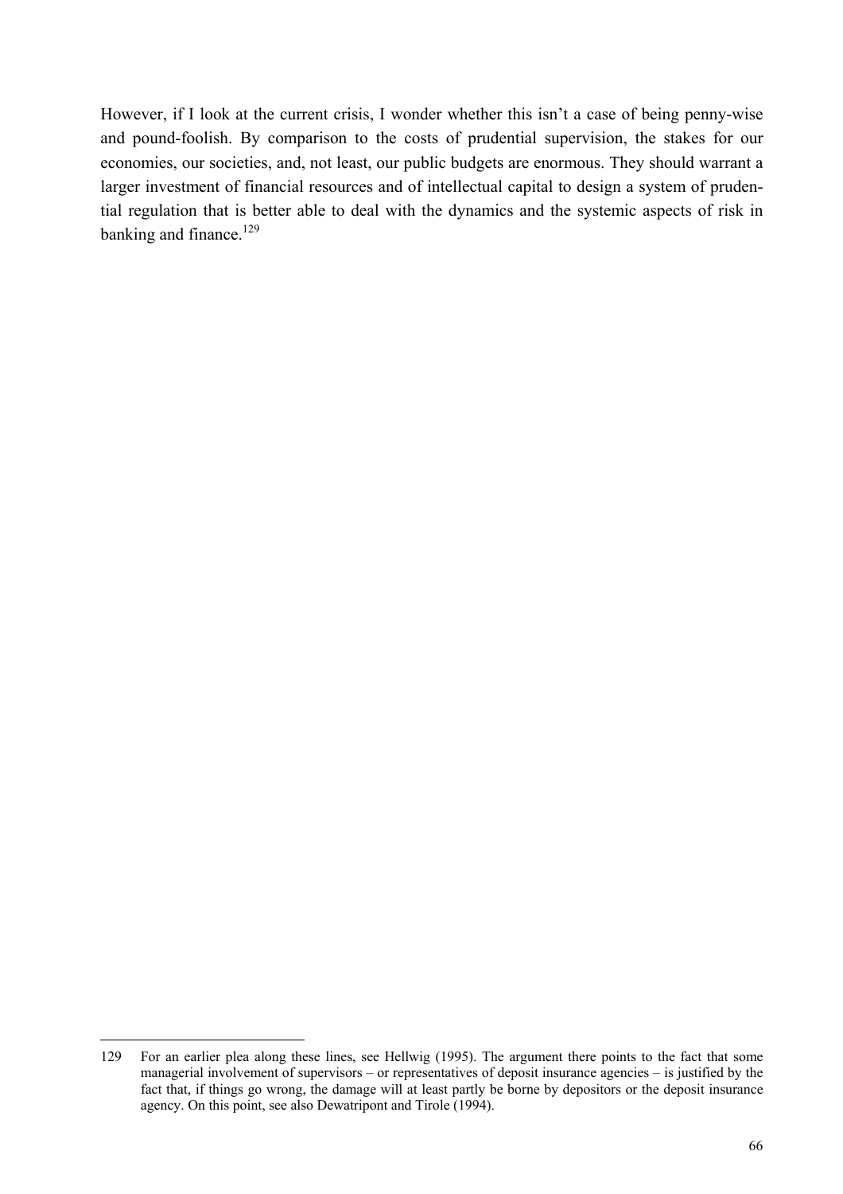However, if I look at the current crisis, I wonder whether this isn't a case of being penny-wise and pound-foolish. By comparison to the costs of prudential supervision, the stakes for our economies, our societies, and, not least, our public budgets are enormous. They should warrant a larger investment of financial resources and of intellectual capital to design a system of prudential regulation that is better able to deal with the dynamics and the systemic aspects of risk in banking and finance.[129]

---

129 For an earlier plea along these lines, see Hellwig (1995). The argument there points to the fact that some managerial involvement of supervisors – or representatives of deposit insurance agencies – is justified by the fact that, if things go wrong, the damage will at least partly be borne by depositors or the deposit insurance agency. On this point, see also Dewatripont and Tirole (1994).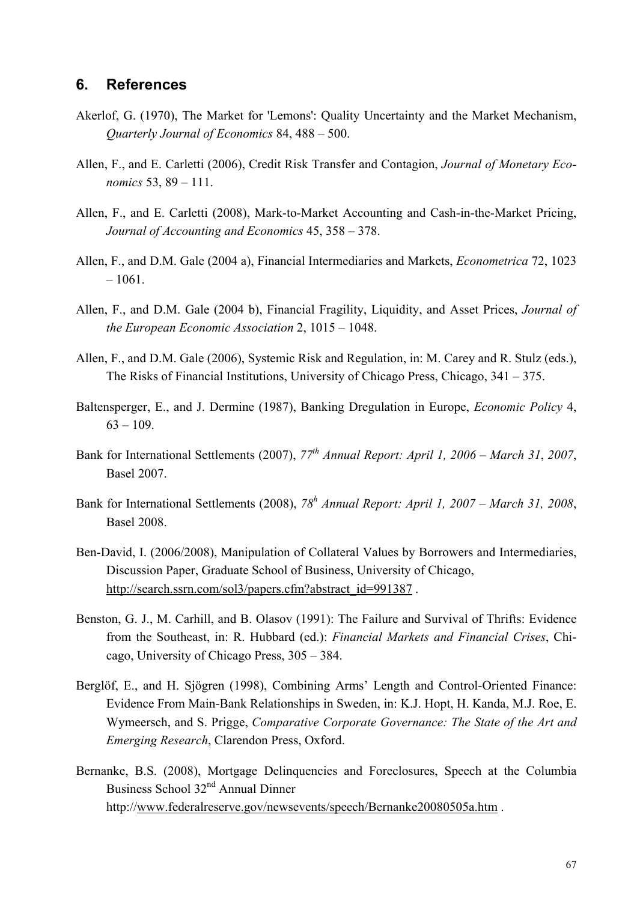## 6. References

Akerlof, G. (1970), The Market for 'Lemons': Quality Uncertainty and the Market Mechanism, *Quarterly Journal of Economics* 84, 488 – 500.

Allen, F., and E. Carletti (2006), Credit Risk Transfer and Contagion, *Journal of Monetary Economics* 53, 89 – 111.

Allen, F., and E. Carletti (2008), Mark-to-Market Accounting and Cash-in-the-Market Pricing, *Journal of Accounting and Economics* 45, 358 – 378.

Allen, F., and D.M. Gale (2004 a), Financial Intermediaries and Markets, *Econometrica* 72, 1023 – 1061.

Allen, F., and D.M. Gale (2004 b), Financial Fragility, Liquidity, and Asset Prices, *Journal of the European Economic Association* 2, 1015 – 1048.

Allen, F., and D.M. Gale (2006), Systemic Risk and Regulation, in: M. Carey and R. Stulz (eds.), The Risks of Financial Institutions, University of Chicago Press, Chicago, 341 – 375.

Baltensperger, E., and J. Dermine (1987), Banking Dregulation in Europe, *Economic Policy* 4, 63 – 109.

Bank for International Settlements (2007), *77th Annual Report: April 1, 2006 – March 31*, *2007*, Basel 2007.

Bank for International Settlements (2008), *78h Annual Report: April 1, 2007 – March 31, 2008*, Basel 2008.

Ben-David, I. (2006/2008), Manipulation of Collateral Values by Borrowers and Intermediaries, Discussion Paper, Graduate School of Business, University of Chicago, http://search.ssrn.com/sol3/papers.cfm?abstract_id=991387 .

Benston, G. J., M. Carhill, and B. Olasov (1991): The Failure and Survival of Thrifts: Evidence from the Southeast, in: R. Hubbard (ed.): *Financial Markets and Financial Crises*, Chicago, University of Chicago Press, 305 – 384.

Berglöf, E., and H. Sjögren (1998), Combining Arms' Length and Control-Oriented Finance: Evidence From Main-Bank Relationships in Sweden, in: K.J. Hopt, H. Kanda, M.J. Roe, E. Wymeersch, and S. Prigge, *Comparative Corporate Governance: The State of the Art and Emerging Research*, Clarendon Press, Oxford.

Bernanke, B.S. (2008), Mortgage Delinquencies and Foreclosures, Speech at the Columbia Business School 32nd Annual Dinner http://www.federalreserve.gov/newsevents/speech/Bernanke20080505a.htm .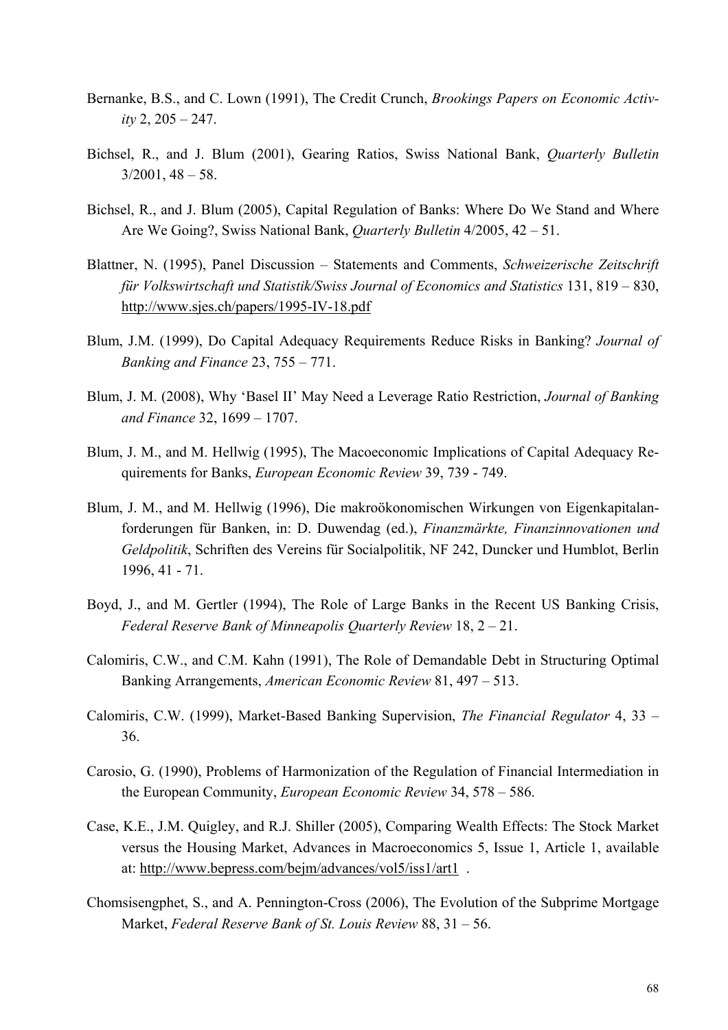Bernanke, B.S., and C. Lown (1991), The Credit Crunch, *Brookings Papers on Economic Activity* 2, 205 – 247.

Bichsel, R., and J. Blum (2001), Gearing Ratios, Swiss National Bank, *Quarterly Bulletin* 3/2001, 48 – 58.

Bichsel, R., and J. Blum (2005), Capital Regulation of Banks: Where Do We Stand and Where Are We Going?, Swiss National Bank, *Quarterly Bulletin* 4/2005, 42 – 51.

Blattner, N. (1995), Panel Discussion – Statements and Comments, *Schweizerische Zeitschrift für Volkswirtschaft und Statistik/Swiss Journal of Economics and Statistics* 131, 819 – 830, http://www.sjes.ch/papers/1995-IV-18.pdf

Blum, J.M. (1999), Do Capital Adequacy Requirements Reduce Risks in Banking? *Journal of Banking and Finance* 23, 755 – 771.

Blum, J. M. (2008), Why 'Basel II' May Need a Leverage Ratio Restriction, *Journal of Banking and Finance* 32, 1699 – 1707.

Blum, J. M., and M. Hellwig (1995), The Macoeconomic Implications of Capital Adequacy Requirements for Banks, *European Economic Review* 39, 739 - 749.

Blum, J. M., and M. Hellwig (1996), Die makroökonomischen Wirkungen von Eigenkapitalanforderungen für Banken, in: D. Duwendag (ed.), *Finanzmärkte, Finanzinnovationen und Geldpolitik*, Schriften des Vereins für Socialpolitik, NF 242, Duncker und Humblot, Berlin 1996, 41 - 71.

Boyd, J., and M. Gertler (1994), The Role of Large Banks in the Recent US Banking Crisis, *Federal Reserve Bank of Minneapolis Quarterly Review* 18, 2 – 21.

Calomiris, C.W., and C.M. Kahn (1991), The Role of Demandable Debt in Structuring Optimal Banking Arrangements, *American Economic Review* 81, 497 – 513.

Calomiris, C.W. (1999), Market-Based Banking Supervision, *The Financial Regulator* 4, 33 – 36.

Carosio, G. (1990), Problems of Harmonization of the Regulation of Financial Intermediation in the European Community, *European Economic Review* 34, 578 – 586.

Case, K.E., J.M. Quigley, and R.J. Shiller (2005), Comparing Wealth Effects: The Stock Market versus the Housing Market, Advances in Macroeconomics 5, Issue 1, Article 1, available at: http://www.bepress.com/bejm/advances/vol5/iss1/art1 .

Chomsisengphet, S., and A. Pennington-Cross (2006), The Evolution of the Subprime Mortgage Market, *Federal Reserve Bank of St. Louis Review* 88, 31 – 56.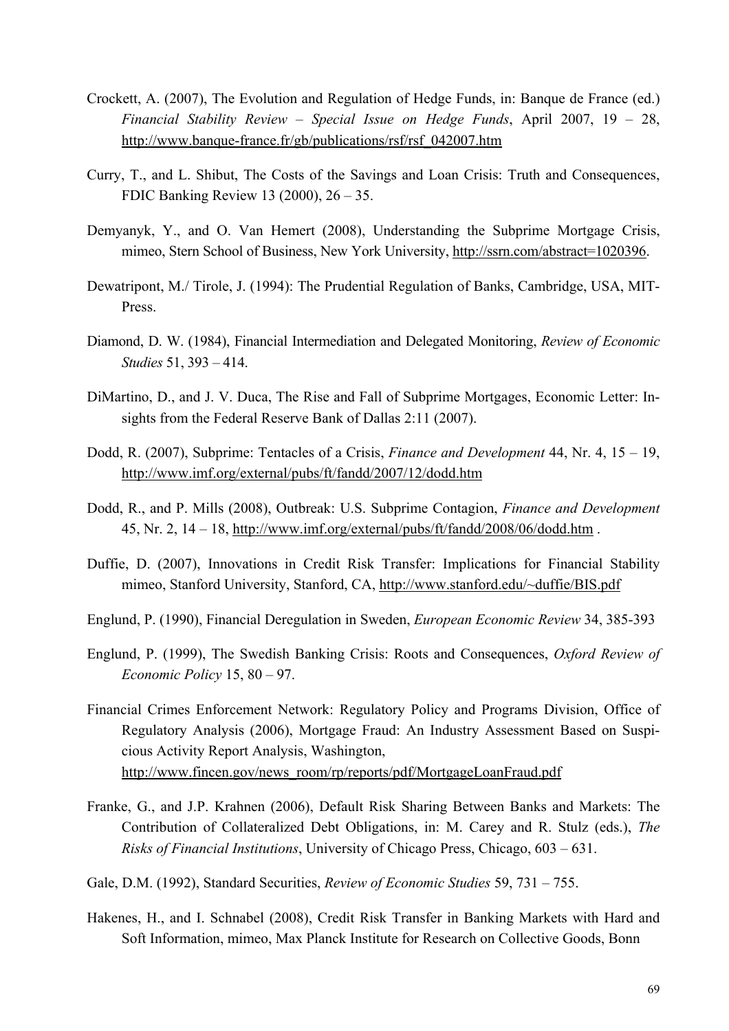Crockett, A. (2007), The Evolution and Regulation of Hedge Funds, in: Banque de France (ed.) *Financial Stability Review – Special Issue on Hedge Funds*, April 2007, 19 – 28, http://www.banque-france.fr/gb/publications/rsf/rsf_042007.htm

Curry, T., and L. Shibut, The Costs of the Savings and Loan Crisis: Truth and Consequences, FDIC Banking Review 13 (2000), 26 – 35.

Demyanyk, Y., and O. Van Hemert (2008), Understanding the Subprime Mortgage Crisis, mimeo, Stern School of Business, New York University, http://ssrn.com/abstract=1020396.

Dewatripont, M./ Tirole, J. (1994): The Prudential Regulation of Banks, Cambridge, USA, MIT-Press.

Diamond, D. W. (1984), Financial Intermediation and Delegated Monitoring, *Review of Economic Studies* 51, 393 – 414.

DiMartino, D., and J. V. Duca, The Rise and Fall of Subprime Mortgages, Economic Letter: Insights from the Federal Reserve Bank of Dallas 2:11 (2007).

Dodd, R. (2007), Subprime: Tentacles of a Crisis, *Finance and Development* 44, Nr. 4, 15 – 19, http://www.imf.org/external/pubs/ft/fandd/2007/12/dodd.htm

Dodd, R., and P. Mills (2008), Outbreak: U.S. Subprime Contagion, *Finance and Development* 45, Nr. 2, 14 – 18, http://www.imf.org/external/pubs/ft/fandd/2008/06/dodd.htm .

Duffie, D. (2007), Innovations in Credit Risk Transfer: Implications for Financial Stability mimeo, Stanford University, Stanford, CA, http://www.stanford.edu/~duffie/BIS.pdf

Englund, P. (1990), Financial Deregulation in Sweden, *European Economic Review* 34, 385-393

Englund, P. (1999), The Swedish Banking Crisis: Roots and Consequences, *Oxford Review of Economic Policy* 15, 80 – 97.

Financial Crimes Enforcement Network: Regulatory Policy and Programs Division, Office of Regulatory Analysis (2006), Mortgage Fraud: An Industry Assessment Based on Suspicious Activity Report Analysis, Washington, http://www.fincen.gov/news_room/rp/reports/pdf/MortgageLoanFraud.pdf

Franke, G., and J.P. Krahnen (2006), Default Risk Sharing Between Banks and Markets: The Contribution of Collateralized Debt Obligations, in: M. Carey and R. Stulz (eds.), *The Risks of Financial Institutions*, University of Chicago Press, Chicago, 603 – 631.

Gale, D.M. (1992), Standard Securities, *Review of Economic Studies* 59, 731 – 755.

Hakenes, H., and I. Schnabel (2008), Credit Risk Transfer in Banking Markets with Hard and Soft Information, mimeo, Max Planck Institute for Research on Collective Goods, Bonn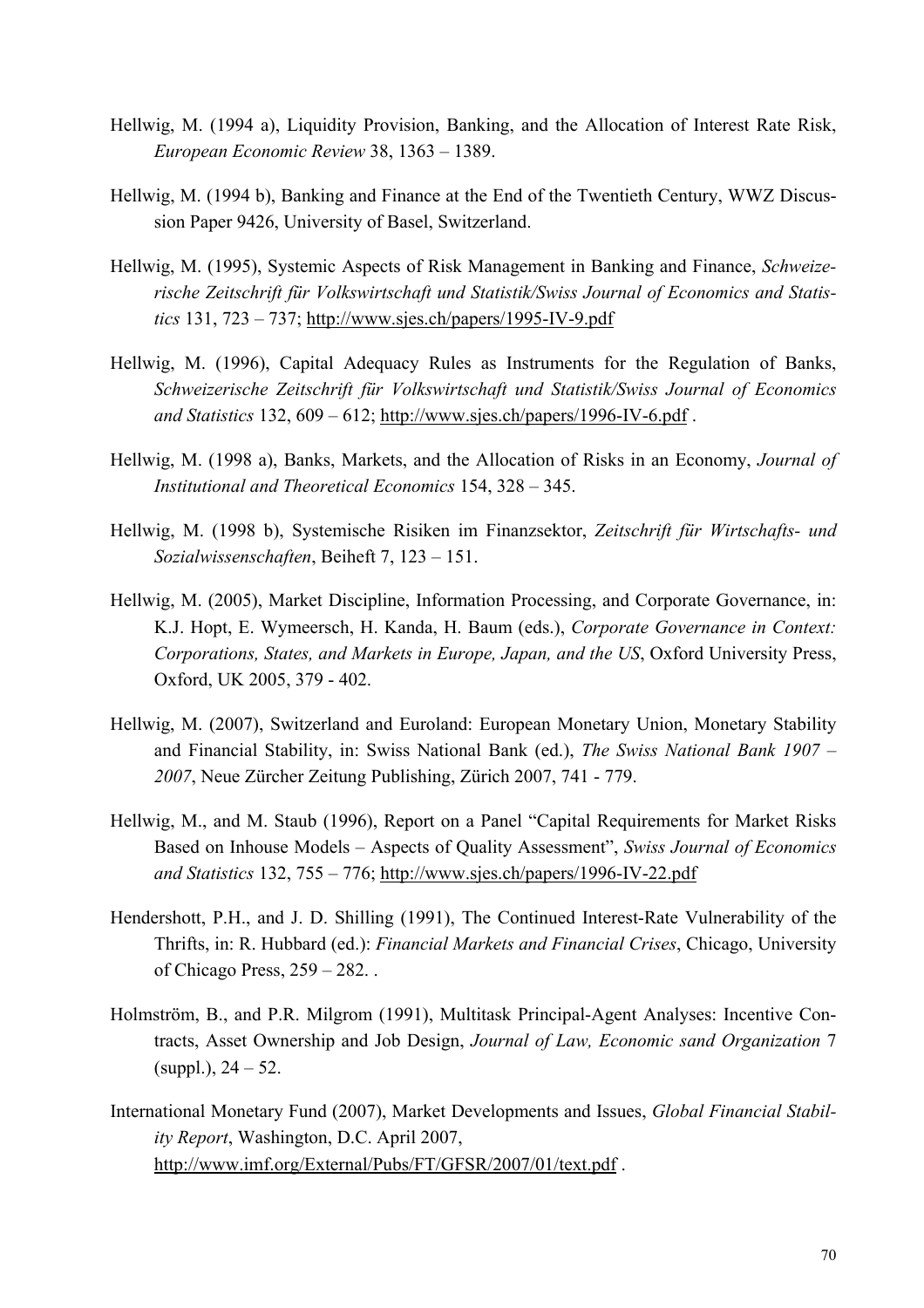Hellwig, M. (1994 a), Liquidity Provision, Banking, and the Allocation of Interest Rate Risk, *European Economic Review* 38, 1363 – 1389.

Hellwig, M. (1994 b), Banking and Finance at the End of the Twentieth Century, WWZ Discussion Paper 9426, University of Basel, Switzerland.

Hellwig, M. (1995), Systemic Aspects of Risk Management in Banking and Finance, *Schweizerische Zeitschrift für Volkswirtschaft und Statistik/Swiss Journal of Economics and Statistics* 131, 723 – 737; http://www.sjes.ch/papers/1995-IV-9.pdf

Hellwig, M. (1996), Capital Adequacy Rules as Instruments for the Regulation of Banks, *Schweizerische Zeitschrift für Volkswirtschaft und Statistik/Swiss Journal of Economics and Statistics* 132, 609 – 612; http://www.sjes.ch/papers/1996-IV-6.pdf .

Hellwig, M. (1998 a), Banks, Markets, and the Allocation of Risks in an Economy, *Journal of Institutional and Theoretical Economics* 154, 328 – 345.

Hellwig, M. (1998 b), Systemische Risiken im Finanzsektor, *Zeitschrift für Wirtschafts- und Sozialwissenschaften*, Beiheft 7, 123 – 151.

Hellwig, M. (2005), Market Discipline, Information Processing, and Corporate Governance, in: K.J. Hopt, E. Wymeersch, H. Kanda, H. Baum (eds.), *Corporate Governance in Context: Corporations, States, and Markets in Europe, Japan, and the US*, Oxford University Press, Oxford, UK 2005, 379 - 402.

Hellwig, M. (2007), Switzerland and Euroland: European Monetary Union, Monetary Stability and Financial Stability, in: Swiss National Bank (ed.), *The Swiss National Bank 1907 – 2007*, Neue Zürcher Zeitung Publishing, Zürich 2007, 741 - 779.

Hellwig, M., and M. Staub (1996), Report on a Panel "Capital Requirements for Market Risks Based on Inhouse Models – Aspects of Quality Assessment", *Swiss Journal of Economics and Statistics* 132, 755 – 776; http://www.sjes.ch/papers/1996-IV-22.pdf

Hendershott, P.H., and J. D. Shilling (1991), The Continued Interest-Rate Vulnerability of the Thrifts, in: R. Hubbard (ed.): *Financial Markets and Financial Crises*, Chicago, University of Chicago Press, 259 – 282. .

Holmström, B., and P.R. Milgrom (1991), Multitask Principal-Agent Analyses: Incentive Contracts, Asset Ownership and Job Design, *Journal of Law, Economic sand Organization* 7 (suppl.), 24 – 52.

International Monetary Fund (2007), Market Developments and Issues, *Global Financial Stability Report*, Washington, D.C. April 2007, http://www.imf.org/External/Pubs/FT/GFSR/2007/01/text.pdf .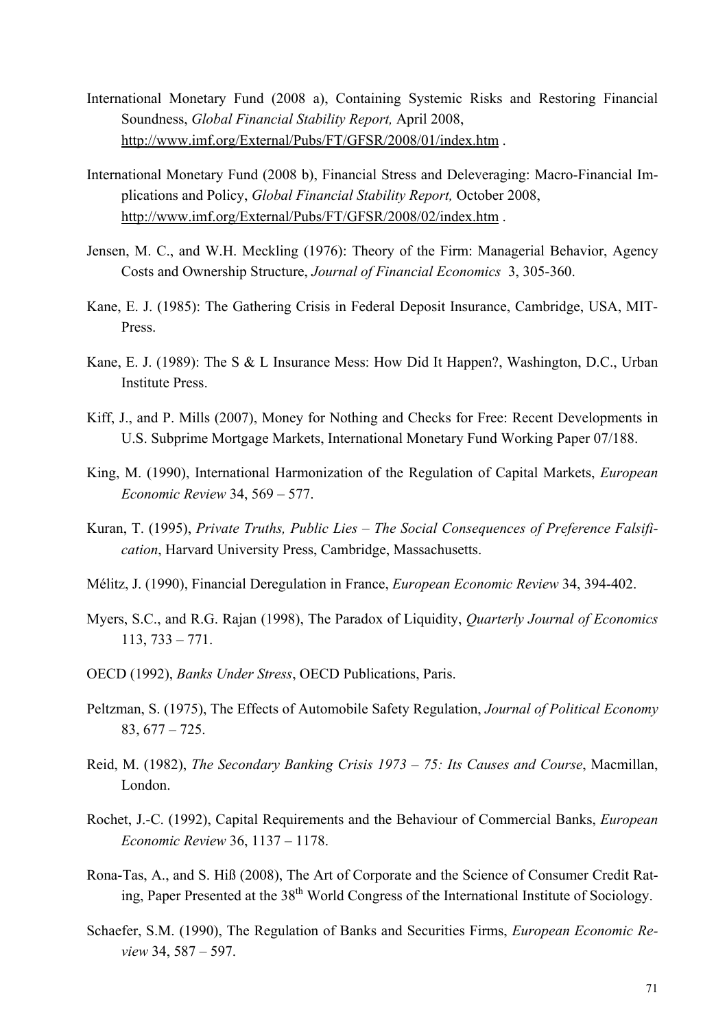International Monetary Fund (2008 a), Containing Systemic Risks and Restoring Financial Soundness, *Global Financial Stability Report,* April 2008, http://www.imf.org/External/Pubs/FT/GFSR/2008/01/index.htm .

International Monetary Fund (2008 b), Financial Stress and Deleveraging: Macro-Financial Implications and Policy, *Global Financial Stability Report,* October 2008, http://www.imf.org/External/Pubs/FT/GFSR/2008/02/index.htm .

Jensen, M. C., and W.H. Meckling (1976): Theory of the Firm: Managerial Behavior, Agency Costs and Ownership Structure, *Journal of Financial Economics* 3, 305-360.

Kane, E. J. (1985): The Gathering Crisis in Federal Deposit Insurance, Cambridge, USA, MIT-Press.

Kane, E. J. (1989): The S & L Insurance Mess: How Did It Happen?, Washington, D.C., Urban Institute Press.

Kiff, J., and P. Mills (2007), Money for Nothing and Checks for Free: Recent Developments in U.S. Subprime Mortgage Markets, International Monetary Fund Working Paper 07/188.

King, M. (1990), International Harmonization of the Regulation of Capital Markets, *European Economic Review* 34, 569 – 577.

Kuran, T. (1995), *Private Truths, Public Lies – The Social Consequences of Preference Falsification*, Harvard University Press, Cambridge, Massachusetts.

Mélitz, J. (1990), Financial Deregulation in France, *European Economic Review* 34, 394-402.

Myers, S.C., and R.G. Rajan (1998), The Paradox of Liquidity, *Quarterly Journal of Economics* 113, 733 – 771.

OECD (1992), *Banks Under Stress*, OECD Publications, Paris.

Peltzman, S. (1975), The Effects of Automobile Safety Regulation, *Journal of Political Economy* 83, 677 – 725.

Reid, M. (1982), *The Secondary Banking Crisis 1973 – 75: Its Causes and Course*, Macmillan, London.

Rochet, J.-C. (1992), Capital Requirements and the Behaviour of Commercial Banks, *European Economic Review* 36, 1137 – 1178.

Rona-Tas, A., and S. Hiß (2008), The Art of Corporate and the Science of Consumer Credit Rating, Paper Presented at the 38th World Congress of the International Institute of Sociology.

Schaefer, S.M. (1990), The Regulation of Banks and Securities Firms, *European Economic Review* 34, 587 – 597.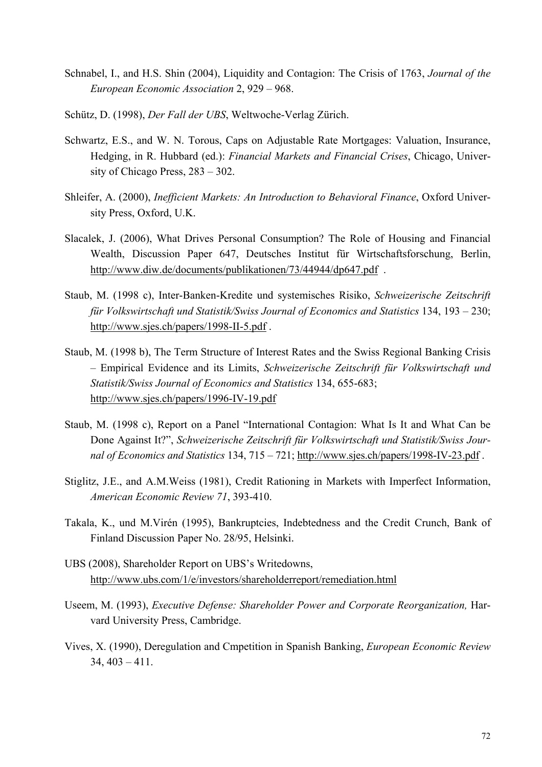Schnabel, I., and H.S. Shin (2004), Liquidity and Contagion: The Crisis of 1763, *Journal of the European Economic Association* 2, 929 – 968.

Schütz, D. (1998), *Der Fall der UBS*, Weltwoche-Verlag Zürich.

Schwartz, E.S., and W. N. Torous, Caps on Adjustable Rate Mortgages: Valuation, Insurance, Hedging, in R. Hubbard (ed.): *Financial Markets and Financial Crises*, Chicago, University of Chicago Press, 283 – 302.

Shleifer, A. (2000), *Inefficient Markets: An Introduction to Behavioral Finance*, Oxford University Press, Oxford, U.K.

Slacalek, J. (2006), What Drives Personal Consumption? The Role of Housing and Financial Wealth, Discussion Paper 647, Deutsches Institut für Wirtschaftsforschung, Berlin, http://www.diw.de/documents/publikationen/73/44944/dp647.pdf .

Staub, M. (1998 c), Inter-Banken-Kredite und systemisches Risiko, *Schweizerische Zeitschrift für Volkswirtschaft und Statistik/Swiss Journal of Economics and Statistics* 134, 193 – 230; http://www.sjes.ch/papers/1998-II-5.pdf .

Staub, M. (1998 b), The Term Structure of Interest Rates and the Swiss Regional Banking Crisis – Empirical Evidence and its Limits, *Schweizerische Zeitschrift für Volkswirtschaft und Statistik/Swiss Journal of Economics and Statistics* 134, 655-683; http://www.sjes.ch/papers/1996-IV-19.pdf

Staub, M. (1998 c), Report on a Panel "International Contagion: What Is It and What Can be Done Against It?", *Schweizerische Zeitschrift für Volkswirtschaft und Statistik/Swiss Journal of Economics and Statistics* 134, 715 – 721; http://www.sjes.ch/papers/1998-IV-23.pdf .

Stiglitz, J.E., and A.M.Weiss (1981), Credit Rationing in Markets with Imperfect Information, *American Economic Review 71*, 393-410.

Takala, K., und M.Virén (1995), Bankruptcies, Indebtedness and the Credit Crunch, Bank of Finland Discussion Paper No. 28/95, Helsinki.

UBS (2008), Shareholder Report on UBS's Writedowns, http://www.ubs.com/1/e/investors/shareholderreport/remediation.html

Useem, M. (1993), *Executive Defense: Shareholder Power and Corporate Reorganization,* Harvard University Press, Cambridge.

Vives, X. (1990), Deregulation and Cmpetition in Spanish Banking, *European Economic Review* 34, 403 – 411.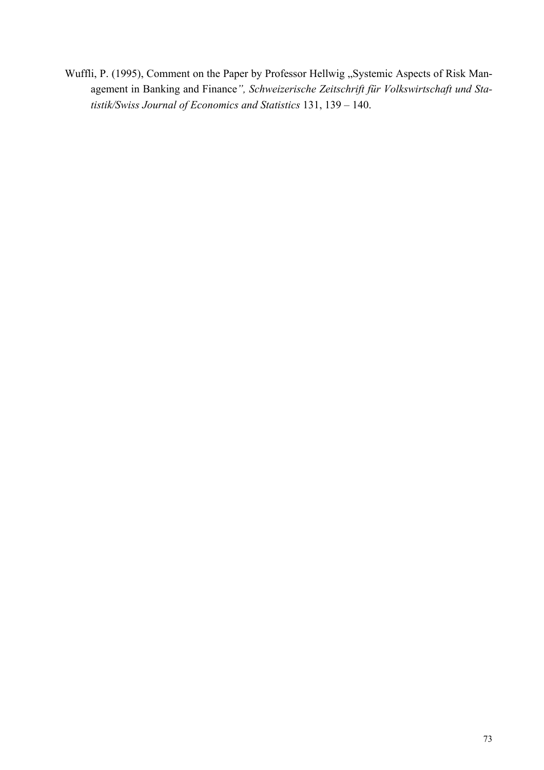Wuffli, P. (1995), Comment on the Paper by Professor Hellwig „Systemic Aspects of Risk Management in Banking and Finance*", Schweizerische Zeitschrift für Volkswirtschaft und Statistik/Swiss Journal of Economics and Statistics* 131, 139 – 140.